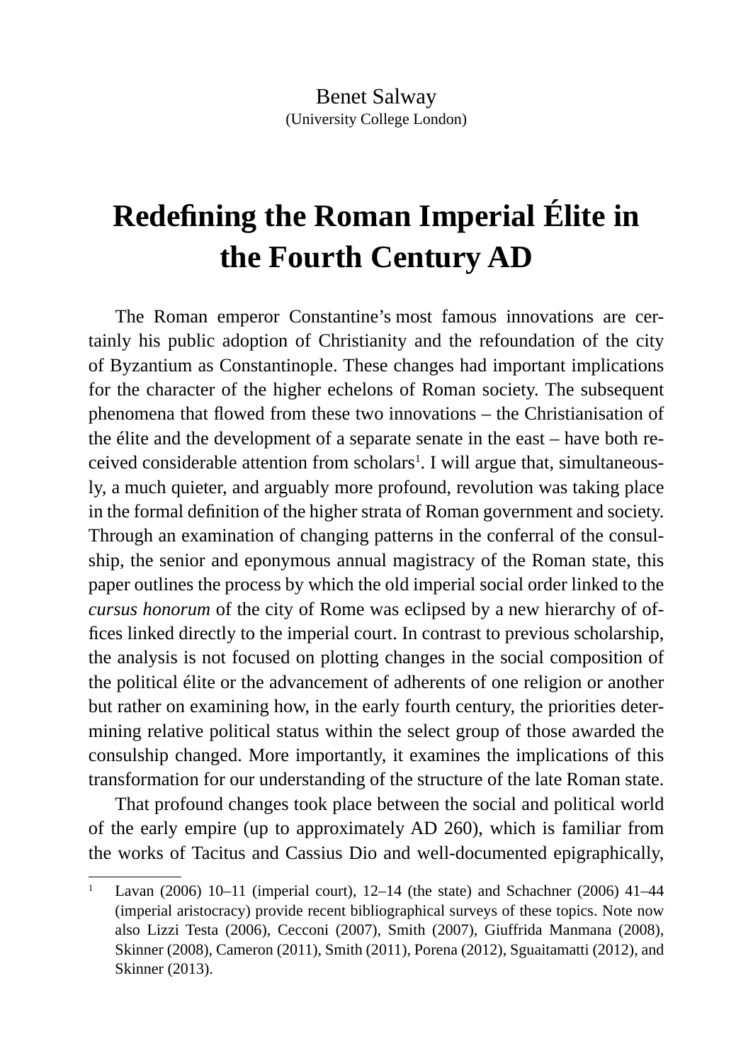Benet Salway
(University College London)

# Redefining the Roman Imperial Élite in the Fourth Century AD

The Roman emperor Constantine's most famous innovations are certainly his public adoption of Christianity and the refoundation of the city of Byzantium as Constantinople. These changes had important implications for the character of the higher echelons of Roman society. The subsequent phenomena that flowed from these two innovations – the Christianisation of the élite and the development of a separate senate in the east – have both received considerable attention from scholars[1]. I will argue that, simultaneously, a much quieter, and arguably more profound, revolution was taking place in the formal definition of the higher strata of Roman government and society. Through an examination of changing patterns in the conferral of the consulship, the senior and eponymous annual magistracy of the Roman state, this paper outlines the process by which the old imperial social order linked to the *cursus honorum* of the city of Rome was eclipsed by a new hierarchy of offices linked directly to the imperial court. In contrast to previous scholarship, the analysis is not focused on plotting changes in the social composition of the political élite or the advancement of adherents of one religion or another but rather on examining how, in the early fourth century, the priorities determining relative political status within the select group of those awarded the consulship changed. More importantly, it examines the implications of this transformation for our understanding of the structure of the late Roman state.

That profound changes took place between the social and political world of the early empire (up to approximately AD 260), which is familiar from the works of Tacitus and Cassius Dio and well-documented epigraphically,

[1] Lavan (2006) 10–11 (imperial court), 12–14 (the state) and Schachner (2006) 41–44 (imperial aristocracy) provide recent bibliographical surveys of these topics. Note now also Lizzi Testa (2006), Cecconi (2007), Smith (2007), Giuffrida Manmana (2008), Skinner (2008), Cameron (2011), Smith (2011), Porena (2012), Sguaitamatti (2012), and Skinner (2013).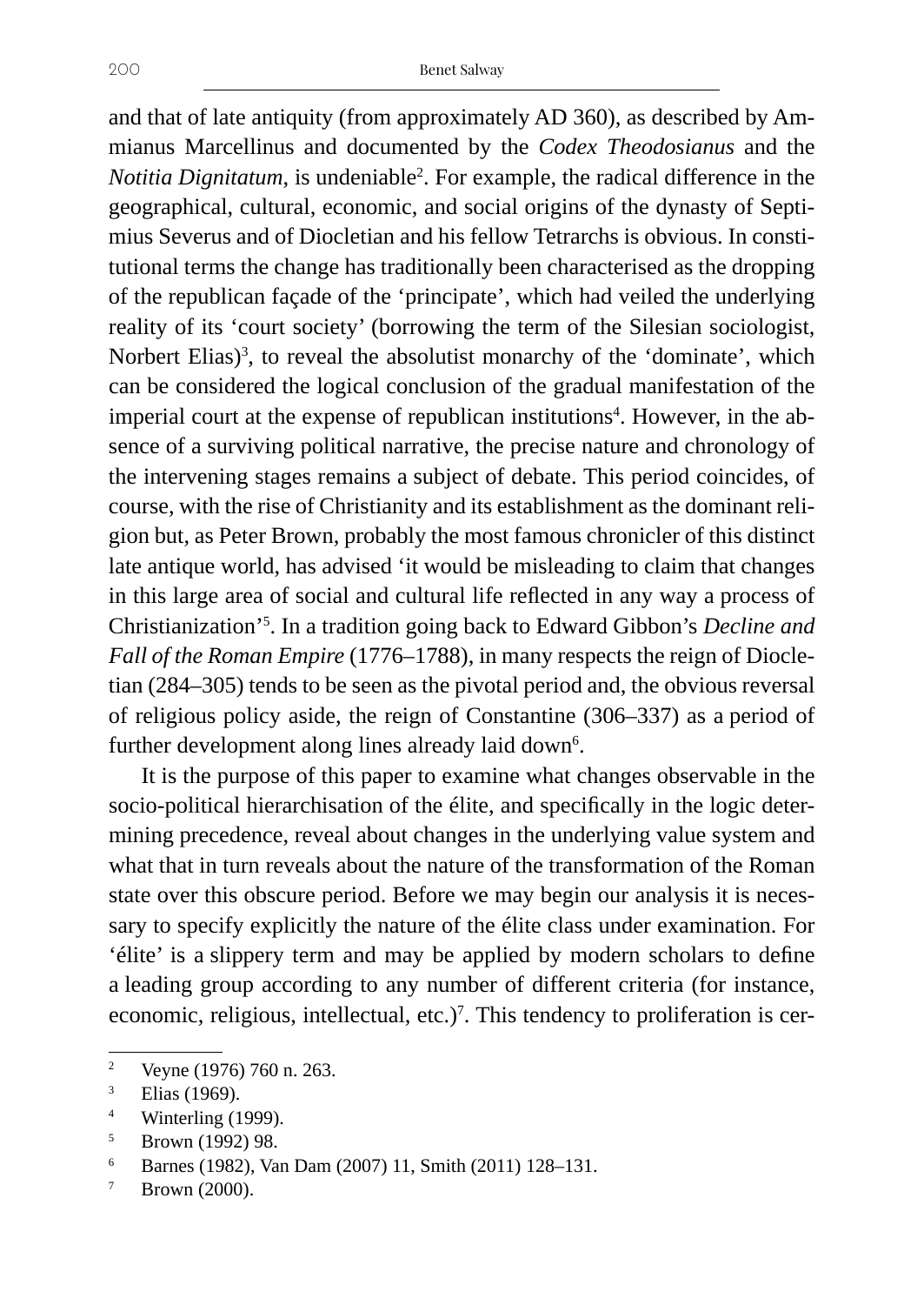and that of late antiquity (from approximately AD 360), as described by Ammianus Marcellinus and documented by the *Codex Theodosianus* and the *Notitia Dignitatum*, is undeniable[2]. For example, the radical difference in the geographical, cultural, economic, and social origins of the dynasty of Septimius Severus and of Diocletian and his fellow Tetrarchs is obvious. In constitutional terms the change has traditionally been characterised as the dropping of the republican façade of the 'principate', which had veiled the underlying reality of its 'court society' (borrowing the term of the Silesian sociologist, Norbert Elias)[3], to reveal the absolutist monarchy of the 'dominate', which can be considered the logical conclusion of the gradual manifestation of the imperial court at the expense of republican institutions[4]. However, in the absence of a surviving political narrative, the precise nature and chronology of the intervening stages remains a subject of debate. This period coincides, of course, with the rise of Christianity and its establishment as the dominant religion but, as Peter Brown, probably the most famous chronicler of this distinct late antique world, has advised 'it would be misleading to claim that changes in this large area of social and cultural life reflected in any way a process of Christianization'[5]. In a tradition going back to Edward Gibbon's *Decline and Fall of the Roman Empire* (1776–1788), in many respects the reign of Diocletian (284–305) tends to be seen as the pivotal period and, the obvious reversal of religious policy aside, the reign of Constantine (306–337) as a period of further development along lines already laid down[6].

It is the purpose of this paper to examine what changes observable in the socio-political hierarchisation of the élite, and specifically in the logic determining precedence, reveal about changes in the underlying value system and what that in turn reveals about the nature of the transformation of the Roman state over this obscure period. Before we may begin our analysis it is necessary to specify explicitly the nature of the élite class under examination. For 'élite' is a slippery term and may be applied by modern scholars to define a leading group according to any number of different criteria (for instance, economic, religious, intellectual, etc.)[7]. This tendency to proliferation is cer-

---

[2] Veyne (1976) 760 n. 263.

[3] Elias (1969).

[4] Winterling (1999).

[5] Brown (1992) 98.

[6] Barnes (1982), Van Dam (2007) 11, Smith (2011) 128–131.

[7] Brown (2000).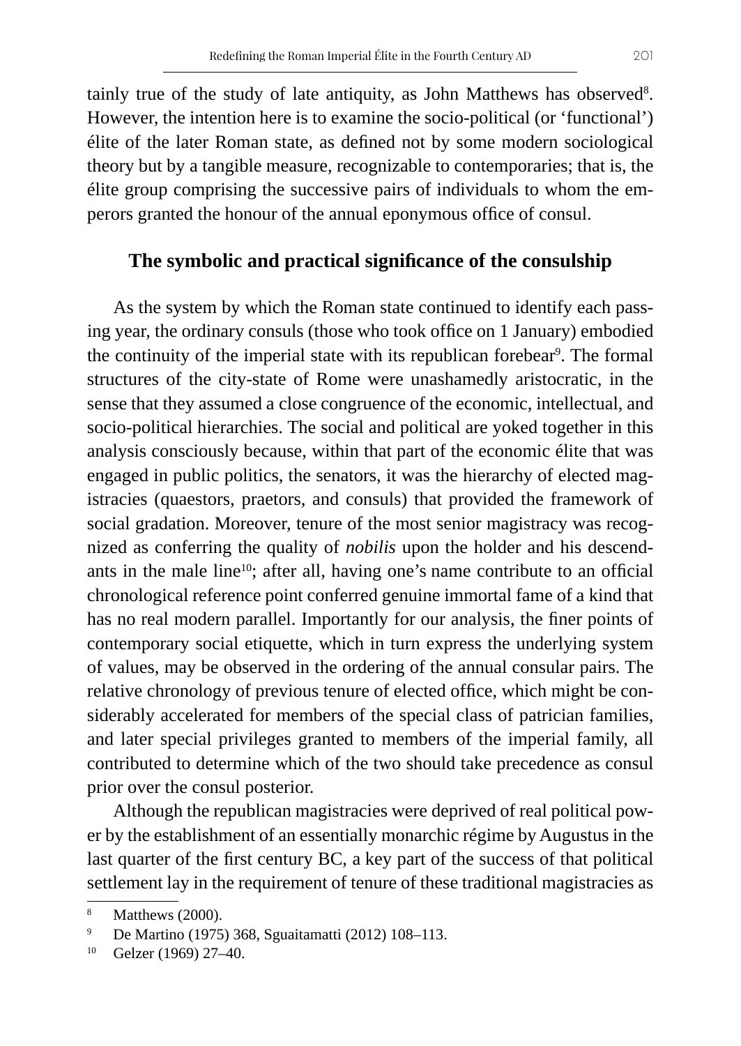tainly true of the study of late antiquity, as John Matthews has observed[8]. However, the intention here is to examine the socio-political (or 'functional') élite of the later Roman state, as defined not by some modern sociological theory but by a tangible measure, recognizable to contemporaries; that is, the élite group comprising the successive pairs of individuals to whom the emperors granted the honour of the annual eponymous office of consul.

## The symbolic and practical significance of the consulship

As the system by which the Roman state continued to identify each passing year, the ordinary consuls (those who took office on 1 January) embodied the continuity of the imperial state with its republican forebear[9]. The formal structures of the city-state of Rome were unashamedly aristocratic, in the sense that they assumed a close congruence of the economic, intellectual, and socio-political hierarchies. The social and political are yoked together in this analysis consciously because, within that part of the economic élite that was engaged in public politics, the senators, it was the hierarchy of elected magistracies (quaestors, praetors, and consuls) that provided the framework of social gradation. Moreover, tenure of the most senior magistracy was recognized as conferring the quality of *nobilis* upon the holder and his descendants in the male line[10]; after all, having one's name contribute to an official chronological reference point conferred genuine immortal fame of a kind that has no real modern parallel. Importantly for our analysis, the finer points of contemporary social etiquette, which in turn express the underlying system of values, may be observed in the ordering of the annual consular pairs. The relative chronology of previous tenure of elected office, which might be considerably accelerated for members of the special class of patrician families, and later special privileges granted to members of the imperial family, all contributed to determine which of the two should take precedence as consul prior over the consul posterior.

Although the republican magistracies were deprived of real political power by the establishment of an essentially monarchic régime by Augustus in the last quarter of the first century BC, a key part of the success of that political settlement lay in the requirement of tenure of these traditional magistracies as

---

8 Matthews (2000).

9 De Martino (1975) 368, Sguaitamatti (2012) 108–113.

10 Gelzer (1969) 27–40.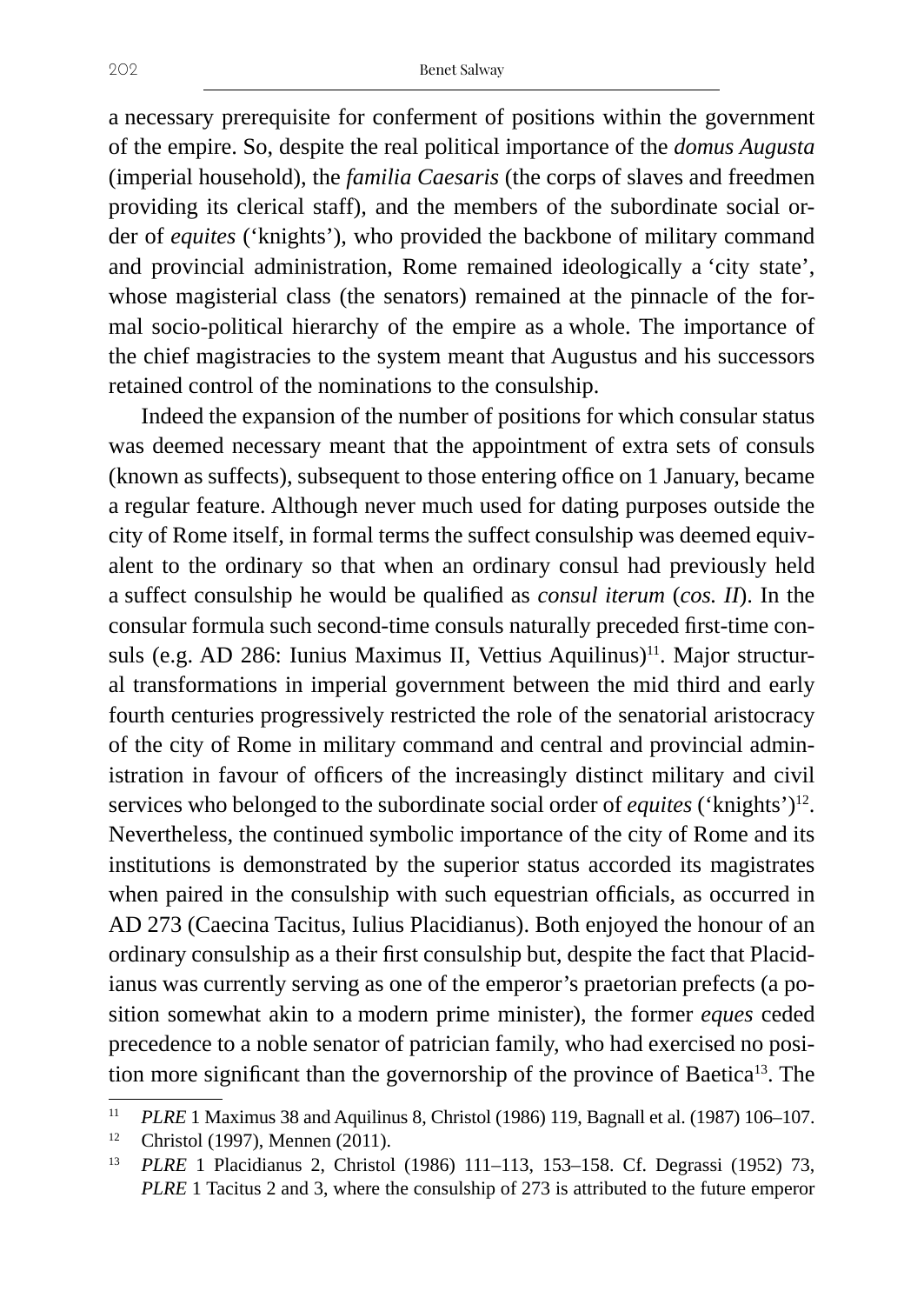a necessary prerequisite for conferment of positions within the government of the empire. So, despite the real political importance of the *domus Augusta* (imperial household), the *familia Caesaris* (the corps of slaves and freedmen providing its clerical staff), and the members of the subordinate social order of *equites* ('knights'), who provided the backbone of military command and provincial administration, Rome remained ideologically a 'city state', whose magisterial class (the senators) remained at the pinnacle of the formal socio-political hierarchy of the empire as a whole. The importance of the chief magistracies to the system meant that Augustus and his successors retained control of the nominations to the consulship.

Indeed the expansion of the number of positions for which consular status was deemed necessary meant that the appointment of extra sets of consuls (known as suffects), subsequent to those entering office on 1 January, became a regular feature. Although never much used for dating purposes outside the city of Rome itself, in formal terms the suffect consulship was deemed equivalent to the ordinary so that when an ordinary consul had previously held a suffect consulship he would be qualified as *consul iterum* (*cos. II*). In the consular formula such second-time consuls naturally preceded first-time consuls (e.g. AD 286: Iunius Maximus II, Vettius Aquilinus)[11]. Major structural transformations in imperial government between the mid third and early fourth centuries progressively restricted the role of the senatorial aristocracy of the city of Rome in military command and central and provincial administration in favour of officers of the increasingly distinct military and civil services who belonged to the subordinate social order of *equites* ('knights')[12]. Nevertheless, the continued symbolic importance of the city of Rome and its institutions is demonstrated by the superior status accorded its magistrates when paired in the consulship with such equestrian officials, as occurred in AD 273 (Caecina Tacitus, Iulius Placidianus). Both enjoyed the honour of an ordinary consulship as a their first consulship but, despite the fact that Placidianus was currently serving as one of the emperor's praetorian prefects (a position somewhat akin to a modern prime minister), the former *eques* ceded precedence to a noble senator of patrician family, who had exercised no position more significant than the governorship of the province of Baetica[13]. The

---

[11] *PLRE* 1 Maximus 38 and Aquilinus 8, Christol (1986) 119, Bagnall et al. (1987) 106–107.

[12] Christol (1997), Mennen (2011).

[13] *PLRE* 1 Placidianus 2, Christol (1986) 111–113, 153–158. Cf. Degrassi (1952) 73, *PLRE* 1 Tacitus 2 and 3, where the consulship of 273 is attributed to the future emperor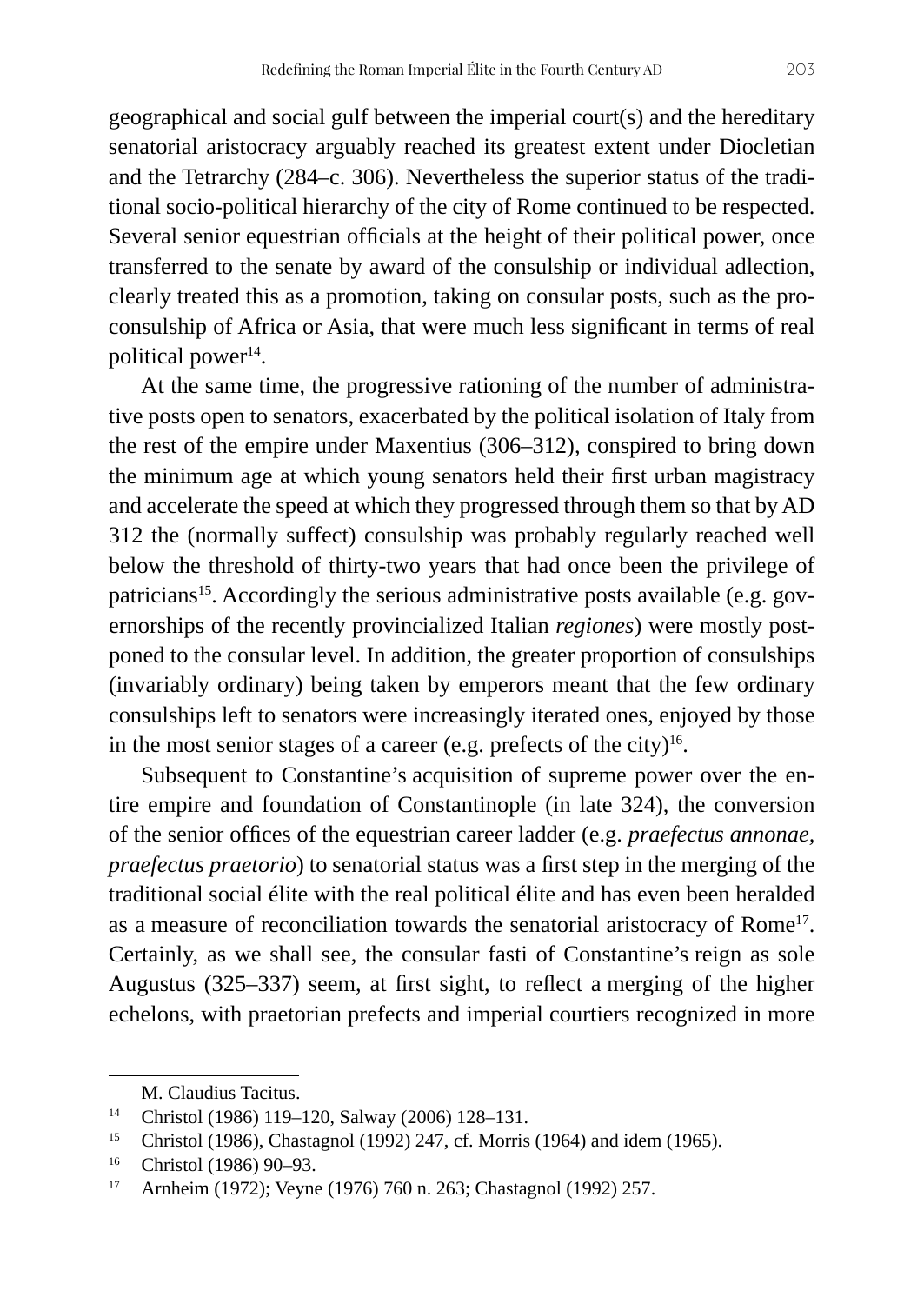geographical and social gulf between the imperial court(s) and the hereditary senatorial aristocracy arguably reached its greatest extent under Diocletian and the Tetrarchy (284–c. 306). Nevertheless the superior status of the traditional socio-political hierarchy of the city of Rome continued to be respected. Several senior equestrian officials at the height of their political power, once transferred to the senate by award of the consulship or individual adlection, clearly treated this as a promotion, taking on consular posts, such as the proconsulship of Africa or Asia, that were much less significant in terms of real political power[14].

At the same time, the progressive rationing of the number of administrative posts open to senators, exacerbated by the political isolation of Italy from the rest of the empire under Maxentius (306–312), conspired to bring down the minimum age at which young senators held their first urban magistracy and accelerate the speed at which they progressed through them so that by AD 312 the (normally suffect) consulship was probably regularly reached well below the threshold of thirty-two years that had once been the privilege of patricians[15]. Accordingly the serious administrative posts available (e.g. governorships of the recently provincialized Italian *regiones*) were mostly postponed to the consular level. In addition, the greater proportion of consulships (invariably ordinary) being taken by emperors meant that the few ordinary consulships left to senators were increasingly iterated ones, enjoyed by those in the most senior stages of a career (e.g. prefects of the city)[16].

Subsequent to Constantine's acquisition of supreme power over the entire empire and foundation of Constantinople (in late 324), the conversion of the senior offices of the equestrian career ladder (e.g. *praefectus annonae, praefectus praetorio*) to senatorial status was a first step in the merging of the traditional social élite with the real political élite and has even been heralded as a measure of reconciliation towards the senatorial aristocracy of Rome[17]. Certainly, as we shall see, the consular fasti of Constantine's reign as sole Augustus (325–337) seem, at first sight, to reflect a merging of the higher echelons, with praetorian prefects and imperial courtiers recognized in more

---

M. Claudius Tacitus.

[14] Christol (1986) 119–120, Salway (2006) 128–131.

[15] Christol (1986), Chastagnol (1992) 247, cf. Morris (1964) and idem (1965).

[16] Christol (1986) 90–93.

[17] Arnheim (1972); Veyne (1976) 760 n. 263; Chastagnol (1992) 257.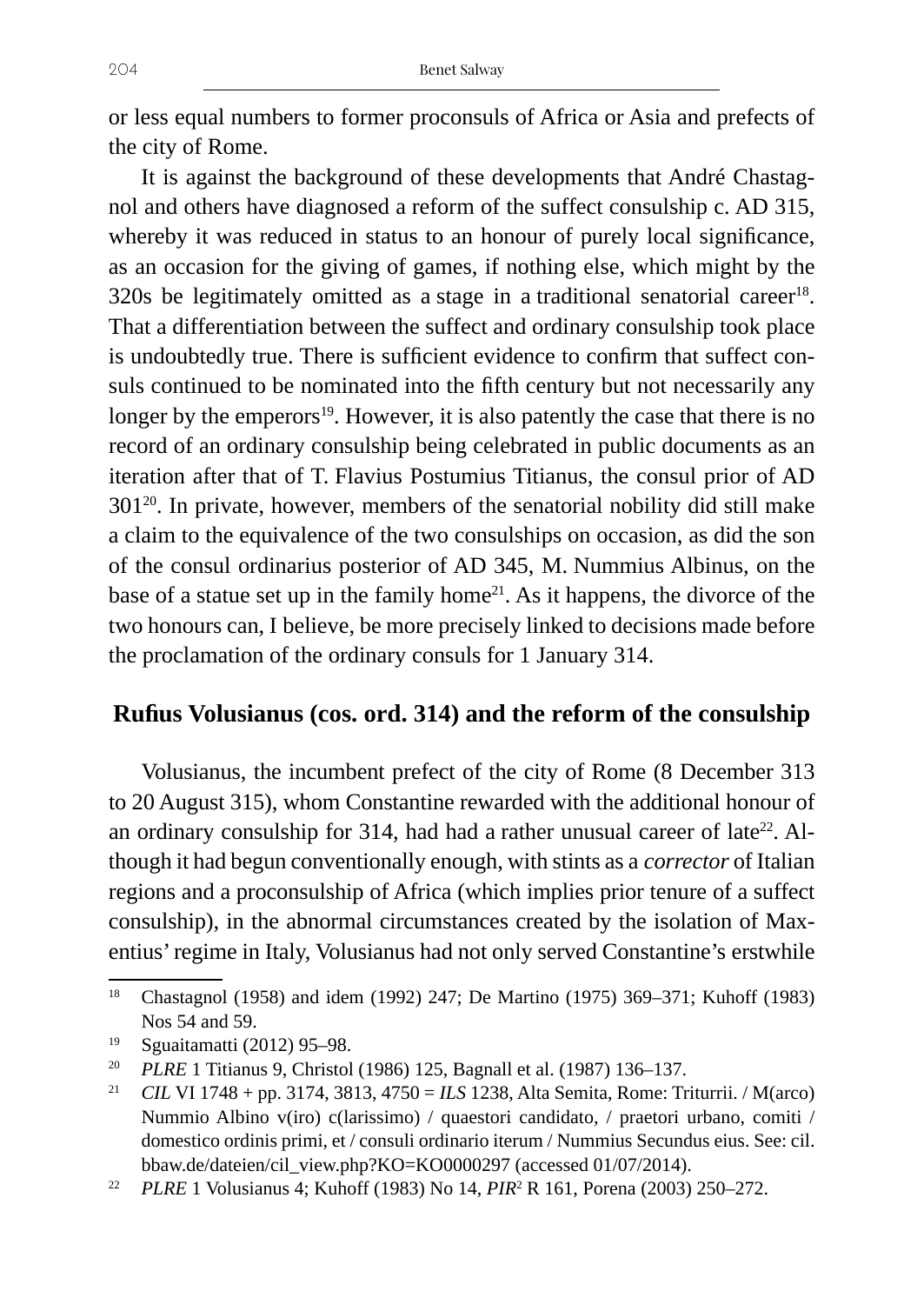or less equal numbers to former proconsuls of Africa or Asia and prefects of the city of Rome.

It is against the background of these developments that André Chastagnol and others have diagnosed a reform of the suffect consulship c. AD 315, whereby it was reduced in status to an honour of purely local significance, as an occasion for the giving of games, if nothing else, which might by the 320s be legitimately omitted as a stage in a traditional senatorial career[18]. That a differentiation between the suffect and ordinary consulship took place is undoubtedly true. There is sufficient evidence to confirm that suffect consuls continued to be nominated into the fifth century but not necessarily any longer by the emperors[19]. However, it is also patently the case that there is no record of an ordinary consulship being celebrated in public documents as an iteration after that of T. Flavius Postumius Titianus, the consul prior of AD 301[20]. In private, however, members of the senatorial nobility did still make a claim to the equivalence of the two consulships on occasion, as did the son of the consul ordinarius posterior of AD 345, M. Nummius Albinus, on the base of a statue set up in the family home[21]. As it happens, the divorce of the two honours can, I believe, be more precisely linked to decisions made before the proclamation of the ordinary consuls for 1 January 314.

## Rufius Volusianus (cos. ord. 314) and the reform of the consulship

Volusianus, the incumbent prefect of the city of Rome (8 December 313 to 20 August 315), whom Constantine rewarded with the additional honour of an ordinary consulship for 314, had had a rather unusual career of late[22]. Although it had begun conventionally enough, with stints as a *corrector* of Italian regions and a proconsulship of Africa (which implies prior tenure of a suffect consulship), in the abnormal circumstances created by the isolation of Maxentius' regime in Italy, Volusianus had not only served Constantine's erstwhile

---

[18] Chastagnol (1958) and idem (1992) 247; De Martino (1975) 369–371; Kuhoff (1983) Nos 54 and 59.

[19] Sguaitamatti (2012) 95–98.

[20] *PLRE* 1 Titianus 9, Christol (1986) 125, Bagnall et al. (1987) 136–137.

[21] *CIL* VI 1748 + pp. 3174, 3813, 4750 = *ILS* 1238, Alta Semita, Rome: Triturrii. / M(arco) Nummio Albino v(iro) c(larissimo) / quaestori candidato, / praetori urbano, comiti / domestico ordinis primi, et / consuli ordinario iterum / Nummius Secundus eius. See: cil.bbaw.de/dateien/cil_view.php?KO=KO0000297 (accessed 01/07/2014).

[22] *PLRE* 1 Volusianus 4; Kuhoff (1983) No 14, *PIR*² R 161, Porena (2003) 250–272.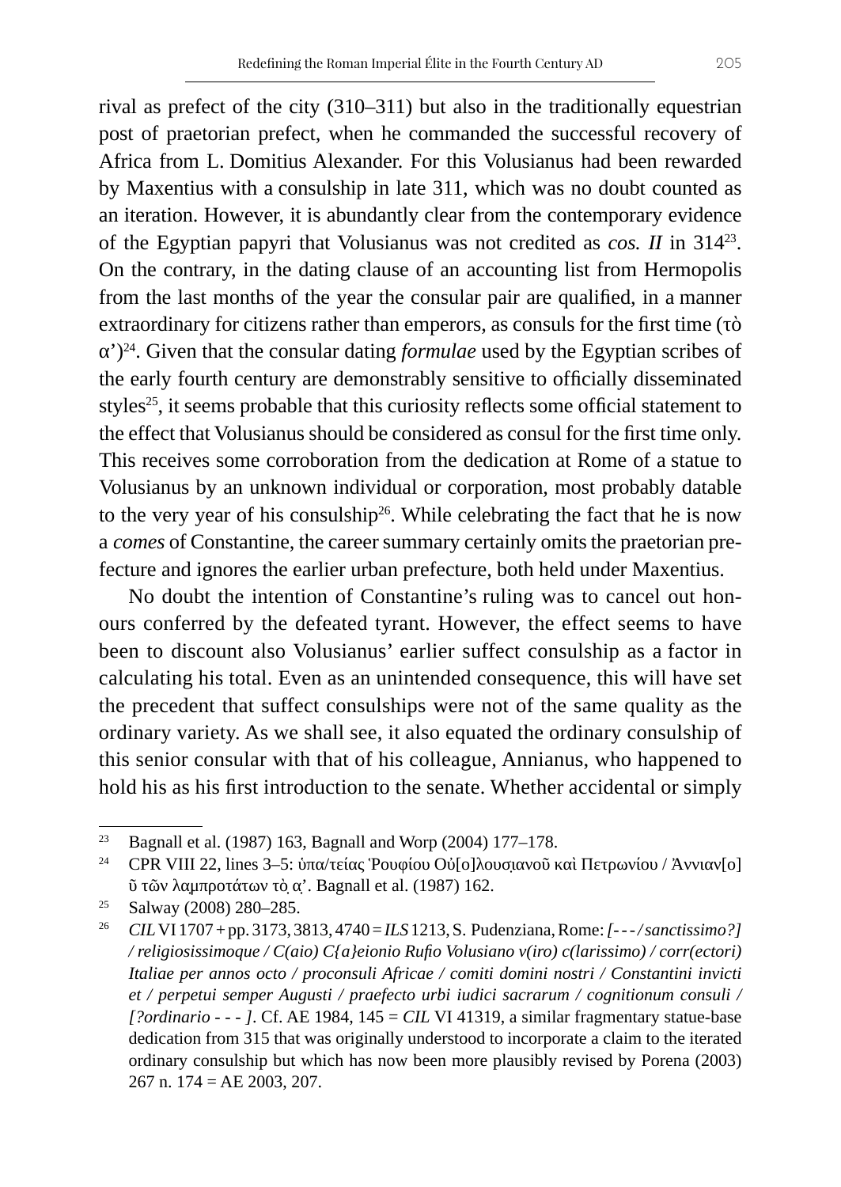rival as prefect of the city (310–311) but also in the traditionally equestrian post of praetorian prefect, when he commanded the successful recovery of Africa from L. Domitius Alexander. For this Volusianus had been rewarded by Maxentius with a consulship in late 311, which was no doubt counted as an iteration. However, it is abundantly clear from the contemporary evidence of the Egyptian papyri that Volusianus was not credited as *cos. II* in 314[23]. On the contrary, in the dating clause of an accounting list from Hermopolis from the last months of the year the consular pair are qualified, in a manner extraordinary for citizens rather than emperors, as consuls for the first time (τὸ α')[24]. Given that the consular dating *formulae* used by the Egyptian scribes of the early fourth century are demonstrably sensitive to officially disseminated styles[25], it seems probable that this curiosity reflects some official statement to the effect that Volusianus should be considered as consul for the first time only. This receives some corroboration from the dedication at Rome of a statue to Volusianus by an unknown individual or corporation, most probably datable to the very year of his consulship[26]. While celebrating the fact that he is now a *comes* of Constantine, the career summary certainly omits the praetorian prefecture and ignores the earlier urban prefecture, both held under Maxentius.

No doubt the intention of Constantine's ruling was to cancel out honours conferred by the defeated tyrant. However, the effect seems to have been to discount also Volusianus' earlier suffect consulship as a factor in calculating his total. Even as an unintended consequence, this will have set the precedent that suffect consulships were not of the same quality as the ordinary variety. As we shall see, it also equated the ordinary consulship of this senior consular with that of his colleague, Annianus, who happened to hold his as his first introduction to the senate. Whether accidental or simply

---

23 Bagnall et al. (1987) 163, Bagnall and Worp (2004) 177–178.

24 CPR VIII 22, lines 3–5: ὑπα/τείας Ῥουφίου Οὐ[ο]λουσιανοῦ καὶ Πετρωνίου / Ἀννιαν[ο]ῦ τῶν λαμπροτάτων τὸ α'. Bagnall et al. (1987) 162.

25 Salway (2008) 280–285.

26 *CIL* VI 1707 + pp. 3173, 3813, 4740 = *ILS* 1213, S. Pudenziana, Rome: *[- - - / sanctissimo?] / religiosissimoque / C(aio) C{a}eionio Rufio Volusiano v(iro) c(larissimo) / corr(ectori) Italiae per annos octo / proconsuli Africae / comiti domini nostri / Constantini invicti et / perpetui semper Augusti / praefecto urbi iudici sacrarum / cognitionum consuli / [?ordinario - - - ]*. Cf. AE 1984, 145 = *CIL* VI 41319, a similar fragmentary statue-base dedication from 315 that was originally understood to incorporate a claim to the iterated ordinary consulship but which has now been more plausibly revised by Porena (2003) 267 n. 174 = AE 2003, 207.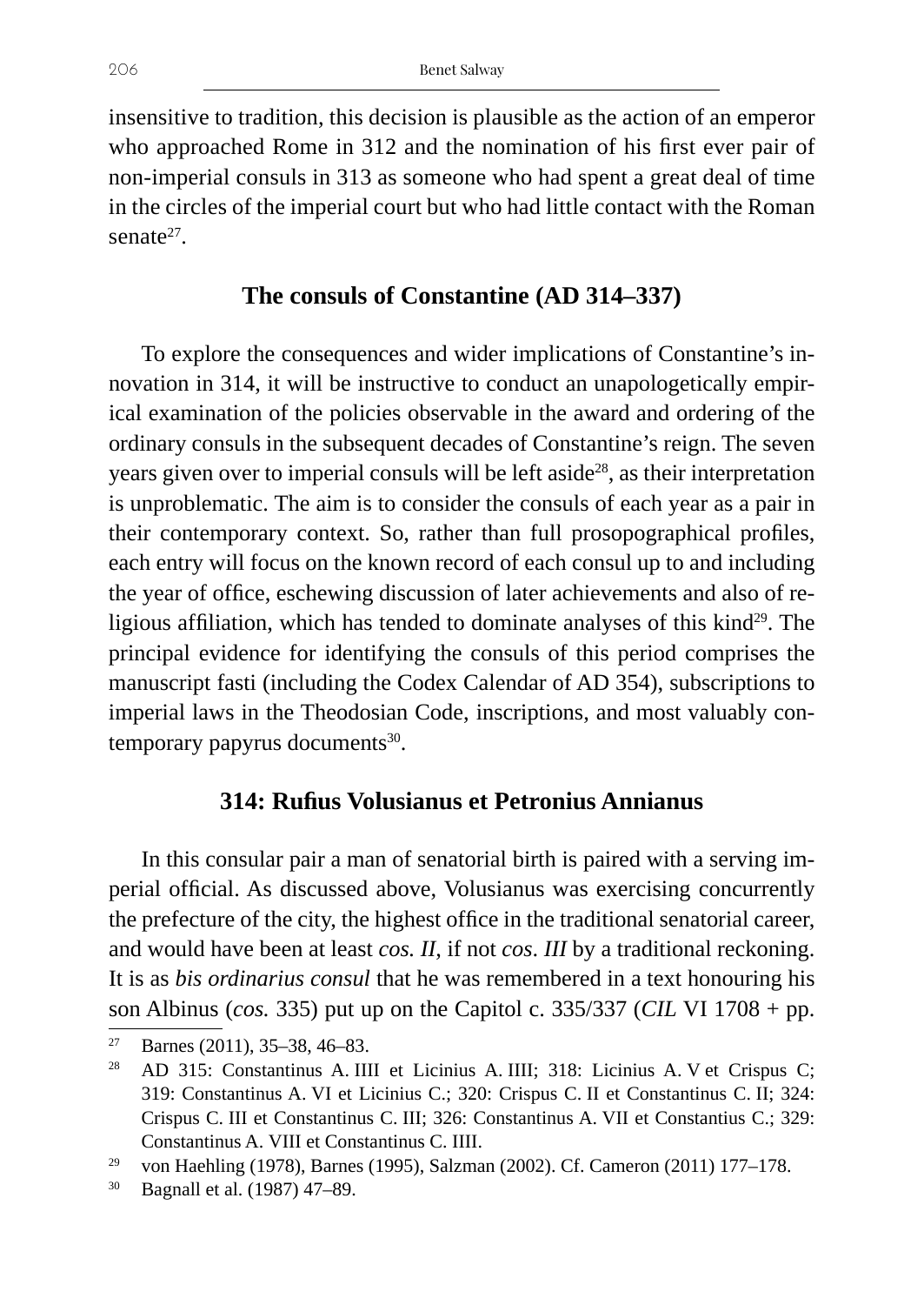insensitive to tradition, this decision is plausible as the action of an emperor who approached Rome in 312 and the nomination of his first ever pair of non-imperial consuls in 313 as someone who had spent a great deal of time in the circles of the imperial court but who had little contact with the Roman senate[27].

## The consuls of Constantine (AD 314–337)

To explore the consequences and wider implications of Constantine's innovation in 314, it will be instructive to conduct an unapologetically empirical examination of the policies observable in the award and ordering of the ordinary consuls in the subsequent decades of Constantine's reign. The seven years given over to imperial consuls will be left aside[28], as their interpretation is unproblematic. The aim is to consider the consuls of each year as a pair in their contemporary context. So, rather than full prosopographical profiles, each entry will focus on the known record of each consul up to and including the year of office, eschewing discussion of later achievements and also of religious affiliation, which has tended to dominate analyses of this kind[29]. The principal evidence for identifying the consuls of this period comprises the manuscript fasti (including the Codex Calendar of AD 354), subscriptions to imperial laws in the Theodosian Code, inscriptions, and most valuably contemporary papyrus documents[30].

### 314: Rufius Volusianus et Petronius Annianus

In this consular pair a man of senatorial birth is paired with a serving imperial official. As discussed above, Volusianus was exercising concurrently the prefecture of the city, the highest office in the traditional senatorial career, and would have been at least *cos. II*, if not *cos. III* by a traditional reckoning. It is as *bis ordinarius consul* that he was remembered in a text honouring his son Albinus (*cos.* 335) put up on the Capitol c. 335/337 (*CIL* VI 1708 + pp.

---

[27] Barnes (2011), 35–38, 46–83.

[28] AD 315: Constantinus A. IIII et Licinius A. IIII; 318: Licinius A. V et Crispus C; 319: Constantinus A. VI et Licinius C.; 320: Crispus C. II et Constantinus C. II; 324: Crispus C. III et Constantinus C. III; 326: Constantinus A. VII et Constantius C.; 329: Constantinus A. VIII et Constantinus C. IIII.

[29] von Haehling (1978), Barnes (1995), Salzman (2002). Cf. Cameron (2011) 177–178.

[30] Bagnall et al. (1987) 47–89.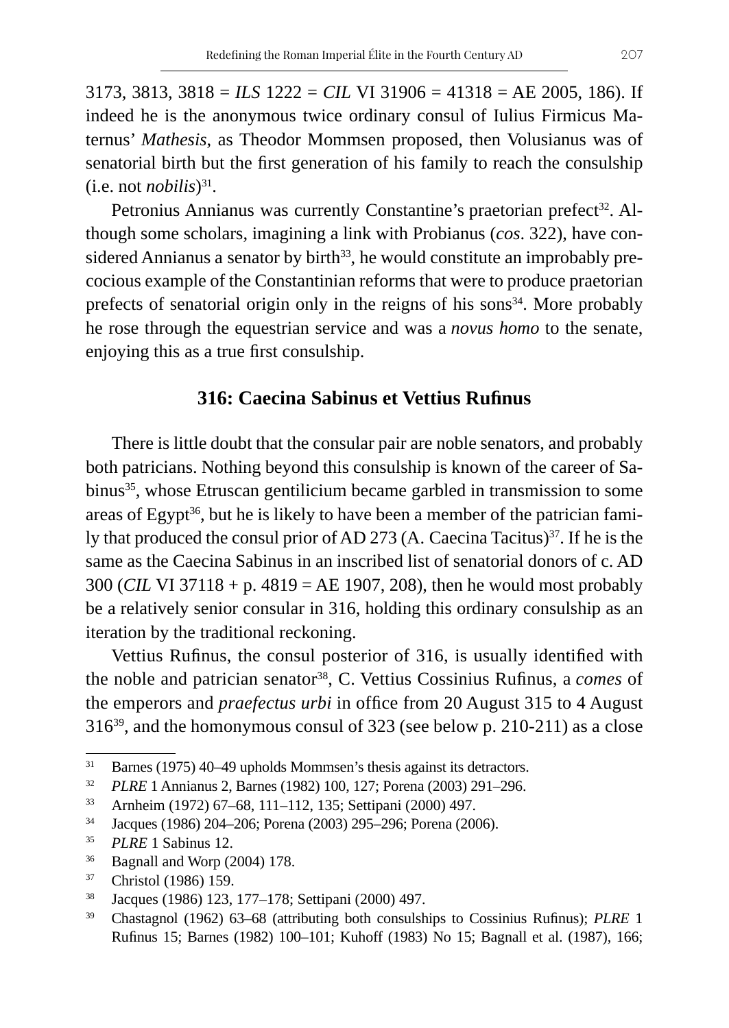3173, 3813, 3818 = *ILS* 1222 = *CIL* VI 31906 = 41318 = AE 2005, 186). If indeed he is the anonymous twice ordinary consul of Iulius Firmicus Maternus' *Mathesis*, as Theodor Mommsen proposed, then Volusianus was of senatorial birth but the first generation of his family to reach the consulship (i.e. not *nobilis*)[31].

Petronius Annianus was currently Constantine's praetorian prefect[32]. Although some scholars, imagining a link with Probianus (*cos*. 322), have considered Annianus a senator by birth[33], he would constitute an improbably precocious example of the Constantinian reforms that were to produce praetorian prefects of senatorial origin only in the reigns of his sons[34]. More probably he rose through the equestrian service and was a *novus homo* to the senate, enjoying this as a true first consulship.

## 316: Caecina Sabinus et Vettius Rufinus

There is little doubt that the consular pair are noble senators, and probably both patricians. Nothing beyond this consulship is known of the career of Sabinus[35], whose Etruscan gentilicium became garbled in transmission to some areas of Egypt[36], but he is likely to have been a member of the patrician family that produced the consul prior of AD 273 (A. Caecina Tacitus)[37]. If he is the same as the Caecina Sabinus in an inscribed list of senatorial donors of c. AD 300 (*CIL* VI 37118 + p. 4819 = AE 1907, 208), then he would most probably be a relatively senior consular in 316, holding this ordinary consulship as an iteration by the traditional reckoning.

Vettius Rufinus, the consul posterior of 316, is usually identified with the noble and patrician senator[38], C. Vettius Cossinius Rufinus, a *comes* of the emperors and *praefectus urbi* in office from 20 August 315 to 4 August 316[39], and the homonymous consul of 323 (see below p. 210-211) as a close

---

31 Barnes (1975) 40–49 upholds Mommsen's thesis against its detractors.

32 *PLRE* 1 Annianus 2, Barnes (1982) 100, 127; Porena (2003) 291–296.

33 Arnheim (1972) 67–68, 111–112, 135; Settipani (2000) 497.

34 Jacques (1986) 204–206; Porena (2003) 295–296; Porena (2006).

35 *PLRE* 1 Sabinus 12.

36 Bagnall and Worp (2004) 178.

37 Christol (1986) 159.

38 Jacques (1986) 123, 177–178; Settipani (2000) 497.

39 Chastagnol (1962) 63–68 (attributing both consulships to Cossinius Rufinus); *PLRE* 1 Rufinus 15; Barnes (1982) 100–101; Kuhoff (1983) No 15; Bagnall et al. (1987), 166;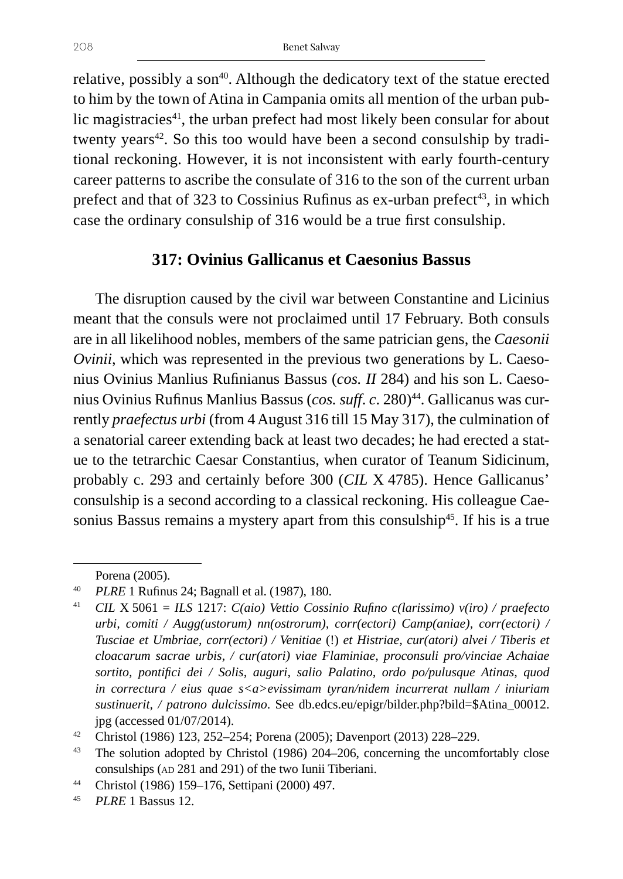relative, possibly a son[40]. Although the dedicatory text of the statue erected to him by the town of Atina in Campania omits all mention of the urban public magistracies[41], the urban prefect had most likely been consular for about twenty years[42]. So this too would have been a second consulship by traditional reckoning. However, it is not inconsistent with early fourth-century career patterns to ascribe the consulate of 316 to the son of the current urban prefect and that of 323 to Cossinius Rufinus as ex-urban prefect[43], in which case the ordinary consulship of 316 would be a true first consulship.

## 317: Ovinius Gallicanus et Caesonius Bassus

The disruption caused by the civil war between Constantine and Licinius meant that the consuls were not proclaimed until 17 February. Both consuls are in all likelihood nobles, members of the same patrician gens, the *Caesonii Ovinii*, which was represented in the previous two generations by L. Caesonius Ovinius Manlius Rufinianus Bassus (*cos. II* 284) and his son L. Caesonius Ovinius Rufinus Manlius Bassus (*cos. suff. c*. 280)[44]. Gallicanus was currently *praefectus urbi* (from 4 August 316 till 15 May 317), the culmination of a senatorial career extending back at least two decades; he had erected a statue to the tetrarchic Caesar Constantius, when curator of Teanum Sidicinum, probably c. 293 and certainly before 300 (*CIL* X 4785). Hence Gallicanus' consulship is a second according to a classical reckoning. His colleague Caesonius Bassus remains a mystery apart from this consulship[45]. If his is a true

---

Porena (2005).

40 *PLRE* 1 Rufinus 24; Bagnall et al. (1987), 180.

41 *CIL* X 5061 = *ILS* 1217: *C(aio) Vettio Cossinio Rufino c(larissimo) v(iro) / praefecto urbi, comiti / Augg(ustorum) nn(ostrorum), corr(ectori) Camp(aniae), corr(ectori) / Tusciae et Umbriae, corr(ectori) / Venitiae* (!) *et Histriae, cur(atori) alvei / Tiberis et cloacarum sacrae urbis, / cur(atori) viae Flaminiae, proconsuli pro/vinciae Achaiae sortito, pontifici dei / Solis, auguri, salio Palatino, ordo po/pulusque Atinas, quod in correctura / eius quae s<a>evissimam tyran/nidem incurrerat nullam / iniuriam sustinuerit, / patrono dulcissimo*. See db.edcs.eu/epigr/bilder.php?bild=$Atina_00012.jpg (accessed 01/07/2014).

42 Christol (1986) 123, 252–254; Porena (2005); Davenport (2013) 228–229.

43 The solution adopted by Christol (1986) 204–206, concerning the uncomfortably close consulships (AD 281 and 291) of the two Iunii Tiberiani.

44 Christol (1986) 159–176, Settipani (2000) 497.

45 *PLRE* 1 Bassus 12.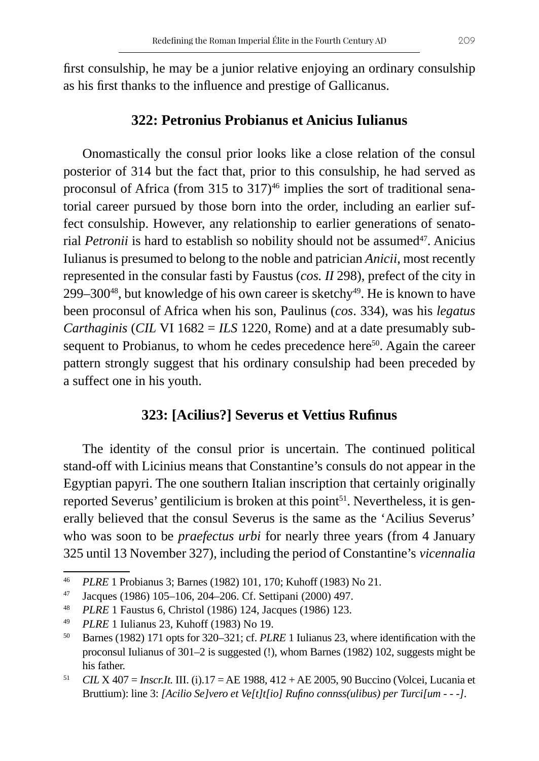first consulship, he may be a junior relative enjoying an ordinary consulship as his first thanks to the influence and prestige of Gallicanus.

## 322: Petronius Probianus et Anicius Iulianus

Onomastically the consul prior looks like a close relation of the consul posterior of 314 but the fact that, prior to this consulship, he had served as proconsul of Africa (from 315 to 317)[46] implies the sort of traditional senatorial career pursued by those born into the order, including an earlier suffect consulship. However, any relationship to earlier generations of senatorial *Petronii* is hard to establish so nobility should not be assumed[47]. Anicius Iulianus is presumed to belong to the noble and patrician *Anicii*, most recently represented in the consular fasti by Faustus (*cos. II* 298), prefect of the city in 299–300[48], but knowledge of his own career is sketchy[49]. He is known to have been proconsul of Africa when his son, Paulinus (*cos*. 334), was his *legatus Carthaginis* (*CIL* VI 1682 = *ILS* 1220, Rome) and at a date presumably subsequent to Probianus, to whom he cedes precedence here[50]. Again the career pattern strongly suggest that his ordinary consulship had been preceded by a suffect one in his youth.

## 323: [Acilius?] Severus et Vettius Rufinus

The identity of the consul prior is uncertain. The continued political stand-off with Licinius means that Constantine's consuls do not appear in the Egyptian papyri. The one southern Italian inscription that certainly originally reported Severus' gentilicium is broken at this point[51]. Nevertheless, it is generally believed that the consul Severus is the same as the 'Acilius Severus' who was soon to be *praefectus urbi* for nearly three years (from 4 January 325 until 13 November 327), including the period of Constantine's *vicennalia*

---

[46] *PLRE* 1 Probianus 3; Barnes (1982) 101, 170; Kuhoff (1983) No 21.

[47] Jacques (1986) 105–106, 204–206. Cf. Settipani (2000) 497.

[48] *PLRE* 1 Faustus 6, Christol (1986) 124, Jacques (1986) 123.

[49] *PLRE* 1 Iulianus 23, Kuhoff (1983) No 19.

[50] Barnes (1982) 171 opts for 320–321; cf. *PLRE* 1 Iulianus 23, where identification with the proconsul Iulianus of 301–2 is suggested (!), whom Barnes (1982) 102, suggests might be his father.

[51] *CIL* X 407 = *Inscr.It.* III. (i).17 = AE 1988, 412 + AE 2005, 90 Buccino (Volcei, Lucania et Bruttium): line 3: *[Acilio Se]vero et Ve[t]t[io] Rufino connss(ulibus) per Turci[um - - -]*.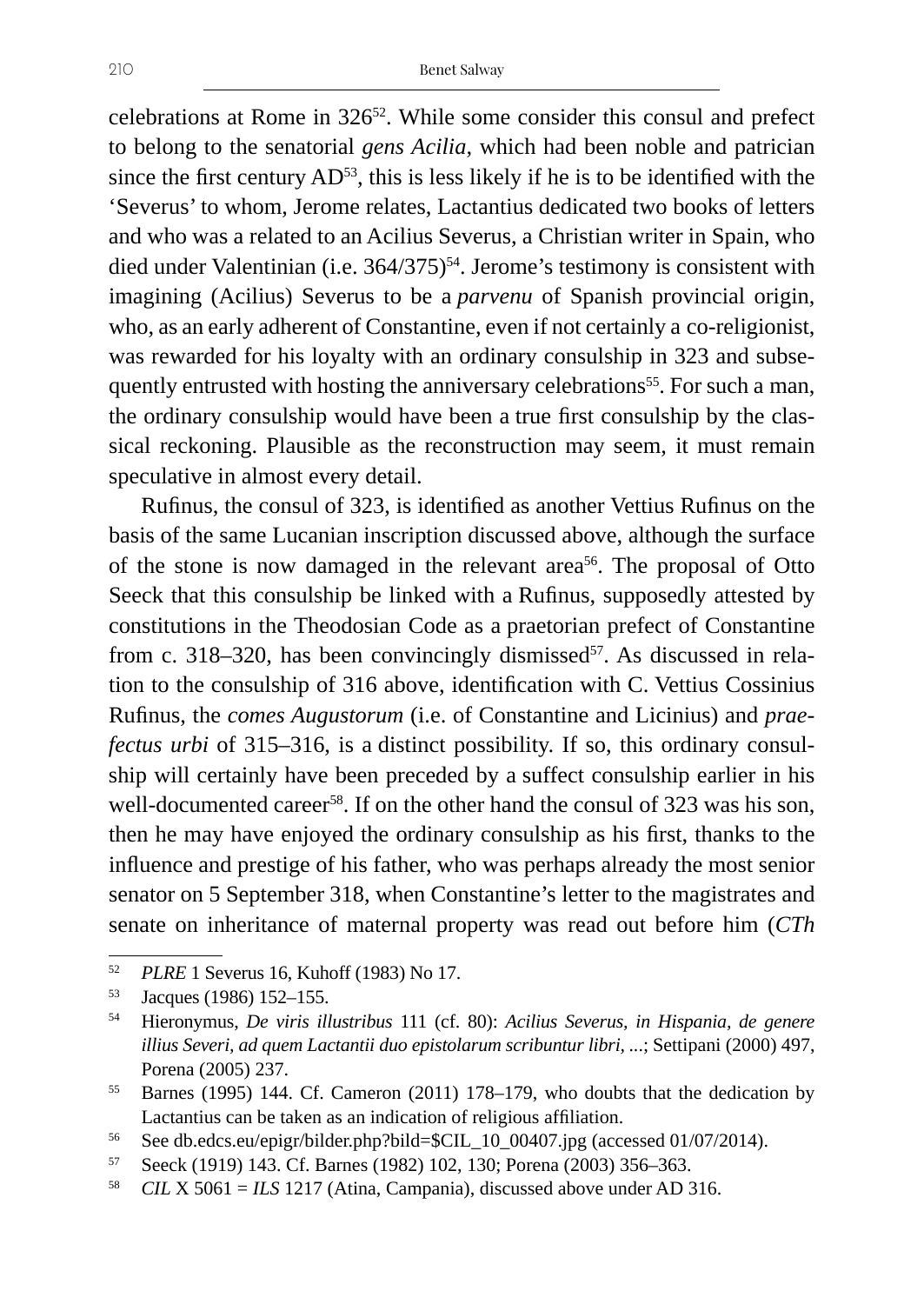celebrations at Rome in 326[52]. While some consider this consul and prefect to belong to the senatorial *gens Acilia*, which had been noble and patrician since the first century AD[53], this is less likely if he is to be identified with the 'Severus' to whom, Jerome relates, Lactantius dedicated two books of letters and who was a related to an Acilius Severus, a Christian writer in Spain, who died under Valentinian (i.e. 364/375)[54]. Jerome's testimony is consistent with imagining (Acilius) Severus to be a *parvenu* of Spanish provincial origin, who, as an early adherent of Constantine, even if not certainly a co-religionist, was rewarded for his loyalty with an ordinary consulship in 323 and subsequently entrusted with hosting the anniversary celebrations[55]. For such a man, the ordinary consulship would have been a true first consulship by the classical reckoning. Plausible as the reconstruction may seem, it must remain speculative in almost every detail.

Rufinus, the consul of 323, is identified as another Vettius Rufinus on the basis of the same Lucanian inscription discussed above, although the surface of the stone is now damaged in the relevant area[56]. The proposal of Otto Seeck that this consulship be linked with a Rufinus, supposedly attested by constitutions in the Theodosian Code as a praetorian prefect of Constantine from c. 318–320, has been convincingly dismissed[57]. As discussed in relation to the consulship of 316 above, identification with C. Vettius Cossinius Rufinus, the *comes Augustorum* (i.e. of Constantine and Licinius) and *praefectus urbi* of 315–316, is a distinct possibility. If so, this ordinary consulship will certainly have been preceded by a suffect consulship earlier in his well-documented career[58]. If on the other hand the consul of 323 was his son, then he may have enjoyed the ordinary consulship as his first, thanks to the influence and prestige of his father, who was perhaps already the most senior senator on 5 September 318, when Constantine's letter to the magistrates and senate on inheritance of maternal property was read out before him (*CTh*

---

[52] *PLRE* 1 Severus 16, Kuhoff (1983) No 17.

[53] Jacques (1986) 152–155.

[54] Hieronymus, *De viris illustribus* 111 (cf. 80): *Acilius Severus, in Hispania, de genere illius Severi, ad quem Lactantii duo epistolarum scribuntur libri, ...*; Settipani (2000) 497, Porena (2005) 237.

[55] Barnes (1995) 144. Cf. Cameron (2011) 178–179, who doubts that the dedication by Lactantius can be taken as an indication of religious affiliation.

[56] See db.edcs.eu/epigr/bilder.php?bild=$CIL_10_00407.jpg (accessed 01/07/2014).

[57] Seeck (1919) 143. Cf. Barnes (1982) 102, 130; Porena (2003) 356–363.

[58] *CIL* X 5061 = *ILS* 1217 (Atina, Campania), discussed above under AD 316.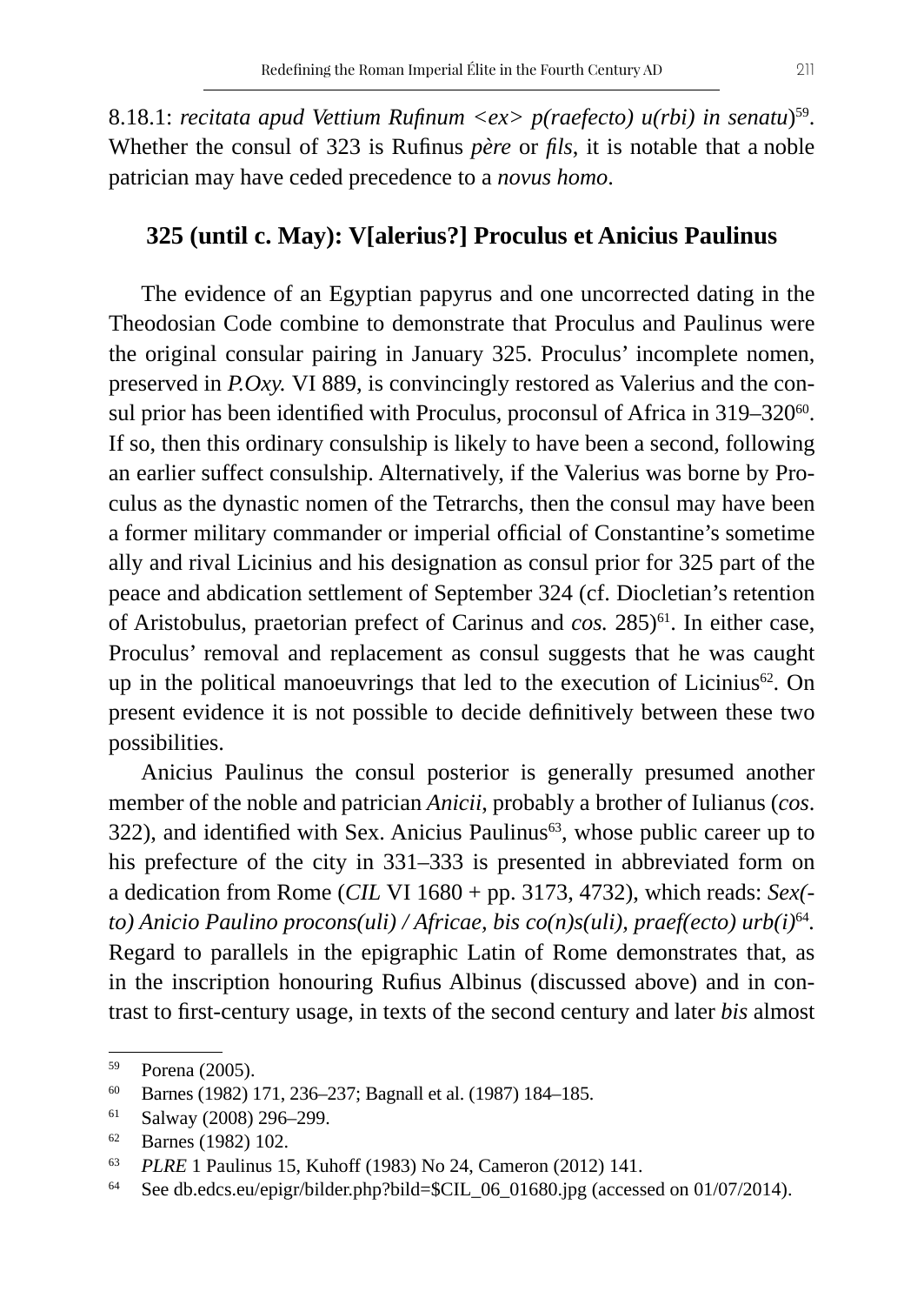8.18.1: *recitata apud Vettium Rufinum <ex> p(raefecto) u(rbi) in senatu*)[59]. Whether the consul of 323 is Rufinus *père* or *fils*, it is notable that a noble patrician may have ceded precedence to a *novus homo*.

### 325 (until c. May): V[alerius?] Proculus et Anicius Paulinus

The evidence of an Egyptian papyrus and one uncorrected dating in the Theodosian Code combine to demonstrate that Proculus and Paulinus were the original consular pairing in January 325. Proculus' incomplete nomen, preserved in *P.Oxy.* VI 889, is convincingly restored as Valerius and the consul prior has been identified with Proculus, proconsul of Africa in 319–320[60]. If so, then this ordinary consulship is likely to have been a second, following an earlier suffect consulship. Alternatively, if the Valerius was borne by Proculus as the dynastic nomen of the Tetrarchs, then the consul may have been a former military commander or imperial official of Constantine's sometime ally and rival Licinius and his designation as consul prior for 325 part of the peace and abdication settlement of September 324 (cf. Diocletian's retention of Aristobulus, praetorian prefect of Carinus and *cos.* 285)[61]. In either case, Proculus' removal and replacement as consul suggests that he was caught up in the political manoeuvrings that led to the execution of Licinius[62]. On present evidence it is not possible to decide definitively between these two possibilities.

Anicius Paulinus the consul posterior is generally presumed another member of the noble and patrician *Anicii*, probably a brother of Iulianus (*cos.* 322), and identified with Sex. Anicius Paulinus[63], whose public career up to his prefecture of the city in 331–333 is presented in abbreviated form on a dedication from Rome (*CIL* VI 1680 + pp. 3173, 4732), which reads: *Sex(to) Anicio Paulino procons(uli) / Africae, bis co(n)s(uli), praef(ecto) urb(i)*[64]. Regard to parallels in the epigraphic Latin of Rome demonstrates that, as in the inscription honouring Rufius Albinus (discussed above) and in contrast to first-century usage, in texts of the second century and later *bis* almost

---

[59] Porena (2005).

[60] Barnes (1982) 171, 236–237; Bagnall et al. (1987) 184–185.

[61] Salway (2008) 296–299.

[62] Barnes (1982) 102.

[63] *PLRE* 1 Paulinus 15, Kuhoff (1983) No 24, Cameron (2012) 141.

[64] See db.edcs.eu/epigr/bilder.php?bild=$CIL_06_01680.jpg (accessed on 01/07/2014).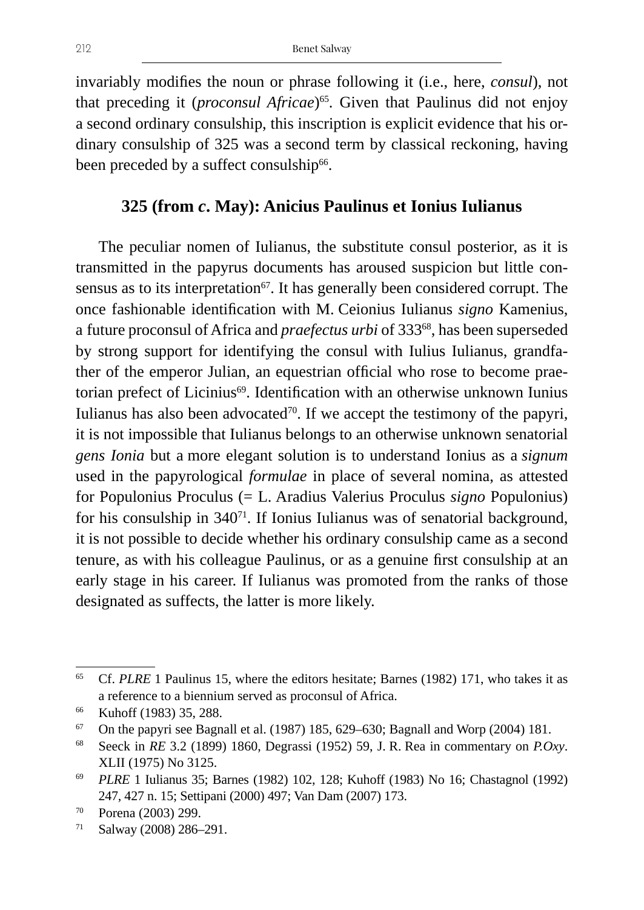invariably modifies the noun or phrase following it (i.e., here, *consul*), not that preceding it (*proconsul Africae*)[65]. Given that Paulinus did not enjoy a second ordinary consulship, this inscription is explicit evidence that his ordinary consulship of 325 was a second term by classical reckoning, having been preceded by a suffect consulship[66].

### 325 (from *c*. May): Anicius Paulinus et Ionius Iulianus

The peculiar nomen of Iulianus, the substitute consul posterior, as it is transmitted in the papyrus documents has aroused suspicion but little consensus as to its interpretation[67]. It has generally been considered corrupt. The once fashionable identification with M. Ceionius Iulianus *signo* Kamenius, a future proconsul of Africa and *praefectus urbi* of 333[68], has been superseded by strong support for identifying the consul with Iulius Iulianus, grandfather of the emperor Julian, an equestrian official who rose to become praetorian prefect of Licinius[69]. Identification with an otherwise unknown Iunius Iulianus has also been advocated[70]. If we accept the testimony of the papyri, it is not impossible that Iulianus belongs to an otherwise unknown senatorial *gens Ionia* but a more elegant solution is to understand Ionius as a *signum* used in the papyrological *formulae* in place of several nomina, as attested for Populonius Proculus (= L. Aradius Valerius Proculus *signo* Populonius) for his consulship in 340[71]. If Ionius Iulianus was of senatorial background, it is not possible to decide whether his ordinary consulship came as a second tenure, as with his colleague Paulinus, or as a genuine first consulship at an early stage in his career. If Iulianus was promoted from the ranks of those designated as suffects, the latter is more likely.

---

65 Cf. *PLRE* 1 Paulinus 15, where the editors hesitate; Barnes (1982) 171, who takes it as a reference to a biennium served as proconsul of Africa.

66 Kuhoff (1983) 35, 288.

67 On the papyri see Bagnall et al. (1987) 185, 629–630; Bagnall and Worp (2004) 181.

68 Seeck in *RE* 3.2 (1899) 1860, Degrassi (1952) 59, J. R. Rea in commentary on *P.Oxy*. XLII (1975) No 3125.

69 *PLRE* 1 Iulianus 35; Barnes (1982) 102, 128; Kuhoff (1983) No 16; Chastagnol (1992) 247, 427 n. 15; Settipani (2000) 497; Van Dam (2007) 173.

70 Porena (2003) 299.

71 Salway (2008) 286–291.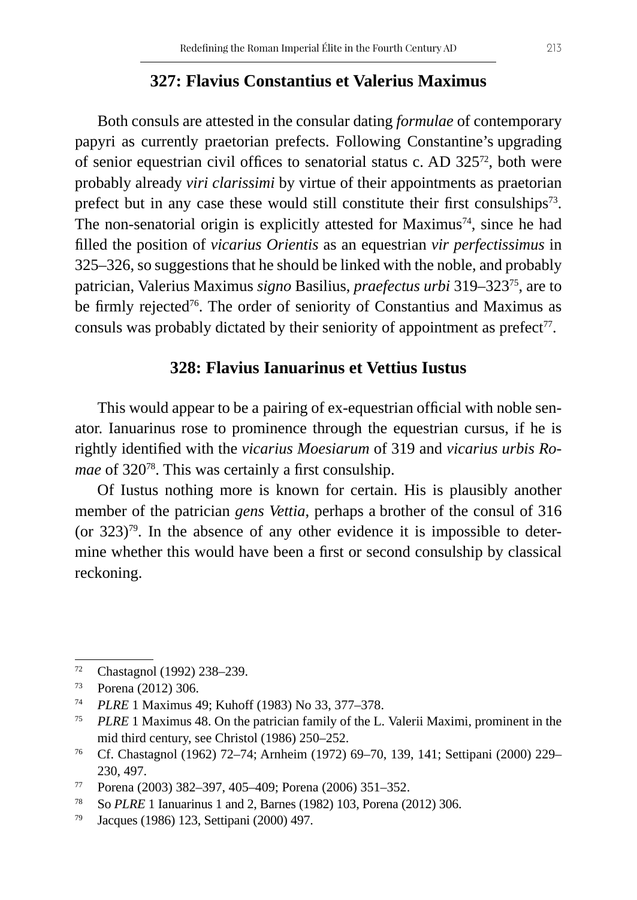## 327: Flavius Constantius et Valerius Maximus

Both consuls are attested in the consular dating *formulae* of contemporary papyri as currently praetorian prefects. Following Constantine's upgrading of senior equestrian civil offices to senatorial status c. AD 325[72], both were probably already *viri clarissimi* by virtue of their appointments as praetorian prefect but in any case these would still constitute their first consulships[73]. The non-senatorial origin is explicitly attested for Maximus[74], since he had filled the position of *vicarius Orientis* as an equestrian *vir perfectissimus* in 325–326, so suggestions that he should be linked with the noble, and probably patrician, Valerius Maximus *signo* Basilius, *praefectus urbi* 319–323[75], are to be firmly rejected[76]. The order of seniority of Constantius and Maximus as consuls was probably dictated by their seniority of appointment as prefect[77].

## 328: Flavius Ianuarinus et Vettius Iustus

This would appear to be a pairing of ex-equestrian official with noble senator. Ianuarinus rose to prominence through the equestrian cursus, if he is rightly identified with the *vicarius Moesiarum* of 319 and *vicarius urbis Romae* of 320[78]. This was certainly a first consulship.

Of Iustus nothing more is known for certain. His is plausibly another member of the patrician *gens Vettia*, perhaps a brother of the consul of 316 (or 323)[79]. In the absence of any other evidence it is impossible to determine whether this would have been a first or second consulship by classical reckoning.

---

[72] Chastagnol (1992) 238–239.

[73] Porena (2012) 306.

[74] *PLRE* 1 Maximus 49; Kuhoff (1983) No 33, 377–378.

[75] *PLRE* 1 Maximus 48. On the patrician family of the L. Valerii Maximi, prominent in the mid third century, see Christol (1986) 250–252.

[76] Cf. Chastagnol (1962) 72–74; Arnheim (1972) 69–70, 139, 141; Settipani (2000) 229–230, 497.

[77] Porena (2003) 382–397, 405–409; Porena (2006) 351–352.

[78] So *PLRE* 1 Ianuarinus 1 and 2, Barnes (1982) 103, Porena (2012) 306.

[79] Jacques (1986) 123, Settipani (2000) 497.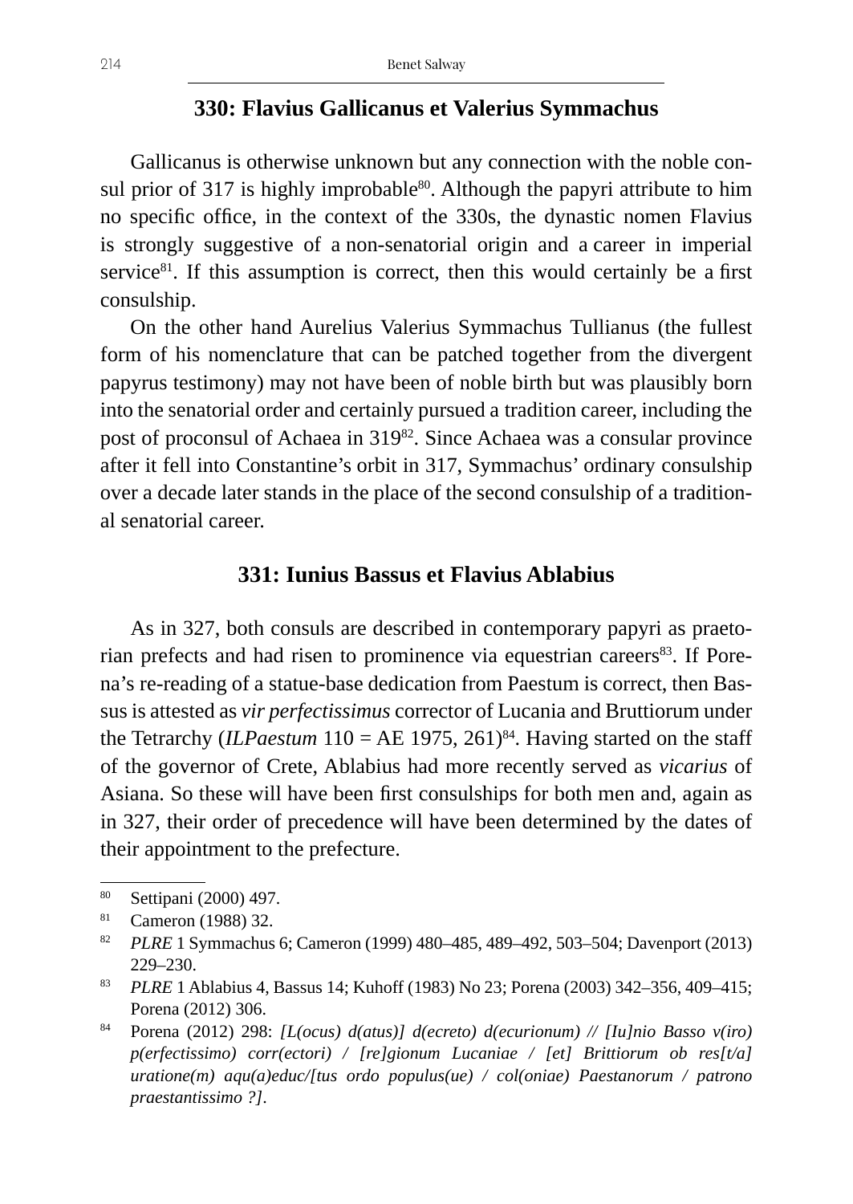## 330: Flavius Gallicanus et Valerius Symmachus

Gallicanus is otherwise unknown but any connection with the noble consul prior of 317 is highly improbable[80]. Although the papyri attribute to him no specific office, in the context of the 330s, the dynastic nomen Flavius is strongly suggestive of a non-senatorial origin and a career in imperial service[81]. If this assumption is correct, then this would certainly be a first consulship.

On the other hand Aurelius Valerius Symmachus Tullianus (the fullest form of his nomenclature that can be patched together from the divergent papyrus testimony) may not have been of noble birth but was plausibly born into the senatorial order and certainly pursued a tradition career, including the post of proconsul of Achaea in 319[82]. Since Achaea was a consular province after it fell into Constantine's orbit in 317, Symmachus' ordinary consulship over a decade later stands in the place of the second consulship of a traditional senatorial career.

## 331: Iunius Bassus et Flavius Ablabius

As in 327, both consuls are described in contemporary papyri as praetorian prefects and had risen to prominence via equestrian careers[83]. If Porena's re-reading of a statue-base dedication from Paestum is correct, then Bassus is attested as *vir perfectissimus* corrector of Lucania and Bruttiorum under the Tetrarchy (*ILPaestum* 110 = AE 1975, 261)[84]. Having started on the staff of the governor of Crete, Ablabius had more recently served as *vicarius* of Asiana. So these will have been first consulships for both men and, again as in 327, their order of precedence will have been determined by the dates of their appointment to the prefecture.

---

80 Settipani (2000) 497.

81 Cameron (1988) 32.

82 *PLRE* 1 Symmachus 6; Cameron (1999) 480–485, 489–492, 503–504; Davenport (2013) 229–230.

83 *PLRE* 1 Ablabius 4, Bassus 14; Kuhoff (1983) No 23; Porena (2003) 342–356, 409–415; Porena (2012) 306.

84 Porena (2012) 298: *[L(ocus) d(atus)] d(ecreto) d(ecurionum) // [Iu]nio Basso v(iro) p(erfectissimo) corr(ectori) / [re]gionum Lucaniae / [et] Brittiorum ob res[t/a] uratione(m) aqu(a)educ/[tus ordo populus(ue) / col(oniae) Paestanorum / patrono praestantissimo ?]*.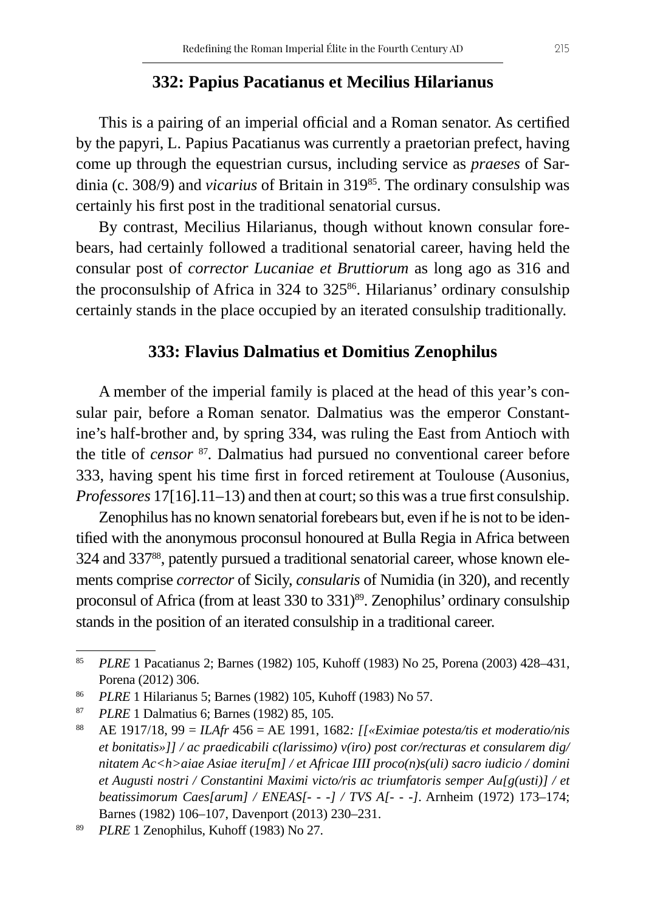## 332: Papius Pacatianus et Mecilius Hilarianus

This is a pairing of an imperial official and a Roman senator. As certified by the papyri, L. Papius Pacatianus was currently a praetorian prefect, having come up through the equestrian cursus, including service as *praeses* of Sardinia (c. 308/9) and *vicarius* of Britain in 319[85]. The ordinary consulship was certainly his first post in the traditional senatorial cursus.

By contrast, Mecilius Hilarianus, though without known consular forebears, had certainly followed a traditional senatorial career, having held the consular post of *corrector Lucaniae et Bruttiorum* as long ago as 316 and the proconsulship of Africa in 324 to 325[86]. Hilarianus' ordinary consulship certainly stands in the place occupied by an iterated consulship traditionally.

## 333: Flavius Dalmatius et Domitius Zenophilus

A member of the imperial family is placed at the head of this year's consular pair, before a Roman senator. Dalmatius was the emperor Constantine's half-brother and, by spring 334, was ruling the East from Antioch with the title of *censor* [87]. Dalmatius had pursued no conventional career before 333, having spent his time first in forced retirement at Toulouse (Ausonius, *Professores* 17[16].11–13) and then at court; so this was a true first consulship.

Zenophilus has no known senatorial forebears but, even if he is not to be identified with the anonymous proconsul honoured at Bulla Regia in Africa between 324 and 337[88], patently pursued a traditional senatorial career, whose known elements comprise *corrector* of Sicily, *consularis* of Numidia (in 320), and recently proconsul of Africa (from at least 330 to 331)[89]. Zenophilus' ordinary consulship stands in the position of an iterated consulship in a traditional career.

---

[85] *PLRE* 1 Pacatianus 2; Barnes (1982) 105, Kuhoff (1983) No 25, Porena (2003) 428–431, Porena (2012) 306.

[86] *PLRE* 1 Hilarianus 5; Barnes (1982) 105, Kuhoff (1983) No 57.

[87] *PLRE* 1 Dalmatius 6; Barnes (1982) 85, 105.

[88] AE 1917/18, 99 = *ILAfr* 456 = AE 1991, 1682*: [[«Eximiae potesta/tis et moderatio/nis et bonitatis»]] / ac praedicabili c(larissimo) v(iro) post cor/recturas et consularem dig/nitatem Ac<h>aiae Asiae iteru[m] / et Africae IIII proco(n)s(uli) sacro iudicio / domini et Augusti nostri / Constantini Maximi victo/ris ac triumfatoris semper Au[g(usti)] / et beatissimorum Caes[arum] / ENEAS[- - -] / TVS A[- - -]*. Arnheim (1972) 173–174; Barnes (1982) 106–107, Davenport (2013) 230–231.

[89] *PLRE* 1 Zenophilus, Kuhoff (1983) No 27.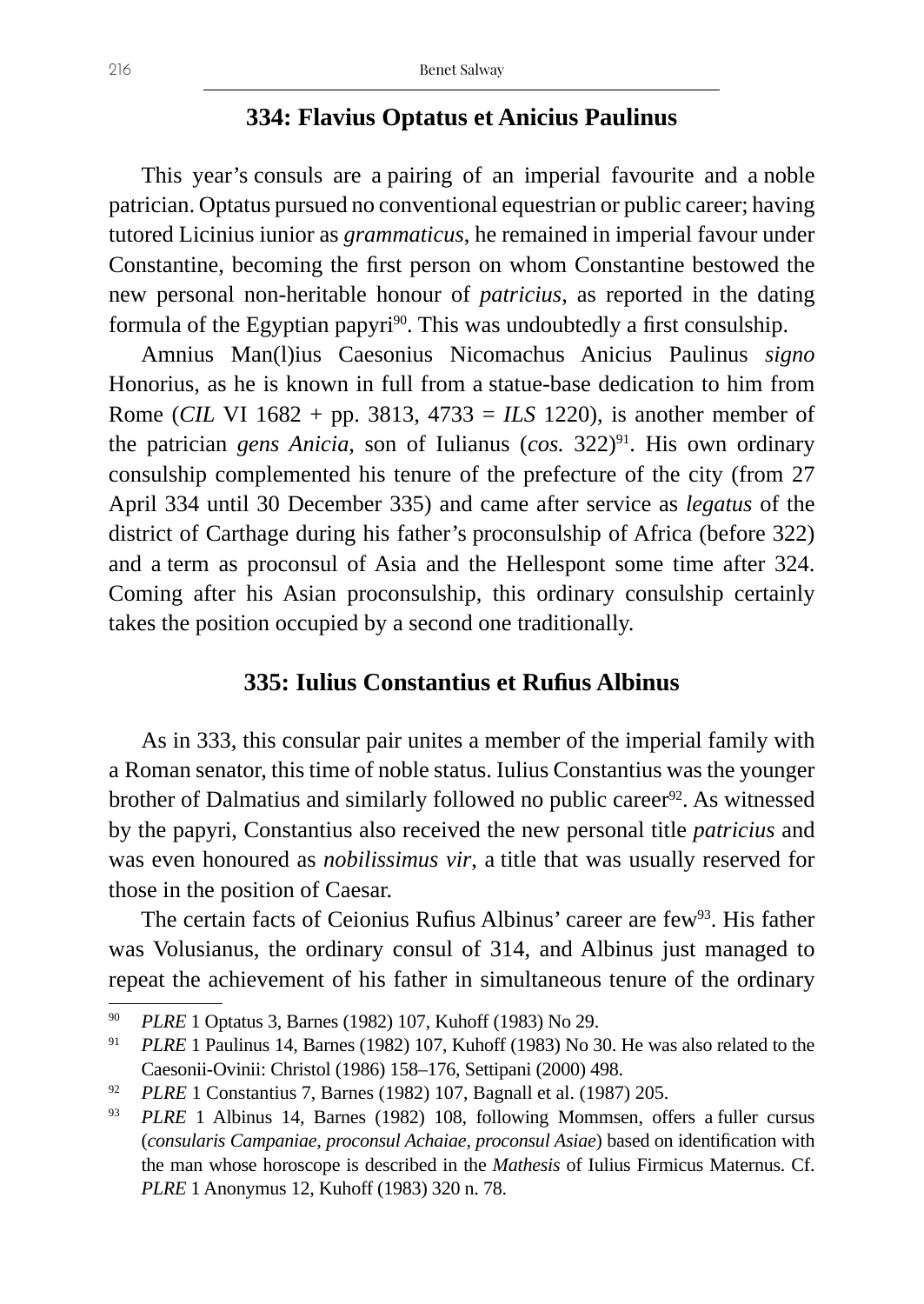## 334: Flavius Optatus et Anicius Paulinus

This year's consuls are a pairing of an imperial favourite and a noble patrician. Optatus pursued no conventional equestrian or public career; having tutored Licinius iunior as *grammaticus*, he remained in imperial favour under Constantine, becoming the first person on whom Constantine bestowed the new personal non-heritable honour of *patricius*, as reported in the dating formula of the Egyptian papyri[90]. This was undoubtedly a first consulship.

Amnius Man(l)ius Caesonius Nicomachus Anicius Paulinus *signo* Honorius, as he is known in full from a statue-base dedication to him from Rome (*CIL* VI 1682 + pp. 3813, 4733 = *ILS* 1220), is another member of the patrician *gens Anicia*, son of Iulianus (*cos.* 322)[91]. His own ordinary consulship complemented his tenure of the prefecture of the city (from 27 April 334 until 30 December 335) and came after service as *legatus* of the district of Carthage during his father's proconsulship of Africa (before 322) and a term as proconsul of Asia and the Hellespont some time after 324. Coming after his Asian proconsulship, this ordinary consulship certainly takes the position occupied by a second one traditionally.

## 335: Iulius Constantius et Rufius Albinus

As in 333, this consular pair unites a member of the imperial family with a Roman senator, this time of noble status. Iulius Constantius was the younger brother of Dalmatius and similarly followed no public career[92]. As witnessed by the papyri, Constantius also received the new personal title *patricius* and was even honoured as *nobilissimus vir*, a title that was usually reserved for those in the position of Caesar.

The certain facts of Ceionius Rufius Albinus' career are few[93]. His father was Volusianus, the ordinary consul of 314, and Albinus just managed to repeat the achievement of his father in simultaneous tenure of the ordinary

---

[90] *PLRE* 1 Optatus 3, Barnes (1982) 107, Kuhoff (1983) No 29.

[91] *PLRE* 1 Paulinus 14, Barnes (1982) 107, Kuhoff (1983) No 30. He was also related to the Caesonii-Ovinii: Christol (1986) 158–176, Settipani (2000) 498.

[92] *PLRE* 1 Constantius 7, Barnes (1982) 107, Bagnall et al. (1987) 205.

[93] *PLRE* 1 Albinus 14, Barnes (1982) 108, following Mommsen, offers a fuller cursus (*consularis Campaniae, proconsul Achaiae, proconsul Asiae*) based on identification with the man whose horoscope is described in the *Mathesis* of Iulius Firmicus Maternus. Cf. *PLRE* 1 Anonymus 12, Kuhoff (1983) 320 n. 78.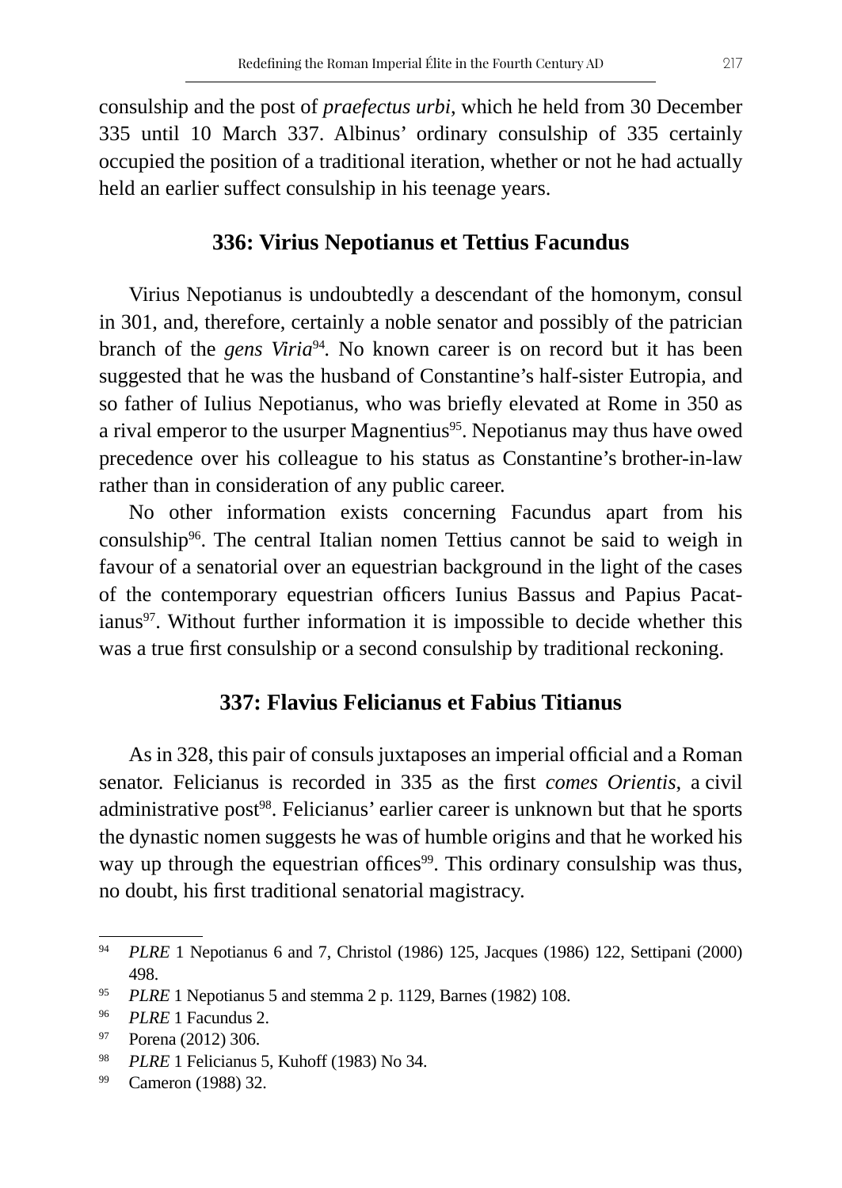consulship and the post of *praefectus urbi*, which he held from 30 December 335 until 10 March 337. Albinus' ordinary consulship of 335 certainly occupied the position of a traditional iteration, whether or not he had actually held an earlier suffect consulship in his teenage years.

## 336: Virius Nepotianus et Tettius Facundus

Virius Nepotianus is undoubtedly a descendant of the homonym, consul in 301, and, therefore, certainly a noble senator and possibly of the patrician branch of the *gens Viria*[94]. No known career is on record but it has been suggested that he was the husband of Constantine's half-sister Eutropia, and so father of Iulius Nepotianus, who was briefly elevated at Rome in 350 as a rival emperor to the usurper Magnentius[95]. Nepotianus may thus have owed precedence over his colleague to his status as Constantine's brother-in-law rather than in consideration of any public career.

No other information exists concerning Facundus apart from his consulship[96]. The central Italian nomen Tettius cannot be said to weigh in favour of a senatorial over an equestrian background in the light of the cases of the contemporary equestrian officers Iunius Bassus and Papius Pacatianus[97]. Without further information it is impossible to decide whether this was a true first consulship or a second consulship by traditional reckoning.

## 337: Flavius Felicianus et Fabius Titianus

As in 328, this pair of consuls juxtaposes an imperial official and a Roman senator. Felicianus is recorded in 335 as the first *comes Orientis*, a civil administrative post[98]. Felicianus' earlier career is unknown but that he sports the dynastic nomen suggests he was of humble origins and that he worked his way up through the equestrian offices[99]. This ordinary consulship was thus, no doubt, his first traditional senatorial magistracy.

---

[94] *PLRE* 1 Nepotianus 6 and 7, Christol (1986) 125, Jacques (1986) 122, Settipani (2000) 498.

[95] *PLRE* 1 Nepotianus 5 and stemma 2 p. 1129, Barnes (1982) 108.

[96] *PLRE* 1 Facundus 2.

[97] Porena (2012) 306.

[98] *PLRE* 1 Felicianus 5, Kuhoff (1983) No 34.

[99] Cameron (1988) 32.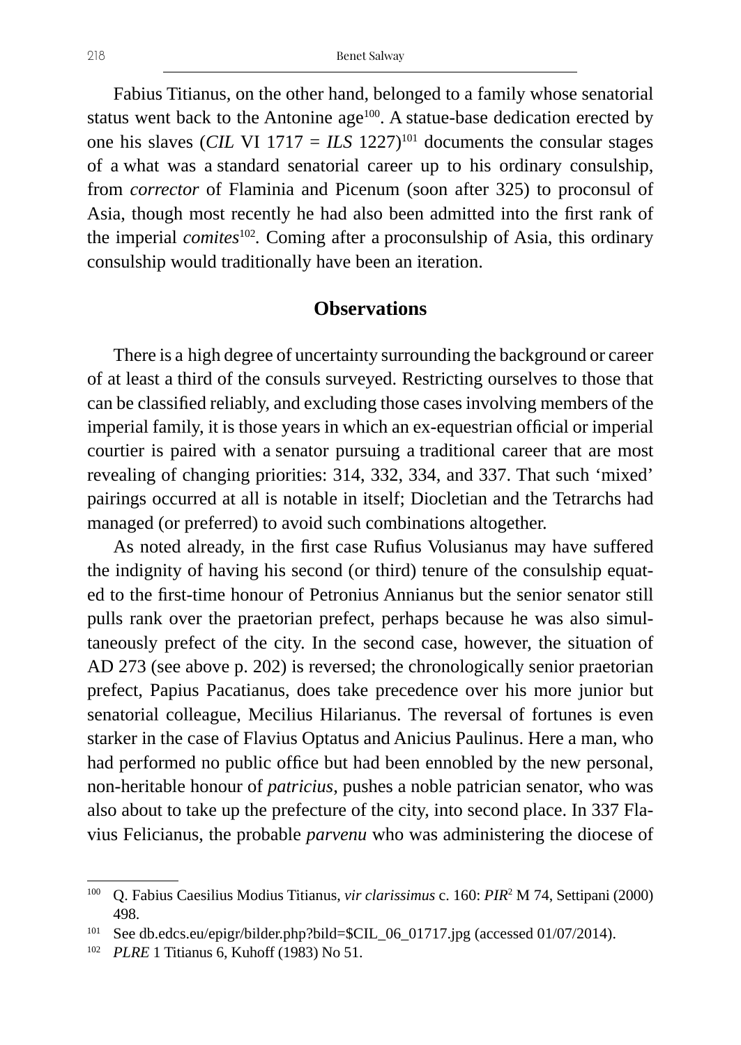Fabius Titianus, on the other hand, belonged to a family whose senatorial status went back to the Antonine age[100]. A statue-base dedication erected by one his slaves (*CIL* VI 1717 = *ILS* 1227)[101] documents the consular stages of a what was a standard senatorial career up to his ordinary consulship, from *corrector* of Flaminia and Picenum (soon after 325) to proconsul of Asia, though most recently he had also been admitted into the first rank of the imperial *comites*[102]. Coming after a proconsulship of Asia, this ordinary consulship would traditionally have been an iteration.

## Observations

There is a high degree of uncertainty surrounding the background or career of at least a third of the consuls surveyed. Restricting ourselves to those that can be classified reliably, and excluding those cases involving members of the imperial family, it is those years in which an ex-equestrian official or imperial courtier is paired with a senator pursuing a traditional career that are most revealing of changing priorities: 314, 332, 334, and 337. That such 'mixed' pairings occurred at all is notable in itself; Diocletian and the Tetrarchs had managed (or preferred) to avoid such combinations altogether.

As noted already, in the first case Rufius Volusianus may have suffered the indignity of having his second (or third) tenure of the consulship equated to the first-time honour of Petronius Annianus but the senior senator still pulls rank over the praetorian prefect, perhaps because he was also simultaneously prefect of the city. In the second case, however, the situation of AD 273 (see above p. 202) is reversed; the chronologically senior praetorian prefect, Papius Pacatianus, does take precedence over his more junior but senatorial colleague, Mecilius Hilarianus. The reversal of fortunes is even starker in the case of Flavius Optatus and Anicius Paulinus. Here a man, who had performed no public office but had been ennobled by the new personal, non-heritable honour of *patricius*, pushes a noble patrician senator, who was also about to take up the prefecture of the city, into second place. In 337 Flavius Felicianus, the probable *parvenu* who was administering the diocese of

---

[100] Q. Fabius Caesilius Modius Titianus, *vir clarissimus* c. 160: *PIR*² M 74, Settipani (2000) 498.

[101] See db.edcs.eu/epigr/bilder.php?bild=$CIL_06_01717.jpg (accessed 01/07/2014).

[102] *PLRE* 1 Titianus 6, Kuhoff (1983) No 51.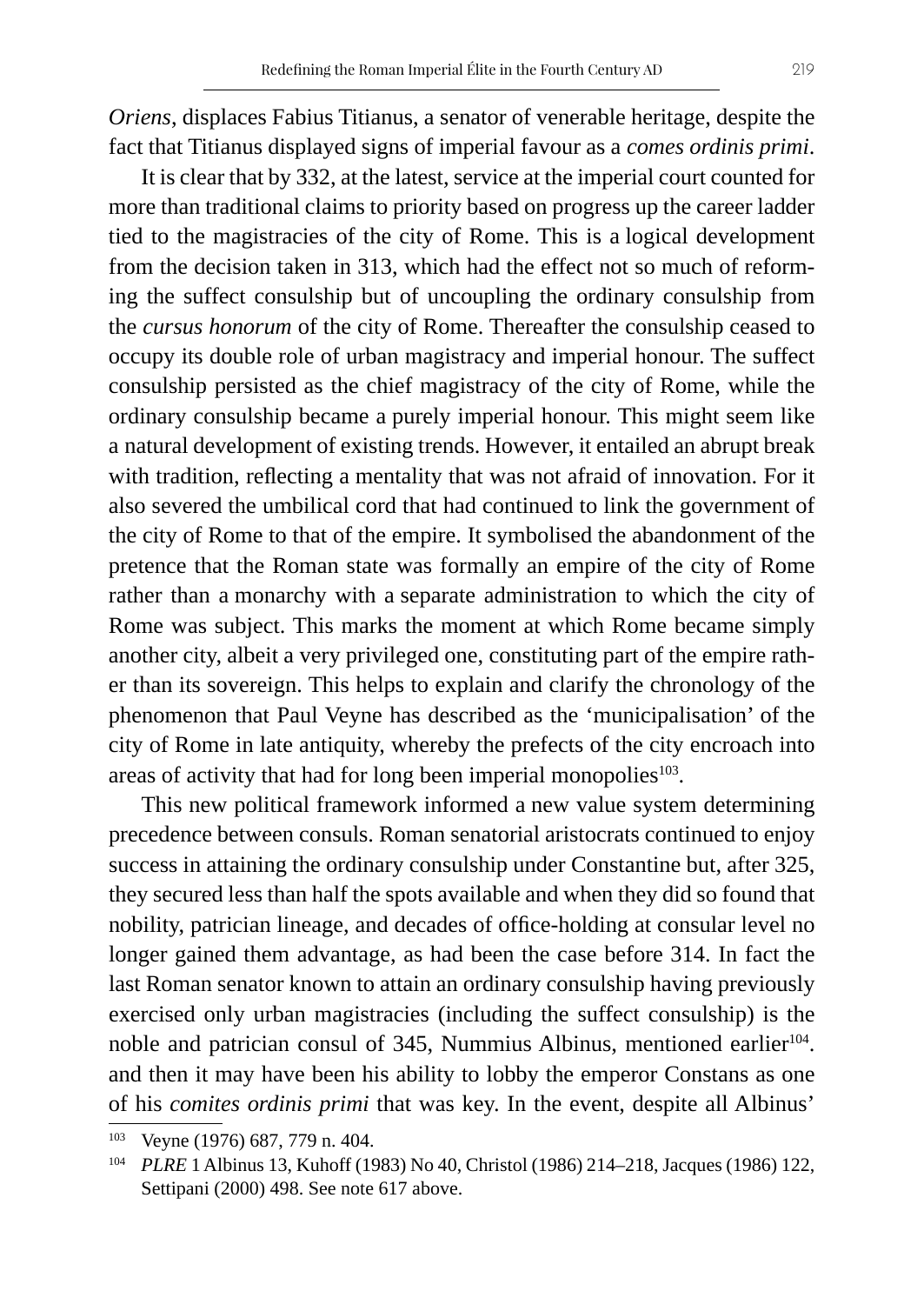*Oriens*, displaces Fabius Titianus, a senator of venerable heritage, despite the fact that Titianus displayed signs of imperial favour as a *comes ordinis primi*.

It is clear that by 332, at the latest, service at the imperial court counted for more than traditional claims to priority based on progress up the career ladder tied to the magistracies of the city of Rome. This is a logical development from the decision taken in 313, which had the effect not so much of reforming the suffect consulship but of uncoupling the ordinary consulship from the *cursus honorum* of the city of Rome. Thereafter the consulship ceased to occupy its double role of urban magistracy and imperial honour. The suffect consulship persisted as the chief magistracy of the city of Rome, while the ordinary consulship became a purely imperial honour. This might seem like a natural development of existing trends. However, it entailed an abrupt break with tradition, reflecting a mentality that was not afraid of innovation. For it also severed the umbilical cord that had continued to link the government of the city of Rome to that of the empire. It symbolised the abandonment of the pretence that the Roman state was formally an empire of the city of Rome rather than a monarchy with a separate administration to which the city of Rome was subject. This marks the moment at which Rome became simply another city, albeit a very privileged one, constituting part of the empire rather than its sovereign. This helps to explain and clarify the chronology of the phenomenon that Paul Veyne has described as the 'municipalisation' of the city of Rome in late antiquity, whereby the prefects of the city encroach into areas of activity that had for long been imperial monopolies[103].

This new political framework informed a new value system determining precedence between consuls. Roman senatorial aristocrats continued to enjoy success in attaining the ordinary consulship under Constantine but, after 325, they secured less than half the spots available and when they did so found that nobility, patrician lineage, and decades of office-holding at consular level no longer gained them advantage, as had been the case before 314. In fact the last Roman senator known to attain an ordinary consulship having previously exercised only urban magistracies (including the suffect consulship) is the noble and patrician consul of 345, Nummius Albinus, mentioned earlier[104]. and then it may have been his ability to lobby the emperor Constans as one of his *comites ordinis primi* that was key. In the event, despite all Albinus'

---

[103] Veyne (1976) 687, 779 n. 404.

[104] *PLRE* 1 Albinus 13, Kuhoff (1983) No 40, Christol (1986) 214–218, Jacques (1986) 122, Settipani (2000) 498. See note 617 above.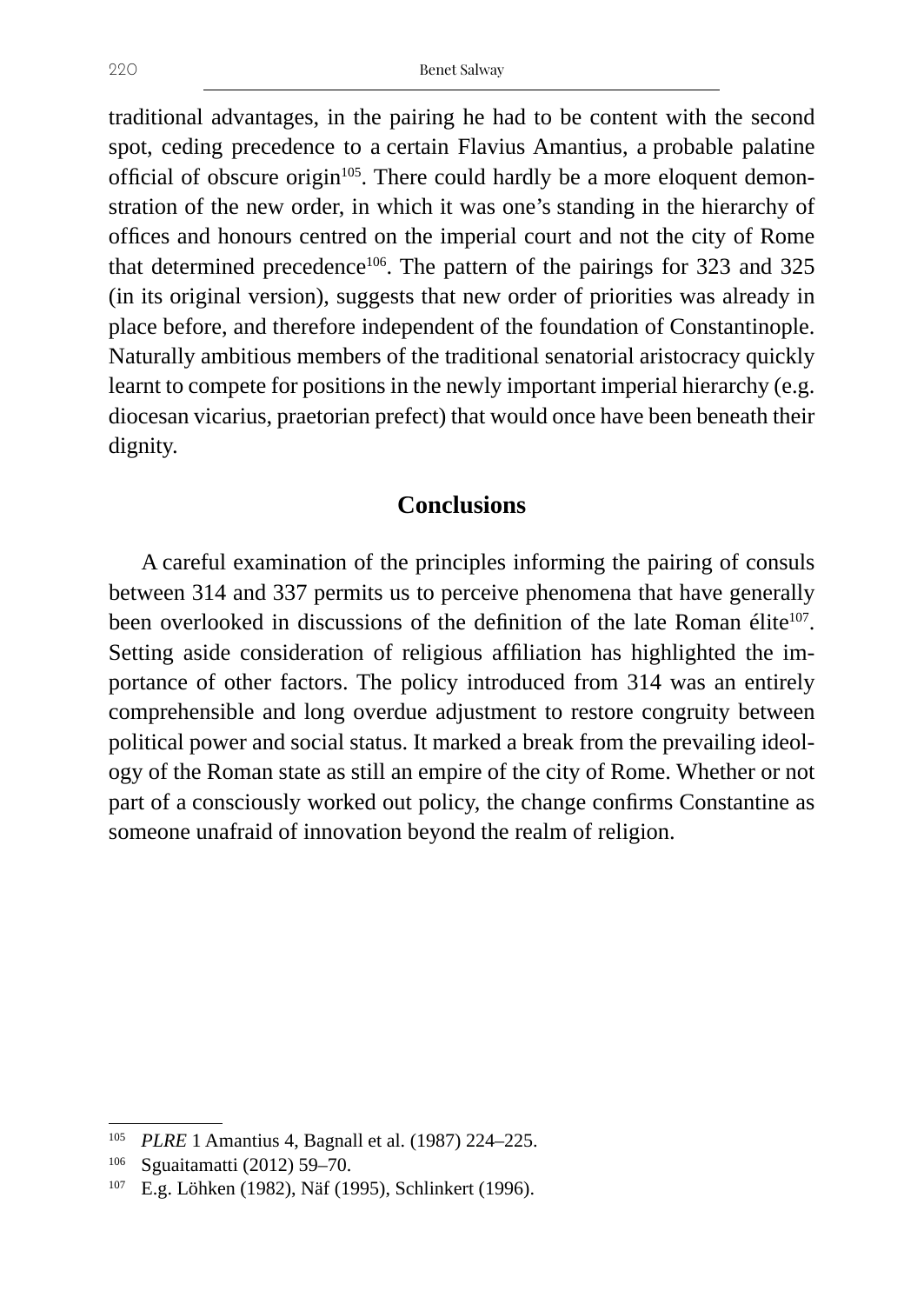traditional advantages, in the pairing he had to be content with the second spot, ceding precedence to a certain Flavius Amantius, a probable palatine official of obscure origin[105]. There could hardly be a more eloquent demonstration of the new order, in which it was one's standing in the hierarchy of offices and honours centred on the imperial court and not the city of Rome that determined precedence[106]. The pattern of the pairings for 323 and 325 (in its original version), suggests that new order of priorities was already in place before, and therefore independent of the foundation of Constantinople. Naturally ambitious members of the traditional senatorial aristocracy quickly learnt to compete for positions in the newly important imperial hierarchy (e.g. diocesan vicarius, praetorian prefect) that would once have been beneath their dignity.

## Conclusions

A careful examination of the principles informing the pairing of consuls between 314 and 337 permits us to perceive phenomena that have generally been overlooked in discussions of the definition of the late Roman élite[107]. Setting aside consideration of religious affiliation has highlighted the importance of other factors. The policy introduced from 314 was an entirely comprehensible and long overdue adjustment to restore congruity between political power and social status. It marked a break from the prevailing ideology of the Roman state as still an empire of the city of Rome. Whether or not part of a consciously worked out policy, the change confirms Constantine as someone unafraid of innovation beyond the realm of religion.

---

[105] *PLRE* 1 Amantius 4, Bagnall et al. (1987) 224–225.

[106] Sguaitamatti (2012) 59–70.

[107] E.g. Löhken (1982), Näf (1995), Schlinkert (1996).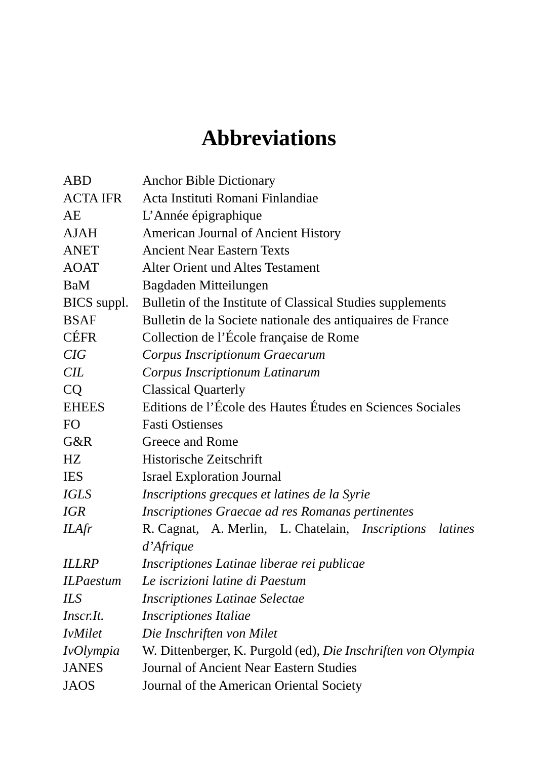# Abbreviations

| | |
|---|---|
| ABD | Anchor Bible Dictionary |
| ACTA IFR | Acta Instituti Romani Finlandiae |
| AE | L'Année épigraphique |
| AJAH | American Journal of Ancient History |
| ANET | Ancient Near Eastern Texts |
| AOAT | Alter Orient und Altes Testament |
| BaM | Bagdaden Mitteilungen |
| BICS suppl. | Bulletin of the Institute of Classical Studies supplements |
| BSAF | Bulletin de la Societe nationale des antiquaires de France |
| CÉFR | Collection de l'École française de Rome |
| *CIG* | *Corpus Inscriptionum Graecarum* |
| *CIL* | *Corpus Inscriptionum Latinarum* |
| CQ | Classical Quarterly |
| EHEES | Editions de l'École des Hautes Études en Sciences Sociales |
| FO | Fasti Ostienses |
| G&R | Greece and Rome |
| HZ | Historische Zeitschrift |
| IES | Israel Exploration Journal |
| *IGLS* | *Inscriptions grecques et latines de la Syrie* |
| *IGR* | *Inscriptiones Graecae ad res Romanas pertinentes* |
| *ILAfr* | R. Cagnat, A. Merlin, L. Chatelain, *Inscriptions latines d'Afrique* |
| *ILLRP* | *Inscriptiones Latinae liberae rei publicae* |
| *ILPaestum* | *Le iscrizioni latine di Paestum* |
| *ILS* | *Inscriptiones Latinae Selectae* |
| *Inscr.It.* | *Inscriptiones Italiae* |
| *IvMilet* | *Die Inschriften von Milet* |
| *IvOlympia* | W. Dittenberger, K. Purgold (ed), *Die Inschriften von Olympia* |
| JANES | Journal of Ancient Near Eastern Studies |
| JAOS | Journal of the American Oriental Society |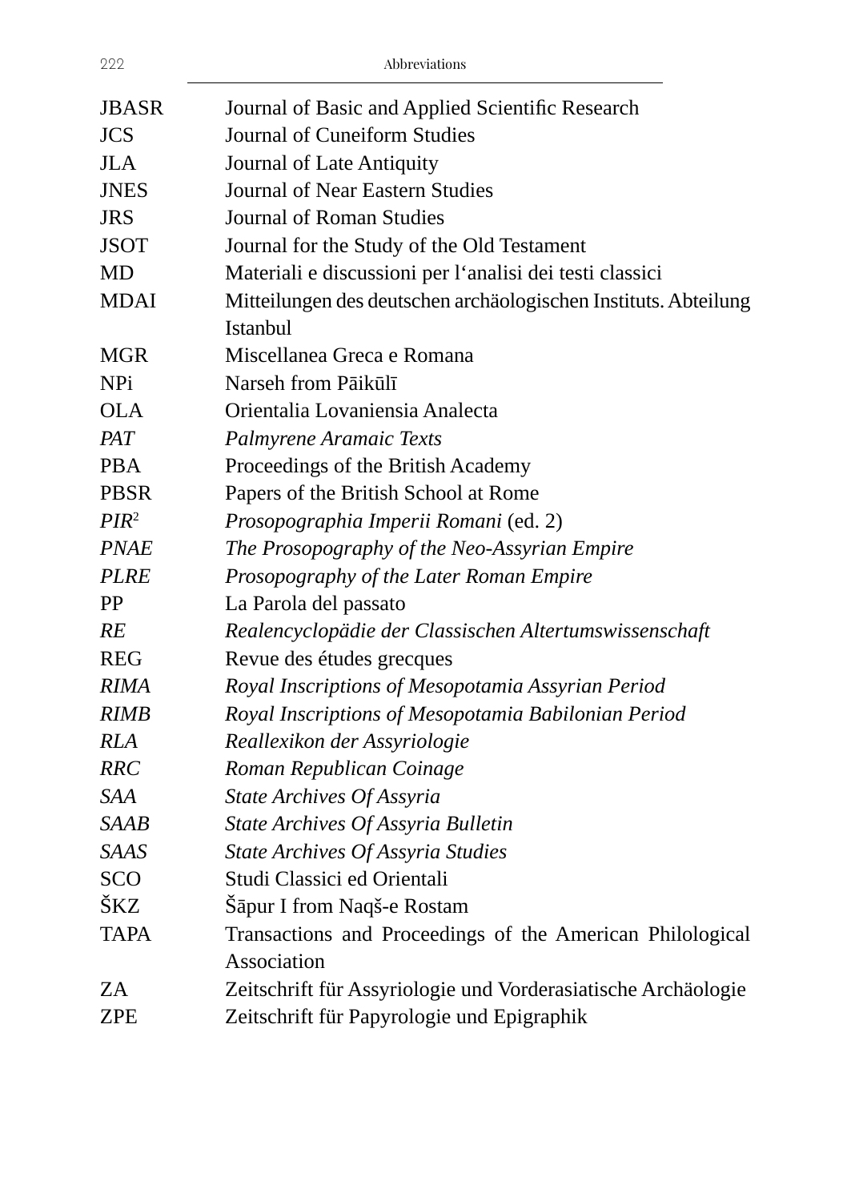| | |
|---|---|
| JBASR | Journal of Basic and Applied Scientific Research |
| JCS | Journal of Cuneiform Studies |
| JLA | Journal of Late Antiquity |
| JNES | Journal of Near Eastern Studies |
| JRS | Journal of Roman Studies |
| JSOT | Journal for the Study of the Old Testament |
| MD | Materiali e discussioni per l'analisi dei testi classici |
| MDAI | Mitteilungen des deutschen archäologischen Instituts. Abteilung Istanbul |
| MGR | Miscellanea Greca e Romana |
| NPi | Narseh from Pāikūlī |
| OLA | Orientalia Lovaniensia Analecta |
| *PAT* | *Palmyrene Aramaic Texts* |
| PBA | Proceedings of the British Academy |
| PBSR | Papers of the British School at Rome |
| *PIR*² | *Prosopographia Imperii Romani* (ed. 2) |
| *PNAE* | *The Prosopography of the Neo-Assyrian Empire* |
| *PLRE* | *Prosopography of the Later Roman Empire* |
| PP | La Parola del passato |
| *RE* | *Realencyclopädie der Classischen Altertumswissenschaft* |
| REG | Revue des études grecques |
| *RIMA* | *Royal Inscriptions of Mesopotamia Assyrian Period* |
| *RIMB* | *Royal Inscriptions of Mesopotamia Babilonian Period* |
| *RLA* | *Reallexikon der Assyriologie* |
| *RRC* | *Roman Republican Coinage* |
| *SAA* | *State Archives Of Assyria* |
| *SAAB* | *State Archives Of Assyria Bulletin* |
| *SAAS* | *State Archives Of Assyria Studies* |
| SCO | Studi Classici ed Orientali |
| ŠKZ | Šāpur I from Naqš-e Rostam |
| TAPA | Transactions and Proceedings of the American Philological Association |
| ZA | Zeitschrift für Assyriologie und Vorderasiatische Archäologie |
| ZPE | Zeitschrift für Papyrologie und Epigraphik |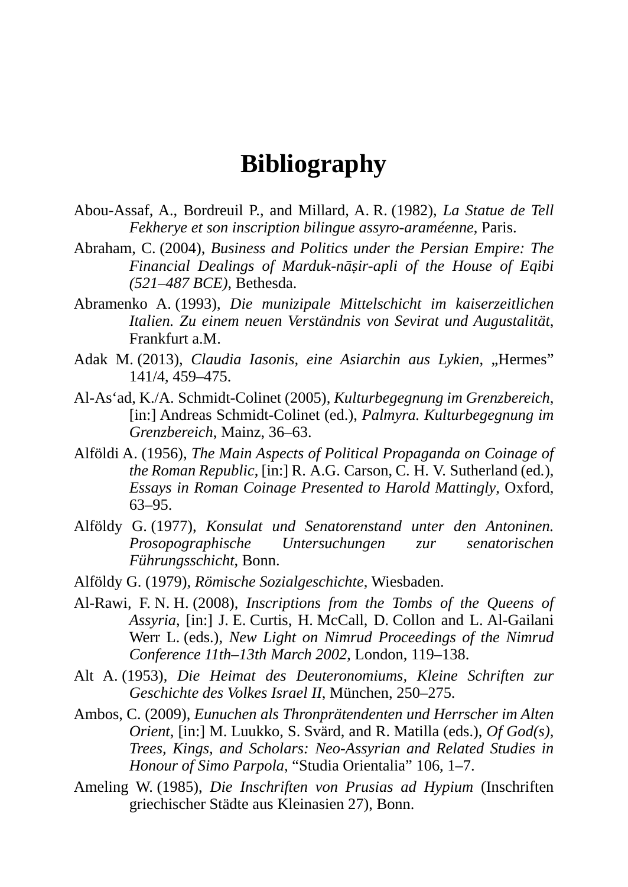# Bibliography

Abou-Assaf, A., Bordreuil P., and Millard, A. R. (1982), *La Statue de Tell Fekherye et son inscription bilingue assyro-araméenne*, Paris.

Abraham, C. (2004), *Business and Politics under the Persian Empire: The Financial Dealings of Marduk-nāṣir-apli of the House of Eqibi (521–487 BCE)*, Bethesda.

Abramenko A. (1993), *Die munizipale Mittelschicht im kaiserzeitlichen Italien. Zu einem neuen Verständnis von Sevirat und Augustalität,* Frankfurt a.M.

Adak M. (2013), *Claudia Iasonis, eine Asiarchin aus Lykien*, „Hermes" 141/4, 459–475.

Al-As'ad, K./A. Schmidt-Colinet (2005), *Kulturbegegnung im Grenzbereich*, [in:] Andreas Schmidt-Colinet (ed.), *Palmyra. Kulturbegegnung im Grenzbereich*, Mainz, 36–63.

Alföldi A. (1956), *The Main Aspects of Political Propaganda on Coinage of the Roman Republic*, [in:] R. A.G. Carson, C. H. V. Sutherland (ed.), *Essays in Roman Coinage Presented to Harold Mattingly*, Oxford, 63–95.

Alföldy G. (1977), *Konsulat und Senatorenstand unter den Antoninen. Prosopographische Untersuchungen zur senatorischen Führungsschicht*, Bonn.

Alföldy G. (1979), *Römische Sozialgeschichte*, Wiesbaden.

Al-Rawi, F. N. H. (2008), *Inscriptions from the Tombs of the Queens of Assyria*, [in:] J. E. Curtis, H. McCall, D. Collon and L. Al-Gailani Werr L. (eds.), *New Light on Nimrud Proceedings of the Nimrud Conference 11th–13th March 2002*, London, 119–138.

Alt A. (1953), *Die Heimat des Deuteronomiums, Kleine Schriften zur Geschichte des Volkes Israel II*, München, 250–275.

Ambos, C. (2009), *Eunuchen als Thronprätendenten und Herrscher im Alten Orient*, [in:] M. Luukko, S. Svärd, and R. Matilla (eds.), *Of God(s), Trees, Kings, and Scholars: Neo-Assyrian and Related Studies in Honour of Simo Parpola*, "Studia Orientalia" 106, 1–7.

Ameling W. (1985), *Die Inschriften von Prusias ad Hypium* (Inschriften griechischer Städte aus Kleinasien 27), Bonn.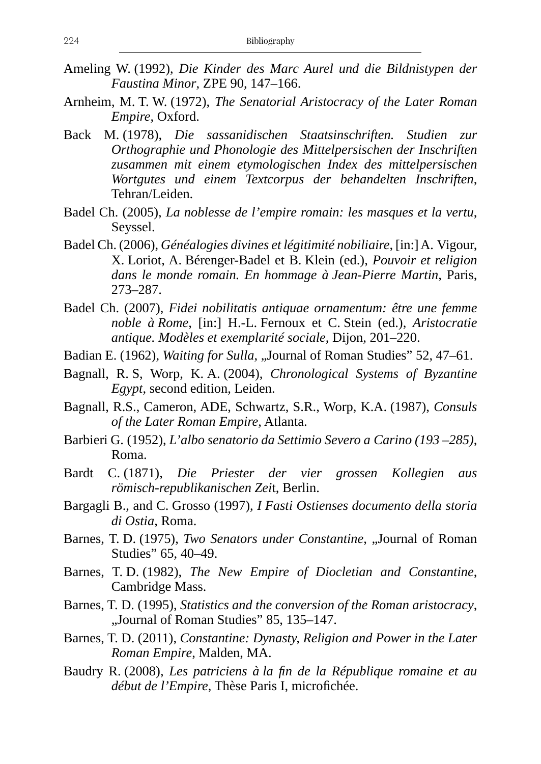Ameling W. (1992), *Die Kinder des Marc Aurel und die Bildnistypen der Faustina Minor*, ZPE 90, 147–166.

Arnheim, M. T. W. (1972), *The Senatorial Aristocracy of the Later Roman Empire*, Oxford.

Back M. (1978), *Die sassanidischen Staatsinschriften. Studien zur Orthographie und Phonologie des Mittelpersischen der Inschriften zusammen mit einem etymologischen Index des mittelpersischen Wortgutes und einem Textcorpus der behandelten Inschriften*, Tehran/Leiden.

Badel Ch. (2005), *La noblesse de l'empire romain: les masques et la vertu*, Seyssel.

Badel Ch. (2006), *Généalogies divines et légitimité nobiliaire*, [in:] A. Vigour, X. Loriot, A. Bérenger-Badel et B. Klein (ed.), *Pouvoir et religion dans le monde romain. En hommage à Jean-Pierre Martin*, Paris, 273–287.

Badel Ch. (2007), *Fidei nobilitatis antiquae ornamentum: être une femme noble à Rome*, [in:] H.-L. Fernoux et C. Stein (ed.), *Aristocratie antique. Modèles et exemplarité sociale*, Dijon, 201–220.

Badian E. (1962), *Waiting for Sulla*, „Journal of Roman Studies" 52, 47–61.

Bagnall, R. S, Worp, K. A. (2004), *Chronological Systems of Byzantine Egypt*, second edition, Leiden.

Bagnall, R.S., Cameron, ADE, Schwartz, S.R., Worp, K.A. (1987), *Consuls of the Later Roman Empire*, Atlanta.

Barbieri G. (1952), *L'albo senatorio da Settimio Severo a Carino (193 –285)*, Roma.

Bardt C. (1871), *Die Priester der vier grossen Kollegien aus römisch-republikanischen Zei*t, Berlin.

Bargagli B., and C. Grosso (1997), *I Fasti Ostienses documento della storia di Ostia*, Roma.

Barnes, T. D. (1975), *Two Senators under Constantine*, „Journal of Roman Studies" 65, 40–49.

Barnes, T. D. (1982), *The New Empire of Diocletian and Constantine*, Cambridge Mass.

Barnes, T. D. (1995), *Statistics and the conversion of the Roman aristocracy*, „Journal of Roman Studies" 85, 135–147.

Barnes, T. D. (2011), *Constantine: Dynasty, Religion and Power in the Later Roman Empire*, Malden, MA.

Baudry R. (2008), *Les patriciens à la fin de la République romaine et au début de l'Empire*, Thèse Paris I, microfichée.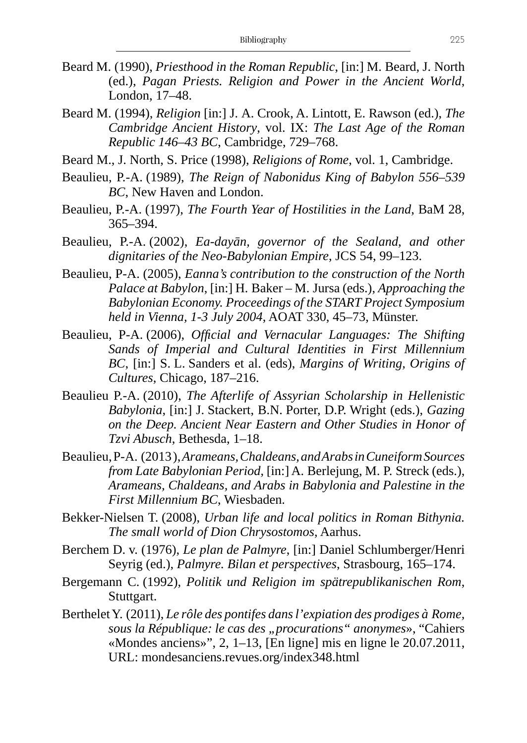Beard M. (1990), *Priesthood in the Roman Republic*, [in:] M. Beard, J. North (ed.), *Pagan Priests. Religion and Power in the Ancient World*, London, 17–48.

Beard M. (1994), *Religion* [in:] J. A. Crook, A. Lintott, E. Rawson (ed.), *The Cambridge Ancient History*, vol. IX: *The Last Age of the Roman Republic 146–43 BC*, Cambridge, 729–768.

Beard M., J. North, S. Price (1998), *Religions of Rome*, vol. 1, Cambridge.

Beaulieu, P.-A. (1989), *The Reign of Nabonidus King of Babylon 556–539 BC*, New Haven and London.

Beaulieu, P.-A. (1997), *The Fourth Year of Hostilities in the Land*, BaM 28, 365–394.

Beaulieu, P.-A. (2002), *Ea-dayān, governor of the Sealand, and other dignitaries of the Neo-Babylonian Empire*, JCS 54, 99–123.

Beaulieu, P-A. (2005), *Eanna's contribution to the construction of the North Palace at Babylon*, [in:] H. Baker – M. Jursa (eds.), *Approaching the Babylonian Economy. Proceedings of the START Project Symposium held in Vienna, 1-3 July 2004*, AOAT 330, 45–73, Münster.

Beaulieu, P-A. (2006), *Official and Vernacular Languages: The Shifting Sands of Imperial and Cultural Identities in First Millennium BC*, [in:] S. L. Sanders et al. (eds), *Margins of Writing, Origins of Cultures*, Chicago, 187–216.

Beaulieu P.-A. (2010), *The Afterlife of Assyrian Scholarship in Hellenistic Babylonia*, [in:] J. Stackert, B.N. Porter, D.P. Wright (eds.), *Gazing on the Deep. Ancient Near Eastern and Other Studies in Honor of Tzvi Abusch*, Bethesda, 1–18.

Beaulieu, P-A. (2013), *Arameans, Chaldeans, and Arabs in Cuneiform Sources from Late Babylonian Period*, [in:] A. Berlejung, M. P. Streck (eds.), *Arameans, Chaldeans, and Arabs in Babylonia and Palestine in the First Millennium BC*, Wiesbaden.

Bekker-Nielsen T. (2008), *Urban life and local politics in Roman Bithynia. The small world of Dion Chrysostomos*, Aarhus.

Berchem D. v. (1976), *Le plan de Palmyre*, [in:] Daniel Schlumberger/Henri Seyrig (ed.), *Palmyre. Bilan et perspectives*, Strasbourg, 165–174.

Bergemann C. (1992), *Politik und Religion im spätrepublikanischen Rom*, Stuttgart.

Berthelet Y. (2011), *Le rôle des pontifes dans l'expiation des prodiges à Rome, sous la République: le cas des „procurations" anonymes*», "Cahiers «Mondes anciens»", 2, 1–13, [En ligne] mis en ligne le 20.07.2011, URL: mondesanciens.revues.org/index348.html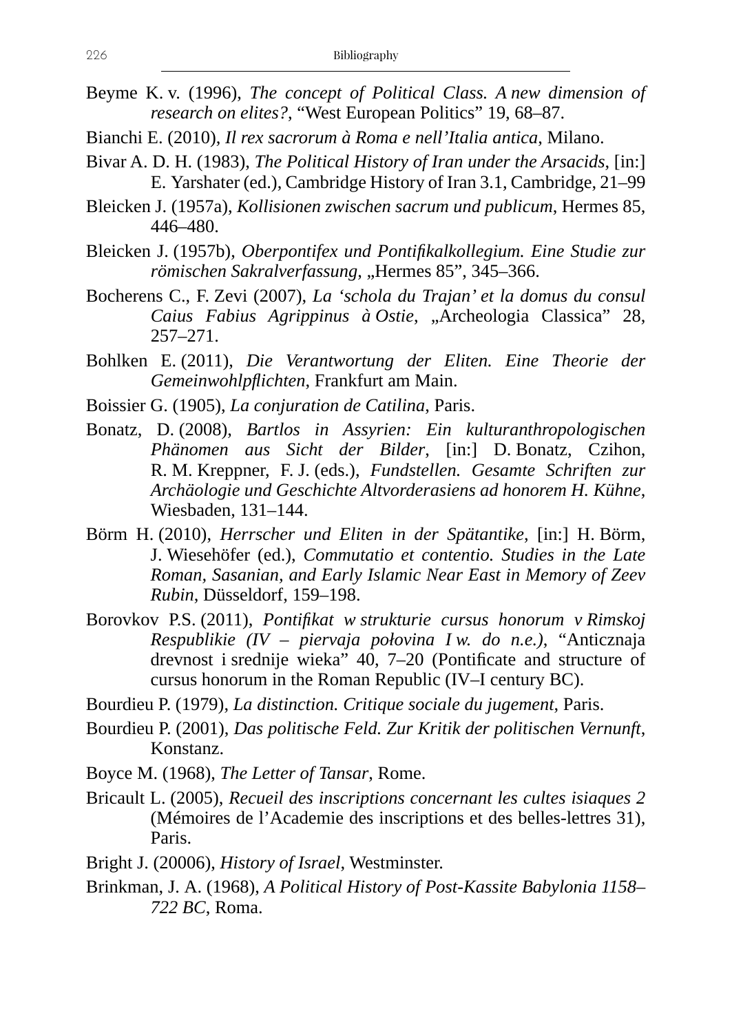Beyme K. v. (1996), *The concept of Political Class. A new dimension of research on elites?*, “West European Politics” 19, 68–87.

Bianchi E. (2010), *Il rex sacrorum à Roma e nell’Italia antica*, Milano.

Bivar A. D. H. (1983), *The Political History of Iran under the Arsacids*, [in:] E. Yarshater (ed.), Cambridge History of Iran 3.1, Cambridge, 21–99

Bleicken J. (1957a), *Kollisionen zwischen sacrum und publicum*, Hermes 85, 446–480.

Bleicken J. (1957b), *Oberpontifex und Pontifikalkollegium. Eine Studie zur römischen Sakralverfassung*, „Hermes 85”, 345–366.

Bocherens C., F. Zevi (2007), *La ‘schola du Trajan’ et la domus du consul Caius Fabius Agrippinus à Ostie*, „Archeologia Classica” 28, 257–271.

Bohlken E. (2011), *Die Verantwortung der Eliten. Eine Theorie der Gemeinwohlpflichten*, Frankfurt am Main.

Boissier G. (1905), *La conjuration de Catilina*, Paris.

Bonatz, D. (2008), *Bartlos in Assyrien: Ein kulturanthropologischen Phänomen aus Sicht der Bilder*, [in:] D. Bonatz, Czihon, R. M. Kreppner, F. J. (eds.), *Fundstellen. Gesamte Schriften zur Archäologie und Geschichte Altvorderasiens ad honorem H. Kühne*, Wiesbaden, 131–144.

Börm H. (2010), *Herrscher und Eliten in der Spätantike*, [in:] H. Börm, J. Wiesehöfer (ed.), *Commutatio et contentio. Studies in the Late Roman, Sasanian, and Early Islamic Near East in Memory of Zeev Rubin*, Düsseldorf, 159–198.

Borovkov P.S. (2011), *Pontifikat w strukturie cursus honorum v Rimskoj Respublikie (IV – piervaja połovina I w. do n.e.)*, “Anticznaja drevnost i srednije wieka” 40, 7–20 (Pontificate and structure of cursus honorum in the Roman Republic (IV–I century BC).

Bourdieu P. (1979), *La distinction. Critique sociale du jugement*, Paris.

Bourdieu P. (2001), *Das politische Feld. Zur Kritik der politischen Vernunft*, Konstanz.

Boyce M. (1968), *The Letter of Tansar*, Rome.

Bricault L. (2005), *Recueil des inscriptions concernant les cultes isiaques 2* (Mémoires de l’Academie des inscriptions et des belles-lettres 31), Paris.

Bright J. (20006), *History of Israel*, Westminster.

Brinkman, J. A. (1968), *A Political History of Post-Kassite Babylonia 1158–722 BC*, Roma.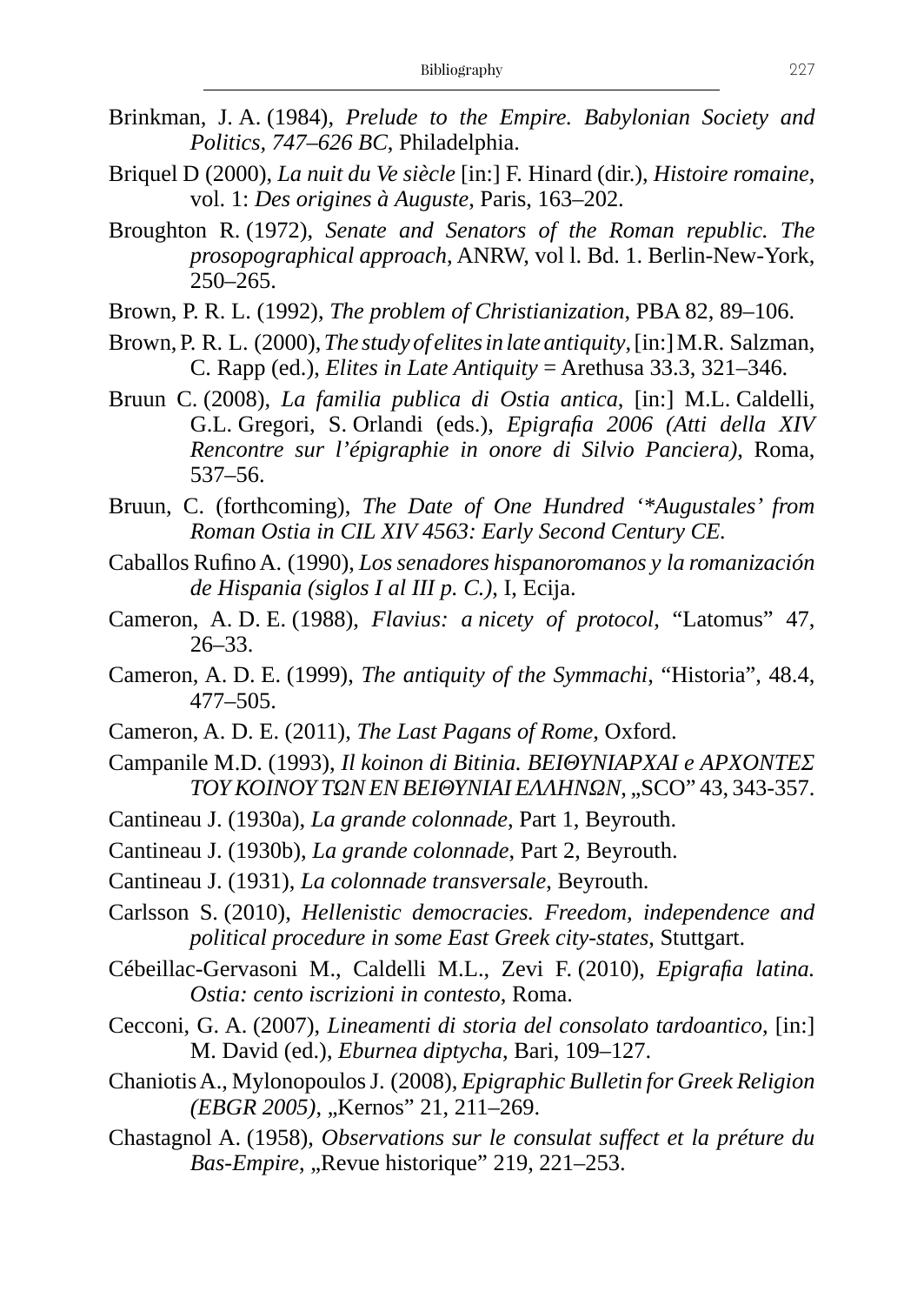Brinkman, J. A. (1984), *Prelude to the Empire. Babylonian Society and Politics, 747–626 BC*, Philadelphia.

Briquel D (2000), *La nuit du Ve siècle* [in:] F. Hinard (dir.), *Histoire romaine*, vol. 1: *Des origines à Auguste*, Paris, 163–202.

Broughton R. (1972), *Senate and Senators of the Roman republic. The prosopographical approach*, ANRW, vol l. Bd. 1. Berlin-New-York, 250–265.

Brown, P. R. L. (1992), *The problem of Christianization*, PBA 82, 89–106.

Brown, P. R. L. (2000), *The study of elites in late antiquity*, [in:] M.R. Salzman, C. Rapp (ed.), *Elites in Late Antiquity* = Arethusa 33.3, 321–346.

Bruun C. (2008), *La familia publica di Ostia antica*, [in:] M.L. Caldelli, G.L. Gregori, S. Orlandi (eds.), *Epigrafia 2006 (Atti della XIV Rencontre sur l'épigraphie in onore di Silvio Panciera)*, Roma, 537–56.

Bruun, C. (forthcoming), *The Date of One Hundred '*Augustales' from Roman Ostia in CIL XIV 4563: Early Second Century CE*.

Caballos Rufino A. (1990), *Los senadores hispanoromanos y la romanización de Hispania (siglos I al III p. C.)*, I, Ecija.

Cameron, A. D. E. (1988), *Flavius: a nicety of protocol*, "Latomus" 47, 26–33.

Cameron, A. D. E. (1999), *The antiquity of the Symmachi*, "Historia", 48.4, 477–505.

Cameron, A. D. E. (2011), *The Last Pagans of Rome*, Oxford.

Campanile M.D. (1993), *Il koinon di Bitinia. ΒΕΙΘΥΝΙΑΡΧΑΙ e ΑΡΧΟΝΤΕΣ ΤΟΥ ΚΟΙΝΟΥ ΤΩΝ ΕΝ ΒΕΙΘΥΝΙΑΙ ΕΛΛΗΝΩΝ*, „SCO" 43, 343-357.

Cantineau J. (1930a), *La grande colonnade*, Part 1, Beyrouth.

Cantineau J. (1930b), *La grande colonnade*, Part 2, Beyrouth.

Cantineau J. (1931), *La colonnade transversale*, Beyrouth.

Carlsson S. (2010), *Hellenistic democracies. Freedom, independence and political procedure in some East Greek city-states*, Stuttgart.

Cébeillac-Gervasoni M., Caldelli M.L., Zevi F. (2010), *Epigrafia latina. Ostia: cento iscrizioni in contesto*, Roma.

Cecconi, G. A. (2007), *Lineamenti di storia del consolato tardoantico*, [in:] M. David (ed.), *Eburnea diptycha*, Bari, 109–127.

Chaniotis A., Mylonopoulos J. (2008), *Epigraphic Bulletin for Greek Religion (EBGR 2005)*, „Kernos" 21, 211–269.

Chastagnol A. (1958), *Observations sur le consulat suffect et la préture du Bas-Empire*, „Revue historique" 219, 221–253.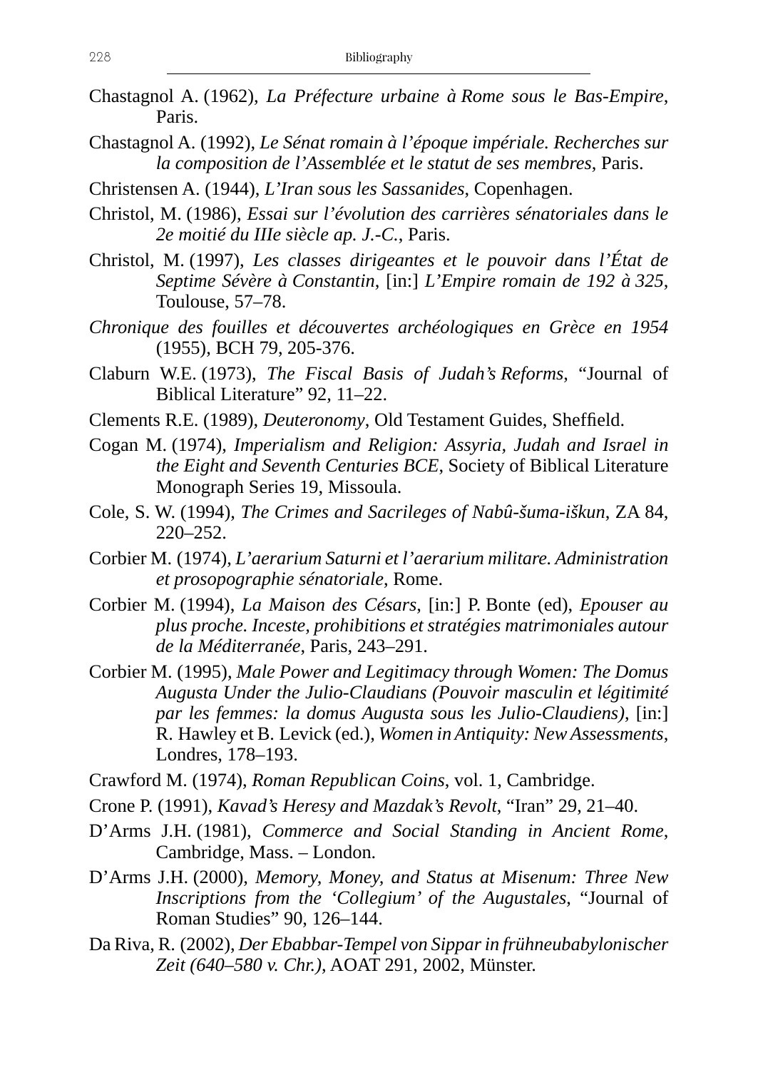Chastagnol A. (1962), *La Préfecture urbaine à Rome sous le Bas-Empire*, Paris.

Chastagnol A. (1992), *Le Sénat romain à l'époque impériale. Recherches sur la composition de l'Assemblée et le statut de ses membres*, Paris.

Christensen A. (1944), *L'Iran sous les Sassanides*, Copenhagen.

Christol, M. (1986), *Essai sur l'évolution des carrières sénatoriales dans le 2e moitié du IIIe siècle ap. J.-C.*, Paris.

Christol, M. (1997), *Les classes dirigeantes et le pouvoir dans l'État de Septime Sévère à Constantin*, [in:] *L'Empire romain de 192 à 325*, Toulouse, 57–78.

*Chronique des fouilles et découvertes archéologiques en Grèce en 1954* (1955), BCH 79, 205-376.

Claburn W.E. (1973), *The Fiscal Basis of Judah's Reforms*, "Journal of Biblical Literature" 92, 11–22.

Clements R.E. (1989), *Deuteronomy*, Old Testament Guides, Sheffield.

Cogan M. (1974), *Imperialism and Religion: Assyria, Judah and Israel in the Eight and Seventh Centuries BCE*, Society of Biblical Literature Monograph Series 19, Missoula.

Cole, S. W. (1994), *The Crimes and Sacrileges of Nabû-šuma-iškun*, ZA 84, 220–252.

Corbier M. (1974), *L'aerarium Saturni et l'aerarium militare. Administration et prosopographie sénatoriale*, Rome.

Corbier M. (1994), *La Maison des Césars*, [in:] P. Bonte (ed), *Epouser au plus proche. Inceste, prohibitions et stratégies matrimoniales autour de la Méditerranée*, Paris, 243–291.

Corbier M. (1995), *Male Power and Legitimacy through Women: The Domus Augusta Under the Julio-Claudians (Pouvoir masculin et légitimité par les femmes: la domus Augusta sous les Julio-Claudiens)*, [in:] R. Hawley et B. Levick (ed.), *Women in Antiquity: New Assessments*, Londres, 178–193.

Crawford M. (1974), *Roman Republican Coins*, vol. 1, Cambridge.

Crone P. (1991), *Kavad's Heresy and Mazdak's Revolt*, "Iran" 29, 21–40.

D'Arms J.H. (1981), *Commerce and Social Standing in Ancient Rome*, Cambridge, Mass. – London.

D'Arms J.H. (2000), *Memory, Money, and Status at Misenum: Three New Inscriptions from the 'Collegium' of the Augustales*, "Journal of Roman Studies" 90, 126–144.

Da Riva, R. (2002), *Der Ebabbar-Tempel von Sippar in frühneubabylonischer Zeit (640–580 v. Chr.)*, AOAT 291, 2002, Münster.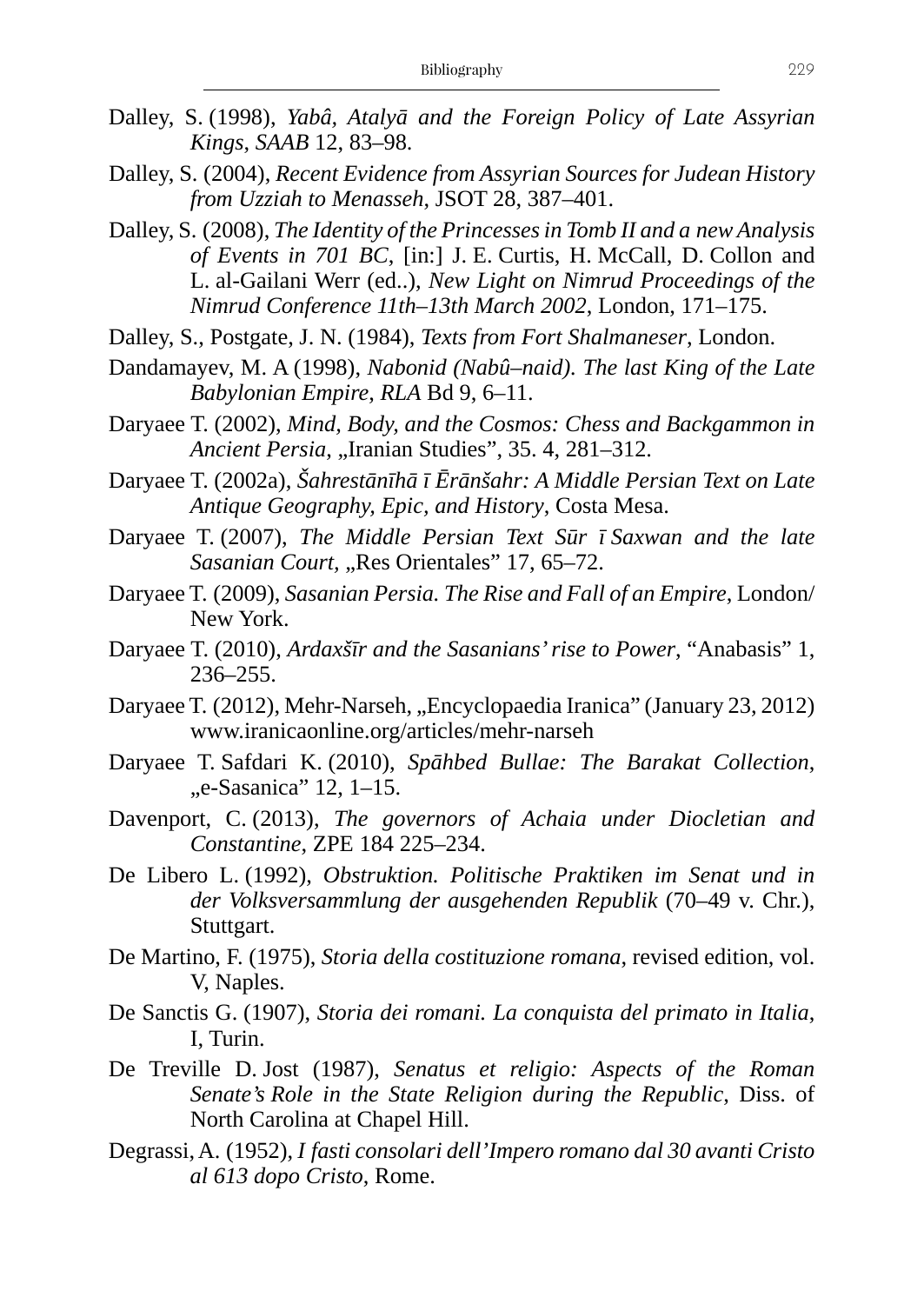Dalley, S. (1998), *Yabâ, Atalyā and the Foreign Policy of Late Assyrian Kings*, *SAAB* 12, 83–98.

Dalley, S. (2004), *Recent Evidence from Assyrian Sources for Judean History from Uzziah to Menasseh*, JSOT 28, 387–401.

Dalley, S. (2008), *The Identity of the Princesses in Tomb II and a new Analysis of Events in 701 BC*, [in:] J. E. Curtis, H. McCall, D. Collon and L. al-Gailani Werr (ed..), *New Light on Nimrud Proceedings of the Nimrud Conference 11th–13th March 2002*, London, 171–175.

Dalley, S., Postgate, J. N. (1984), *Texts from Fort Shalmaneser*, London.

Dandamayev, M. A (1998), *Nabonid (Nabû–naid). The last King of the Late Babylonian Empire*, *RLA* Bd 9, 6–11.

Daryaee T. (2002), *Mind, Body, and the Cosmos: Chess and Backgammon in Ancient Persia*, „Iranian Studies", 35. 4, 281–312.

Daryaee T. (2002a), *Šahrestānīhā ī Ērānšahr: A Middle Persian Text on Late Antique Geography, Epic, and History*, Costa Mesa.

Daryaee T. (2007), *The Middle Persian Text Sūr ī Saxwan and the late Sasanian Court*, „Res Orientales" 17, 65–72.

Daryaee T. (2009), *Sasanian Persia. The Rise and Fall of an Empire*, London/New York.

Daryaee T. (2010), *Ardaxšīr and the Sasanians' rise to Power*, "Anabasis" 1, 236–255.

Daryaee T. (2012), Mehr-Narseh, „Encyclopaedia Iranica" (January 23, 2012) www.iranicaonline.org/articles/mehr-narseh

Daryaee T. Safdari K. (2010), *Spāhbed Bullae: The Barakat Collection*, „e-Sasanica" 12, 1–15.

Davenport, C. (2013), *The governors of Achaia under Diocletian and Constantine*, ZPE 184 225–234.

De Libero L. (1992), *Obstruktion. Politische Praktiken im Senat und in der Volksversammlung der ausgehenden Republik* (70–49 v. Chr.), Stuttgart.

De Martino, F. (1975), *Storia della costituzione romana*, revised edition, vol. V, Naples.

De Sanctis G. (1907), *Storia dei romani. La conquista del primato in Italia*, I, Turin.

De Treville D. Jost (1987), *Senatus et religio: Aspects of the Roman Senate's Role in the State Religion during the Republic*, Diss. of North Carolina at Chapel Hill.

Degrassi, A. (1952), *I fasti consolari dell'Impero romano dal 30 avanti Cristo al 613 dopo Cristo*, Rome.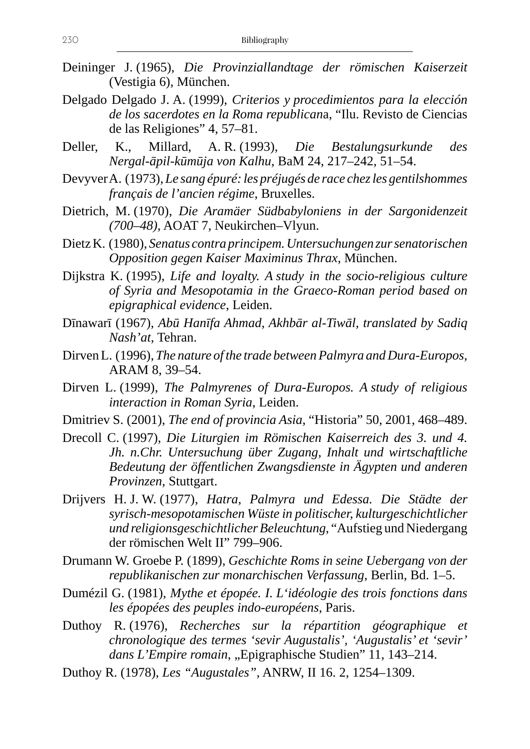Deininger J. (1965), *Die Provinziallandtage der römischen Kaiserzeit* (Vestigia 6), München.

Delgado Delgado J. A. (1999), *Criterios y procedimientos para la elección de los sacerdotes en la Roma republican*a, "Ilu. Revisto de Ciencias de las Religiones" 4, 57–81.

Deller, K., Millard, A. R. (1993), *Die Bestalungsurkunde des Nergal-āpil-kūmūja von Kalhu*, BaM 24, 217–242, 51–54.

Devyver A. (1973), *Le sang épuré: les préjugés de race chez les gentilshommes français de l'ancien régime*, Bruxelles.

Dietrich, M. (1970), *Die Aramäer Südbabyloniens in der Sargonidenzeit (700–48)*, AOAT 7, Neukirchen–Vlyun.

Dietz K. (1980), *Senatus contra principem. Untersuchungen zur senatorischen Opposition gegen Kaiser Maximinus Thrax*, München.

Dijkstra K. (1995), *Life and loyalty. A study in the socio-religious culture of Syria and Mesopotamia in the Graeco-Roman period based on epigraphical evidence*, Leiden.

Dīnawarī (1967), *Abū Hanīfa Ahmad, Akhbār al-Tiwāl, translated by Sadiq Nash'at*, Tehran.

Dirven L. (1996), *The nature of the trade between Palmyra and Dura-Europos*, ARAM 8, 39–54.

Dirven L. (1999), *The Palmyrenes of Dura-Europos. A study of religious interaction in Roman Syria*, Leiden.

Dmitriev S. (2001), *The end of provincia Asia*, "Historia" 50, 2001, 468–489.

Drecoll C. (1997), *Die Liturgien im Römischen Kaiserreich des 3. und 4. Jh. n.Chr. Untersuchung über Zugang, Inhalt und wirtschaftliche Bedeutung der öffentlichen Zwangsdienste in Ägypten und anderen Provinzen*, Stuttgart.

Drijvers H. J. W. (1977), *Hatra, Palmyra und Edessa. Die Städte der syrisch-mesopotamischen Wüste in politischer, kulturgeschichtlicher und religionsgeschichtlicher Beleuchtung*, "Aufstieg und Niedergang der römischen Welt II" 799–906.

Drumann W. Groebe P. (1899), *Geschichte Roms in seine Uebergang von der republikanischen zur monarchischen Verfassung*, Berlin, Bd. 1–5.

Dumézil G. (1981), *Mythe et épopée. I. L'idéologie des trois fonctions dans les épopées des peuples indo-européens*, Paris.

Duthoy R. (1976), *Recherches sur la répartition géographique et chronologique des termes 'sevir Augustalis', 'Augustalis' et 'sevir' dans L'Empire romain*, „Epigraphische Studien" 11, 143–214.

Duthoy R. (1978), *Les "Augustales"*, ANRW, II 16. 2, 1254–1309.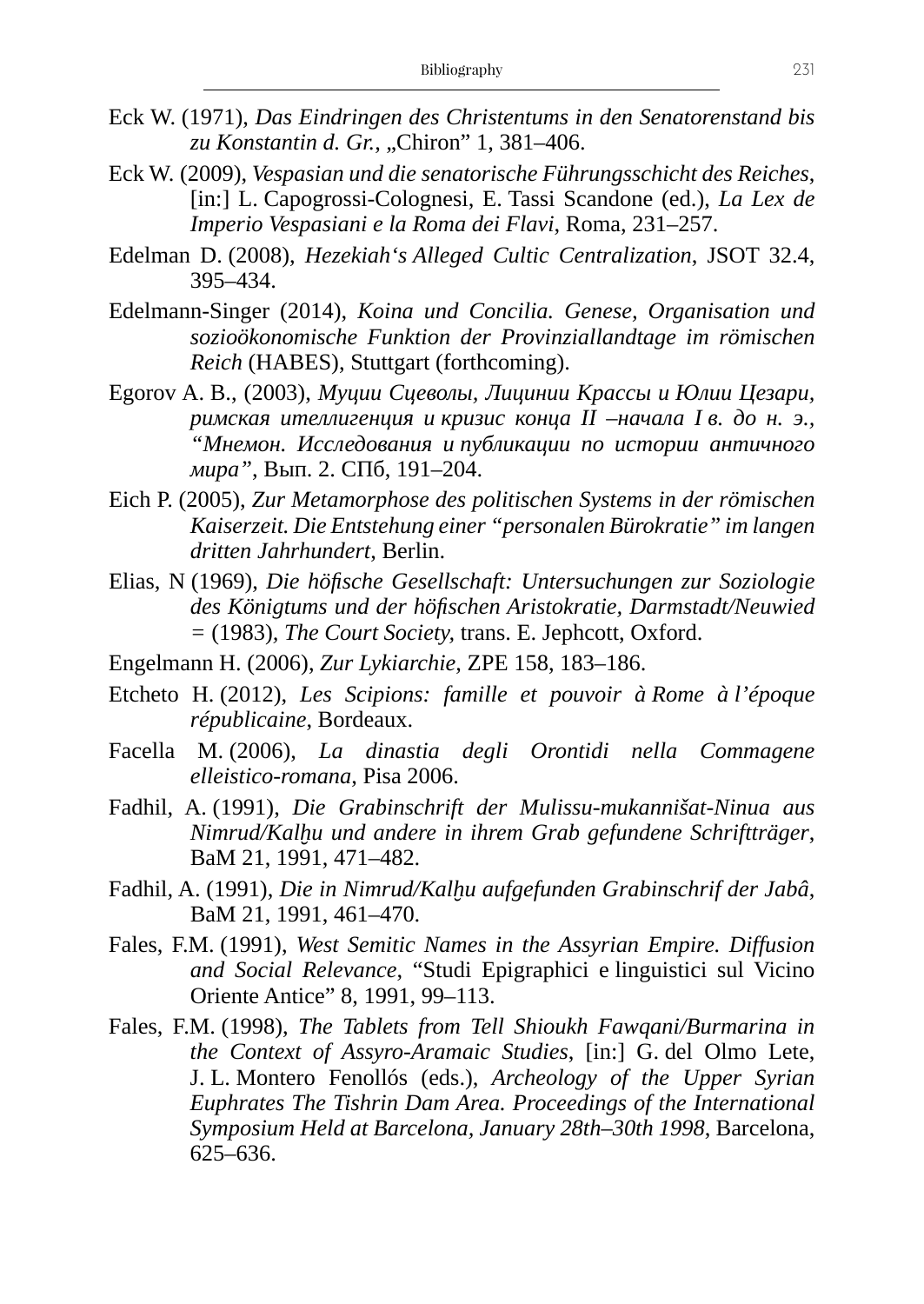Eck W. (1971), *Das Eindringen des Christentums in den Senatorenstand bis zu Konstantin d. Gr.*, „Chiron" 1, 381–406.

Eck W. (2009), *Vespasian und die senatorische Führungsschicht des Reiches*, [in:] L. Capogrossi-Colognesi, E. Tassi Scandone (ed.), *La Lex de Imperio Vespasiani e la Roma dei Flavi*, Roma, 231–257.

Edelman D. (2008), *Hezekiah's Alleged Cultic Centralization*, JSOT 32.4, 395–434.

Edelmann-Singer (2014), *Koina und Concilia. Genese, Organisation und sozioökonomische Funktion der Provinziallandtage im römischen Reich* (HABES), Stuttgart (forthcoming).

Egorov A. B., (2003), *Муции Сцеволы, Лицинии Крассы и Юлии Цезари, римская интеллигенция и кризис конца II –начала I в. до н. э., "Мнемон. Исследования и публикации по истории античного мира"*, Вып. 2. СПб, 191–204.

Eich P. (2005), *Zur Metamorphose des politischen Systems in der römischen Kaiserzeit. Die Entstehung einer "personalen Bürokratie" im langen dritten Jahrhundert*, Berlin.

Elias, N (1969), *Die höfische Gesellschaft: Untersuchungen zur Soziologie des Königtums und der höfischen Aristokratie, Darmstadt/Neuwied =* (1983), *The Court Society*, trans. E. Jephcott, Oxford.

Engelmann H. (2006), *Zur Lykiarchie*, ZPE 158, 183–186.

Etcheto H. (2012), *Les Scipions: famille et pouvoir à Rome à l'époque républicaine*, Bordeaux.

Facella M. (2006), *La dinastia degli Orontidi nella Commagene elleistico-romana*, Pisa 2006.

Fadhil, A. (1991), *Die Grabinschrift der Mulissu-mukannišat-Ninua aus Nimrud/Kalḫu und andere in ihrem Grab gefundene Schriftträger*, BaM 21, 1991, 471–482.

Fadhil, A. (1991), *Die in Nimrud/Kalḫu aufgefunden Grabinschrif der Jabâ*, BaM 21, 1991, 461–470.

Fales, F.M. (1991), *West Semitic Names in the Assyrian Empire. Diffusion and Social Relevance*, "Studi Epigraphici e linguistici sul Vicino Oriente Antice" 8, 1991, 99–113.

Fales, F.M. (1998), *The Tablets from Tell Shioukh Fawqani/Burmarina in the Context of Assyro-Aramaic Studies*, [in:] G. del Olmo Lete, J. L. Montero Fenollós (eds.), *Archeology of the Upper Syrian Euphrates The Tishrin Dam Area. Proceedings of the International Symposium Held at Barcelona, January 28th–30th 1998*, Barcelona, 625–636.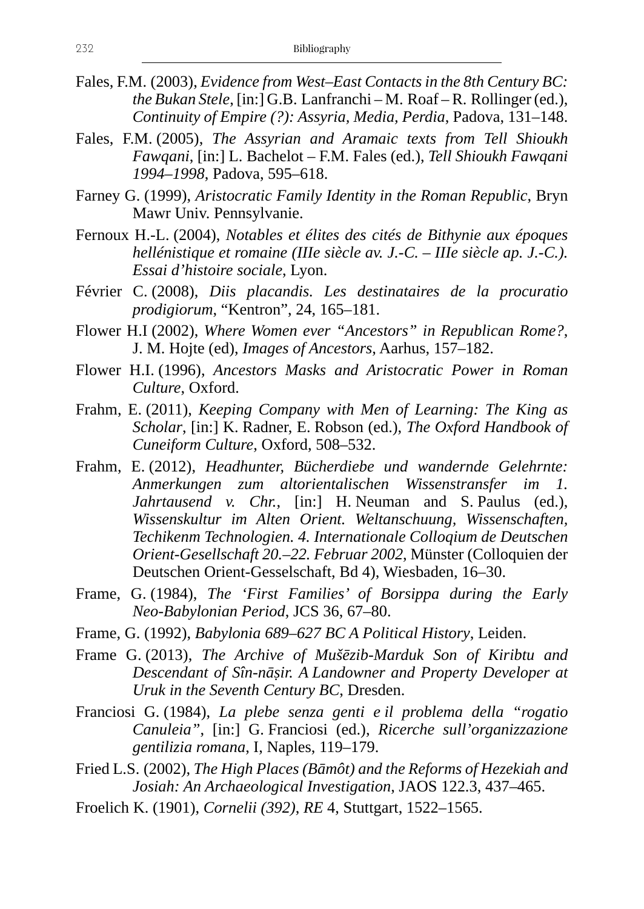Fales, F.M. (2003), *Evidence from West–East Contacts in the 8th Century BC: the Bukan Stele*, [in:] G.B. Lanfranchi – M. Roaf – R. Rollinger (ed.), *Continuity of Empire (?): Assyria, Media, Perdia*, Padova, 131–148.

Fales, F.M. (2005), *The Assyrian and Aramaic texts from Tell Shioukh Fawqani*, [in:] L. Bachelot – F.M. Fales (ed.), *Tell Shioukh Fawqani 1994–1998*, Padova, 595–618.

Farney G. (1999), *Aristocratic Family Identity in the Roman Republic*, Bryn Mawr Univ. Pennsylvanie.

Fernoux H.-L. (2004), *Notables et élites des cités de Bithynie aux époques hellénistique et romaine (IIIe siècle av. J.-C. – IIIe siècle ap. J.-C.). Essai d'histoire sociale*, Lyon.

Février C. (2008), *Diis placandis. Les destinataires de la procuratio prodigiorum*, "Kentron", 24, 165–181.

Flower H.I (2002), *Where Women ever "Ancestors" in Republican Rome?*, J. M. Hojte (ed), *Images of Ancestors*, Aarhus, 157–182.

Flower H.I. (1996), *Ancestors Masks and Aristocratic Power in Roman Culture*, Oxford.

Frahm, E. (2011), *Keeping Company with Men of Learning: The King as Scholar*, [in:] K. Radner, E. Robson (ed.), *The Oxford Handbook of Cuneiform Culture*, Oxford, 508–532.

Frahm, E. (2012), *Headhunter, Bücherdiebe und wandernde Gelehrnte: Anmerkungen zum altorientalischen Wissenstransfer im 1. Jahrtausend v. Chr.*, [in:] H. Neuman and S. Paulus (ed.), *Wissenskultur im Alten Orient. Weltanschuung, Wissenschaften, Techikenm Technologien. 4. Internationale Colloqium de Deutschen Orient-Gesellschaft 20.–22. Februar 2002*, Münster (Colloquien der Deutschen Orient-Gesselschaft, Bd 4), Wiesbaden, 16–30.

Frame, G. (1984), *The 'First Families' of Borsippa during the Early Neo-Babylonian Period*, JCS 36, 67–80.

Frame, G. (1992), *Babylonia 689–627 BC A Political History*, Leiden.

Frame G. (2013), *The Archive of Mušēzib-Marduk Son of Kiribtu and Descendant of Sîn-nāṣir. A Landowner and Property Developer at Uruk in the Seventh Century BC*, Dresden.

Franciosi G. (1984), *La plebe senza genti e il problema della "rogatio Canuleia"*, [in:] G. Franciosi (ed.), *Ricerche sull'organizzazione gentilizia romana*, I, Naples, 119–179.

Fried L.S. (2002), *The High Places (Bāmôt) and the Reforms of Hezekiah and Josiah: An Archaeological Investigation*, JAOS 122.3, 437–465.

Froelich K. (1901), *Cornelii (392)*, *RE* 4, Stuttgart, 1522–1565.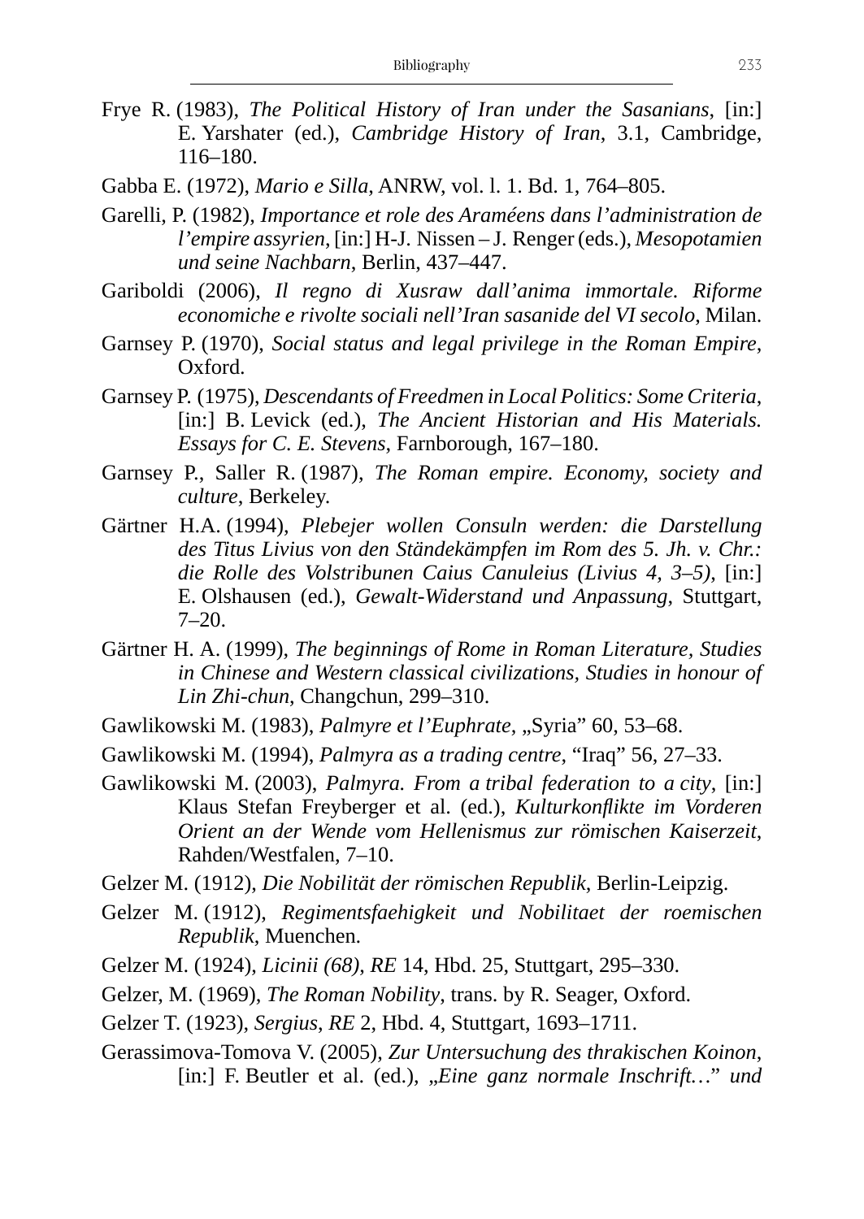Frye R. (1983), *The Political History of Iran under the Sasanians*, [in:] E. Yarshater (ed.), *Cambridge History of Iran*, 3.1, Cambridge, 116–180.

Gabba E. (1972), *Mario e Silla*, ANRW, vol. l. 1. Bd. 1, 764–805.

Garelli, P. (1982), *Importance et role des Araméens dans l'administration de l'empire assyrien*, [in:] H-J. Nissen – J. Renger (eds.), *Mesopotamien und seine Nachbarn*, Berlin, 437–447.

Gariboldi (2006), *Il regno di Xusraw dall'anima immortale. Riforme economiche e rivolte sociali nell'Iran sasanide del VI secolo*, Milan.

Garnsey P. (1970), *Social status and legal privilege in the Roman Empire*, Oxford.

Garnsey P. (1975), *Descendants of Freedmen in Local Politics: Some Criteria*, [in:] B. Levick (ed.), *The Ancient Historian and His Materials. Essays for C. E. Stevens*, Farnborough, 167–180.

Garnsey P., Saller R. (1987), *The Roman empire. Economy, society and culture*, Berkeley.

Gärtner H.A. (1994), *Plebejer wollen Consuln werden: die Darstellung des Titus Livius von den Ständekämpfen im Rom des 5. Jh. v. Chr.: die Rolle des Volstribunen Caius Canuleius (Livius 4, 3–5)*, [in:] E. Olshausen (ed.), *Gewalt-Widerstand und Anpassung*, Stuttgart, 7–20.

Gärtner H. A. (1999), *The beginnings of Rome in Roman Literature, Studies in Chinese and Western classical civilizations, Studies in honour of Lin Zhi-chun*, Changchun, 299–310.

Gawlikowski M. (1983), *Palmyre et l'Euphrate*, „Syria" 60, 53–68.

Gawlikowski M. (1994), *Palmyra as a trading centre*, "Iraq" 56, 27–33.

Gawlikowski M. (2003), *Palmyra. From a tribal federation to a city*, [in:] Klaus Stefan Freyberger et al. (ed.), *Kulturkonflikte im Vorderen Orient an der Wende vom Hellenismus zur römischen Kaiserzeit*, Rahden/Westfalen, 7–10.

Gelzer M. (1912), *Die Nobilität der römischen Republik*, Berlin-Leipzig.

Gelzer M. (1912), *Regimentsfaehigkeit und Nobilitaet der roemischen Republik*, Muenchen.

Gelzer M. (1924), *Licinii (68)*, *RE* 14, Hbd. 25, Stuttgart, 295–330.

Gelzer, M. (1969), *The Roman Nobility*, trans. by R. Seager, Oxford.

Gelzer T. (1923), *Sergius*, *RE* 2, Hbd. 4, Stuttgart, 1693–1711.

Gerassimova-Tomova V. (2005), *Zur Untersuchung des thrakischen Koinon*, [in:] F. Beutler et al. (ed.), *„Eine ganz normale Inschrift…" und*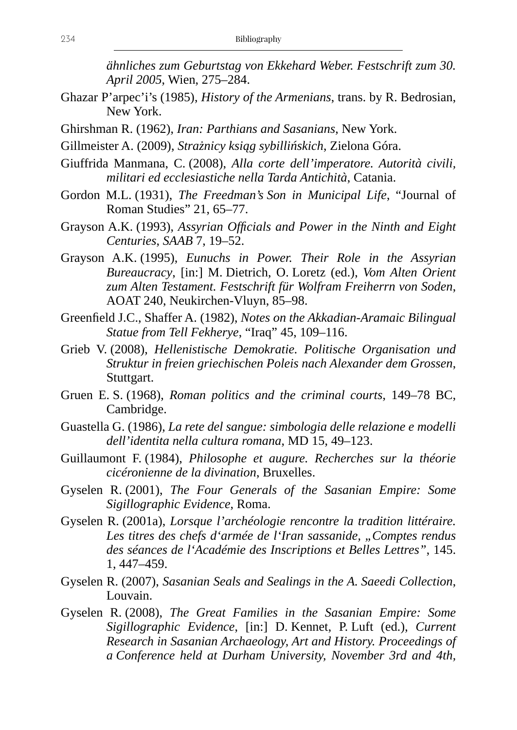*ähnliches zum Geburtstag von Ekkehard Weber. Festschrift zum 30. April 2005*, Wien, 275–284.

Ghazar P'arpec'i's (1985), *History of the Armenians*, trans. by R. Bedrosian, New York.

Ghirshman R. (1962), *Iran: Parthians and Sasanians*, New York.

Gillmeister A. (2009), *Strażnicy ksiąg sybillińskich*, Zielona Góra.

Giuffrida Manmana, C. (2008), *Alla corte dell'imperatore. Autorità civili, militari ed ecclesiastiche nella Tarda Antichità*, Catania.

Gordon M.L. (1931), *The Freedman's Son in Municipal Life*, "Journal of Roman Studies" 21, 65–77.

Grayson A.K. (1993), *Assyrian Officials and Power in the Ninth and Eight Centuries*, *SAAB* 7, 19–52.

Grayson A.K. (1995), *Eunuchs in Power. Their Role in the Assyrian Bureaucracy*, [in:] M. Dietrich, O. Loretz (ed.), *Vom Alten Orient zum Alten Testament. Festschrift für Wolfram Freiherrn von Soden*, AOAT 240, Neukirchen-Vluyn, 85–98.

Greenfield J.C., Shaffer A. (1982), *Notes on the Akkadian-Aramaic Bilingual Statue from Tell Fekherye*, "Iraq" 45, 109–116.

Grieb V. (2008), *Hellenistische Demokratie. Politische Organisation und Struktur in freien griechischen Poleis nach Alexander dem Grossen*, Stuttgart.

Gruen E. S. (1968), *Roman politics and the criminal courts*, 149–78 BC, Cambridge.

Guastella G. (1986), *La rete del sangue: simbologia delle relazione e modelli dell'identita nella cultura romana*, MD 15, 49–123.

Guillaumont F. (1984), *Philosophe et augure. Recherches sur la théorie cicéronienne de la divination*, Bruxelles.

Gyselen R. (2001), *The Four Generals of the Sasanian Empire: Some Sigillographic Evidence*, Roma.

Gyselen R. (2001a), *Lorsque l'archéologie rencontre la tradition littéraire. Les titres des chefs d'armée de l'Iran sassanide*, *„Comptes rendus des séances de l'Académie des Inscriptions et Belles Lettres"*, 145. 1, 447–459.

Gyselen R. (2007), *Sasanian Seals and Sealings in the A. Saeedi Collection*, Louvain.

Gyselen R. (2008), *The Great Families in the Sasanian Empire: Some Sigillographic Evidence*, [in:] D. Kennet, P. Luft (ed.), *Current Research in Sasanian Archaeology, Art and History. Proceedings of a Conference held at Durham University, November 3rd and 4th,*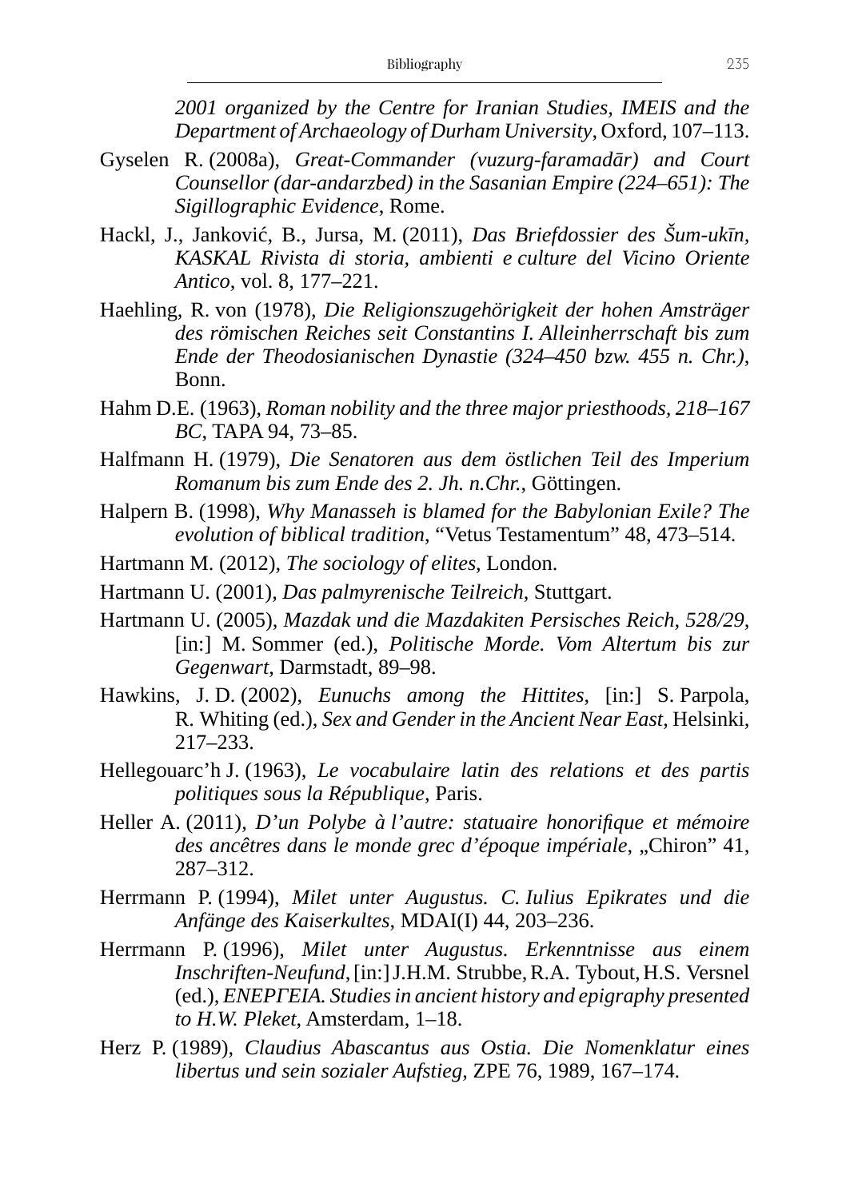*2001 organized by the Centre for Iranian Studies, IMEIS and the Department of Archaeology of Durham University*, Oxford, 107–113.

Gyselen R. (2008a), *Great-Commander (vuzurg-faramadār) and Court Counsellor (dar-andarzbed) in the Sasanian Empire (224–651): The Sigillographic Evidence*, Rome.

Hackl, J., Janković, B., Jursa, M. (2011), *Das Briefdossier des Šum-ukīn*, *KASKAL Rivista di storia, ambienti e culture del Vicino Oriente Antico*, vol. 8, 177–221.

Haehling, R. von (1978), *Die Religionszugehörigkeit der hohen Amsträger des römischen Reiches seit Constantins I. Alleinherrschaft bis zum Ende der Theodosianischen Dynastie (324–450 bzw. 455 n. Chr.)*, Bonn.

Hahm D.E. (1963), *Roman nobility and the three major priesthoods, 218–167 BC*, TAPA 94, 73–85.

Halfmann H. (1979), *Die Senatoren aus dem östlichen Teil des Imperium Romanum bis zum Ende des 2. Jh. n.Chr.*, Göttingen.

Halpern B. (1998), *Why Manasseh is blamed for the Babylonian Exile? The evolution of biblical tradition*, "Vetus Testamentum" 48, 473–514.

Hartmann M. (2012), *The sociology of elites*, London.

Hartmann U. (2001), *Das palmyrenische Teilreich*, Stuttgart.

Hartmann U. (2005), *Mazdak und die Mazdakiten Persisches Reich, 528/29*, [in:] M. Sommer (ed.), *Politische Morde. Vom Altertum bis zur Gegenwart*, Darmstadt, 89–98.

Hawkins, J. D. (2002), *Eunuchs among the Hittites*, [in:] S. Parpola, R. Whiting (ed.), *Sex and Gender in the Ancient Near East*, Helsinki, 217–233.

Hellegouarc'h J. (1963), *Le vocabulaire latin des relations et des partis politiques sous la République*, Paris.

Heller A. (2011), *D'un Polybe à l'autre: statuaire honorifique et mémoire des ancêtres dans le monde grec d'époque impériale*, „Chiron" 41, 287–312.

Herrmann P. (1994), *Milet unter Augustus. C. Iulius Epikrates und die Anfänge des Kaiserkultes*, MDAI(I) 44, 203–236.

Herrmann P. (1996), *Milet unter Augustus. Erkenntnisse aus einem Inschriften-Neufund*, [in:] J.H.M. Strubbe, R.A. Tybout, H.S. Versnel (ed.), *ΕΝΕΡΓΕΙΑ. Studies in ancient history and epigraphy presented to H.W. Pleket*, Amsterdam, 1–18.

Herz P. (1989), *Claudius Abascantus aus Ostia. Die Nomenklatur eines libertus und sein sozialer Aufstieg*, ZPE 76, 1989, 167–174.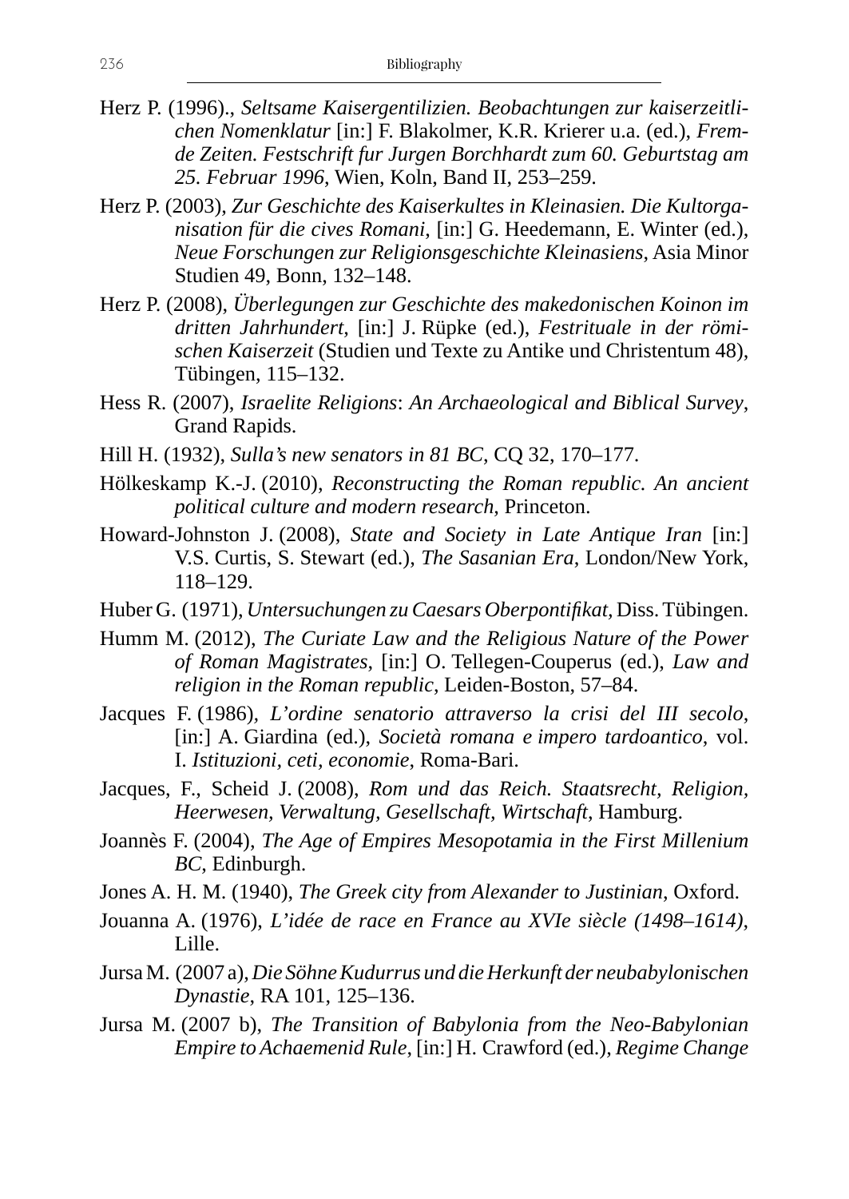Herz P. (1996)., *Seltsame Kaisergentilizien. Beobachtungen zur kaiserzeitlichen Nomenklatur* [in:] F. Blakolmer, K.R. Krierer u.a. (ed.), *Fremde Zeiten. Festschrift fur Jurgen Borchhardt zum 60. Geburtstag am 25. Februar 1996*, Wien, Koln, Band II, 253–259.

Herz P. (2003), *Zur Geschichte des Kaiserkultes in Kleinasien. Die Kultorganisation für die cives Romani*, [in:] G. Heedemann, E. Winter (ed.), *Neue Forschungen zur Religionsgeschichte Kleinasiens*, Asia Minor Studien 49, Bonn, 132–148.

Herz P. (2008), *Überlegungen zur Geschichte des makedonischen Koinon im dritten Jahrhundert*, [in:] J. Rüpke (ed.), *Festrituale in der römischen Kaiserzeit* (Studien und Texte zu Antike und Christentum 48), Tübingen, 115–132.

Hess R. (2007), *Israelite Religions*: *An Archaeological and Biblical Survey*, Grand Rapids.

Hill H. (1932), *Sulla's new senators in 81 BC*, CQ 32, 170–177.

Hölkeskamp K.-J. (2010), *Reconstructing the Roman republic. An ancient political culture and modern research*, Princeton.

Howard-Johnston J. (2008), *State and Society in Late Antique Iran* [in:] V.S. Curtis, S. Stewart (ed.), *The Sasanian Era*, London/New York, 118–129.

Huber G. (1971), *Untersuchungen zu Caesars Oberpontifikat*, Diss. Tübingen.

Humm M. (2012), *The Curiate Law and the Religious Nature of the Power of Roman Magistrates*, [in:] O. Tellegen-Couperus (ed.), *Law and religion in the Roman republic*, Leiden-Boston, 57–84.

Jacques F. (1986), *L'ordine senatorio attraverso la crisi del III secolo,* [in:] A. Giardina (ed.), *Società romana e impero tardoantico*, vol. I. *Istituzioni, ceti, economie*, Roma-Bari.

Jacques, F., Scheid J. (2008), *Rom und das Reich. Staatsrecht, Religion, Heerwesen, Verwaltung, Gesellschaft, Wirtschaft*, Hamburg.

Joannès F. (2004), *The Age of Empires Mesopotamia in the First Millenium BC*, Edinburgh.

Jones A. H. M. (1940), *The Greek city from Alexander to Justinian*, Oxford.

Jouanna A. (1976), *L'idée de race en France au XVIe siècle (1498–1614)*, Lille.

Jursa M. (2007 a), *Die Söhne Kudurrus und die Herkunft der neubabylonischen Dynastie*, RA 101, 125–136.

Jursa M. (2007 b), *The Transition of Babylonia from the Neo-Babylonian Empire to Achaemenid Rule*, [in:] H. Crawford (ed.), *Regime Change*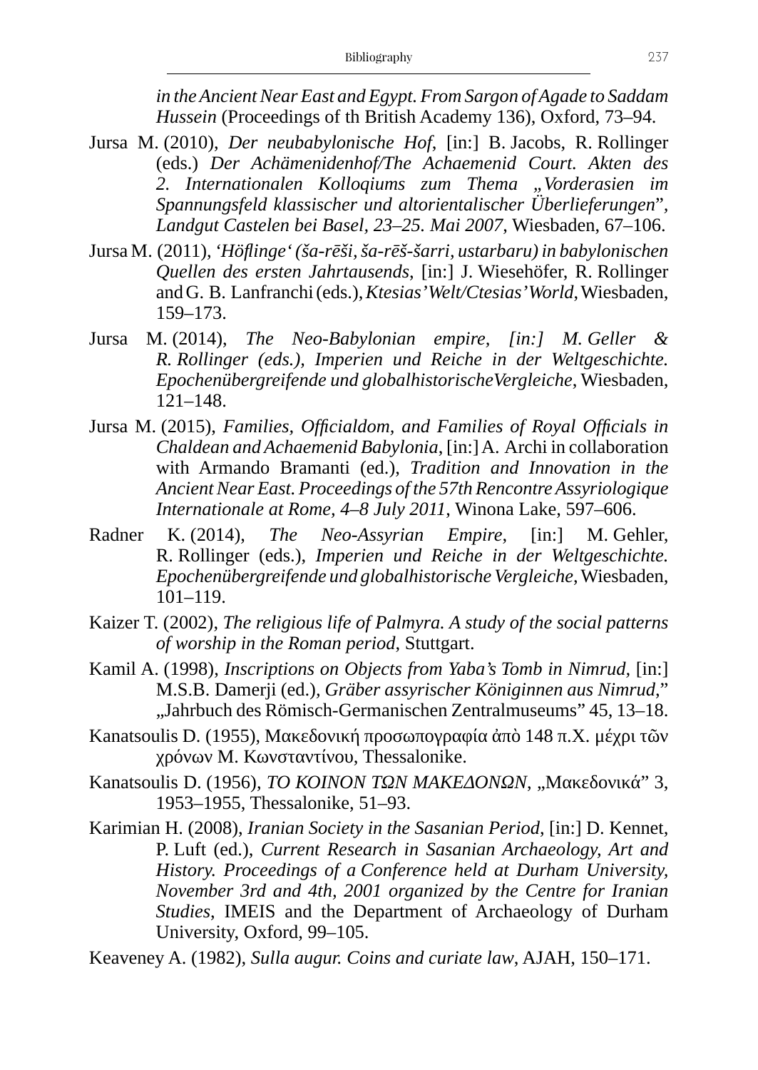*in the Ancient Near East and Egypt. From Sargon of Agade to Saddam Hussein* (Proceedings of th British Academy 136), Oxford, 73–94.

Jursa M. (2010), *Der neubabylonische Hof*, [in:] B. Jacobs, R. Rollinger (eds.) *Der Achämenidenhof/The Achaemenid Court. Akten des 2. Internationalen Kolloqiums zum Thema „Vorderasien im Spannungsfeld klassischer und altorientalischer Überlieferungen", Landgut Castelen bei Basel, 23–25. Mai 2007*, Wiesbaden, 67–106.

Jursa M. (2011), *'Höflinge' (ša-rēši, ša-rēš-šarri, ustarbaru) in babylonischen Quellen des ersten Jahrtausends*, [in:] J. Wiesehöfer, R. Rollinger and G. B. Lanfranchi (eds.), *Ktesias' Welt/Ctesias' World*, Wiesbaden, 159–173.

Jursa M. (2014), *The Neo-Babylonian empire, [in:] M. Geller & R. Rollinger (eds.), Imperien und Reiche in der Weltgeschichte. Epochenübergreifende und globalhistorischeVergleiche*, Wiesbaden, 121–148.

Jursa M. (2015), *Families, Officialdom, and Families of Royal Officials in Chaldean and Achaemenid Babylonia*, [in:] A. Archi in collaboration with Armando Bramanti (ed.), *Tradition and Innovation in the Ancient Near East. Proceedings of the 57th Rencontre Assyriologique Internationale at Rome, 4–8 July 2011*, Winona Lake, 597–606.

Radner K. (2014), *The Neo-Assyrian Empire*, [in:] M. Gehler, R. Rollinger (eds.), *Imperien und Reiche in der Weltgeschichte. Epochenübergreifende und globalhistorische Vergleiche*, Wiesbaden, 101–119.

Kaizer T. (2002), *The religious life of Palmyra. A study of the social patterns of worship in the Roman period*, Stuttgart.

Kamil A. (1998), *Inscriptions on Objects from Yaba's Tomb in Nimrud*, [in:] M.S.B. Damerji (ed.), *Gräber assyrischer Königinnen aus Nimrud*," „Jahrbuch des Römisch-Germanischen Zentralmuseums" 45, 13–18.

Kanatsoulis D. (1955), Μακεδονική προσωπογραφία ἀπὸ 148 π.Χ. μέχρι τῶν χρόνων Μ. Κωνσταντίνου, Thessalonike.

Kanatsoulis D. (1956), *ΤΟ ΚΟΙΝΟΝ ΤΩΝ ΜΑΚΕΔΟΝΩΝ*, „Μακεδονικά" 3, 1953–1955, Thessalonike, 51–93.

Karimian H. (2008), *Iranian Society in the Sasanian Period*, [in:] D. Kennet, P. Luft (ed.), *Current Research in Sasanian Archaeology, Art and History. Proceedings of a Conference held at Durham University, November 3rd and 4th, 2001 organized by the Centre for Iranian Studies*, IMEIS and the Department of Archaeology of Durham University, Oxford, 99–105.

Keaveney A. (1982), *Sulla augur. Coins and curiate law*, AJAH, 150–171.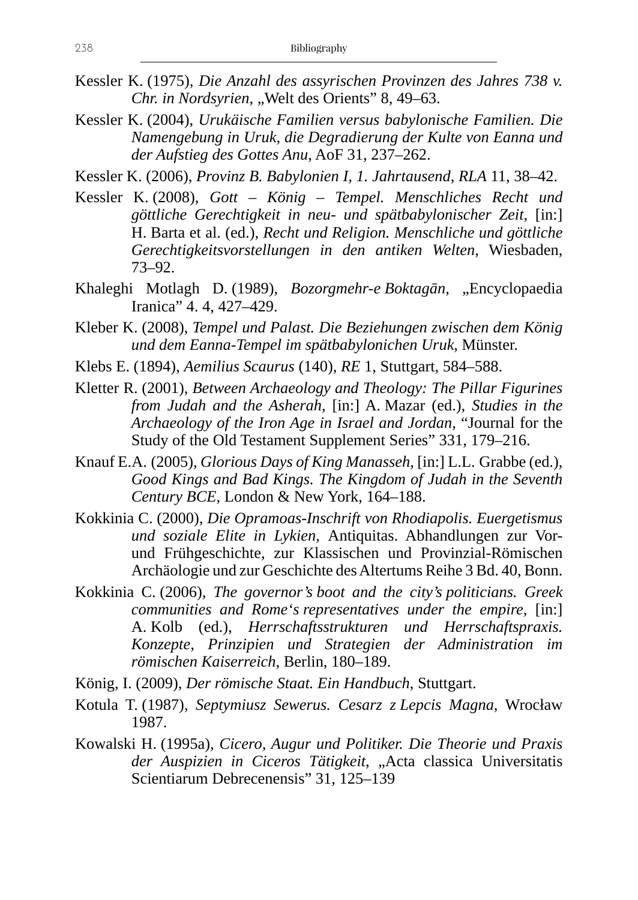Kessler K. (1975), *Die Anzahl des assyrischen Provinzen des Jahres 738 v. Chr. in Nordsyrien*, „Welt des Orients" 8, 49–63.

Kessler K. (2004), *Urukäische Familien versus babylonische Familien. Die Namengebung in Uruk, die Degradierung der Kulte von Eanna und der Aufstieg des Gottes Anu*, AoF 31, 237–262.

Kessler K. (2006), *Provinz B. Babylonien I, 1. Jahrtausend*, *RLA* 11, 38–42.

Kessler K. (2008), *Gott – König – Tempel. Menschliches Recht und göttliche Gerechtigkeit in neu- und spätbabylonischer Zeit*, [in:] H. Barta et al. (ed.), *Recht und Religion. Menschliche und göttliche Gerechtigkeitsvorstellungen in den antiken Welten*, Wiesbaden, 73–92.

Khaleghi Motlagh D. (1989), *Bozorgmehr-e Boktagān*, „Encyclopaedia Iranica" 4. 4, 427–429.

Kleber K. (2008), *Tempel und Palast. Die Beziehungen zwischen dem König und dem Eanna-Tempel im spätbabylonichen Uruk*, Münster.

Klebs E. (1894), *Aemilius Scaurus* (140), *RE* 1, Stuttgart, 584–588.

Kletter R. (2001), *Between Archaeology and Theology: The Pillar Figurines from Judah and the Asherah*, [in:] A. Mazar (ed.), *Studies in the Archaeology of the Iron Age in Israel and Jordan*, "Journal for the Study of the Old Testament Supplement Series" 331, 179–216.

Knauf E.A. (2005), *Glorious Days of King Manasseh*, [in:] L.L. Grabbe (ed.), *Good Kings and Bad Kings. The Kingdom of Judah in the Seventh Century BCE*, London & New York, 164–188.

Kokkinia C. (2000), *Die Opramoas-Inschrift von Rhodiapolis. Euergetismus und soziale Elite in Lykien,* Antiquitas. Abhandlungen zur Vor- und Frühgeschichte, zur Klassischen und Provinzial-Römischen Archäologie und zur Geschichte des Altertums Reihe 3 Bd. 40, Bonn.

Kokkinia C. (2006), *The governor's boot and the city's politicians. Greek communities and Rome's representatives under the empire*, [in:] A. Kolb (ed.), *Herrschaftsstrukturen und Herrschaftspraxis. Konzepte, Prinzipien und Strategien der Administration im römischen Kaiserreich*, Berlin, 180–189.

König, I. (2009), *Der römische Staat. Ein Handbuch*, Stuttgart.

Kotula T. (1987), *Septymiusz Sewerus. Cesarz z Lepcis Magna*, Wrocław 1987.

Kowalski H. (1995a), *Cicero, Augur und Politiker. Die Theorie und Praxis der Auspizien in Ciceros Tätigkeit*, „Acta classica Universitatis Scientiarum Debrecenensis" 31, 125–139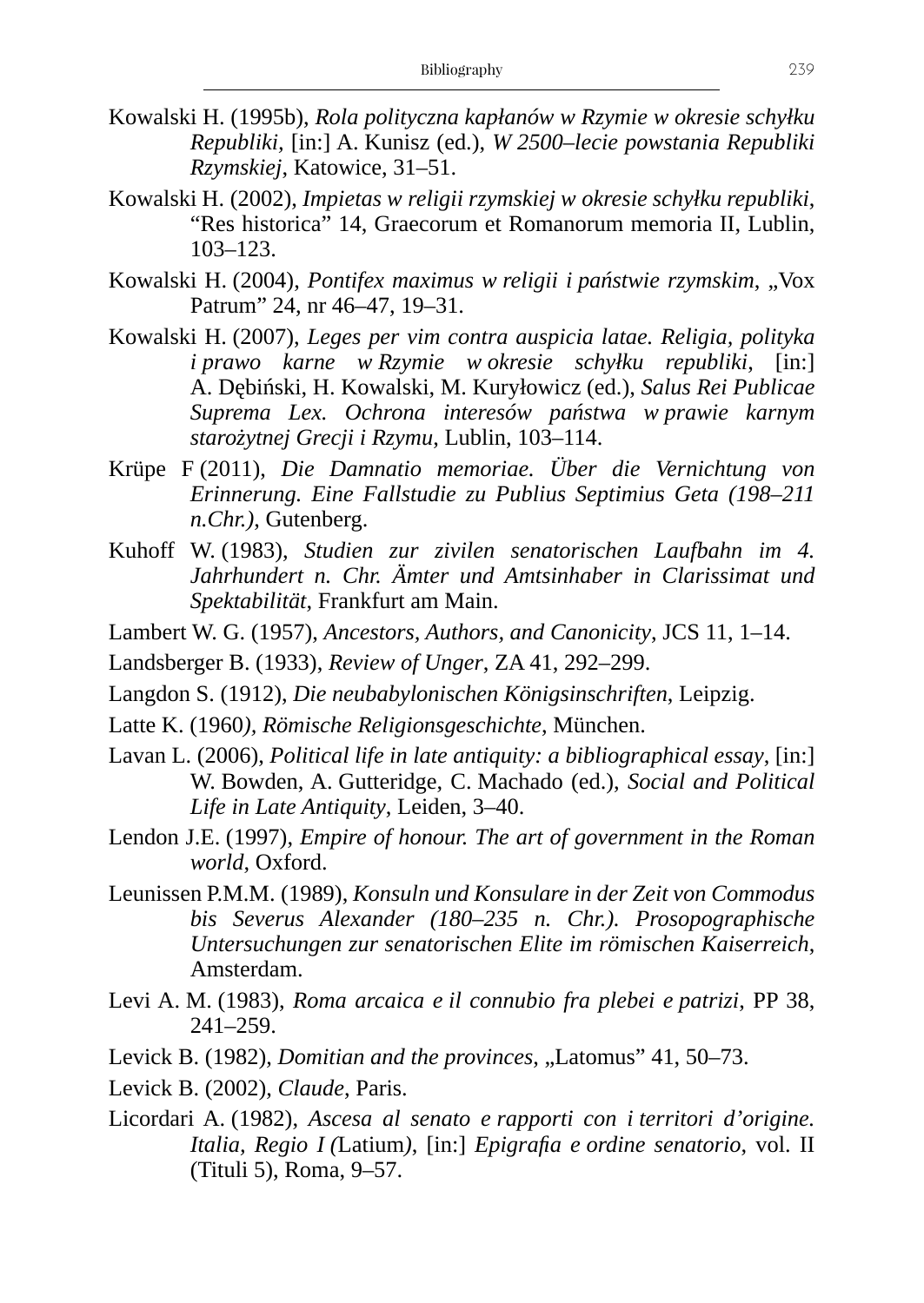Kowalski H. (1995b), *Rola polityczna kapłanów w Rzymie w okresie schyłku Republiki*, [in:] A. Kunisz (ed.), *W 2500–lecie powstania Republiki Rzymskiej*, Katowice, 31–51.

Kowalski H. (2002), *Impietas w religii rzymskiej w okresie schyłku republiki*, "Res historica" 14, Graecorum et Romanorum memoria II, Lublin, 103–123.

Kowalski H. (2004), *Pontifex maximus w religii i państwie rzymskim*, „Vox Patrum" 24, nr 46–47, 19–31.

Kowalski H. (2007), *Leges per vim contra auspicia latae. Religia, polityka i prawo karne w Rzymie w okresie schyłku republiki*, [in:] A. Dębiński, H. Kowalski, M. Kuryłowicz (ed.), *Salus Rei Publicae Suprema Lex. Ochrona interesów państwa w prawie karnym starożytnej Grecji i Rzymu*, Lublin, 103–114.

Krüpe F (2011), *Die Damnatio memoriae. Über die Vernichtung von Erinnerung. Eine Fallstudie zu Publius Septimius Geta (198–211 n.Chr.)*, Gutenberg.

Kuhoff W. (1983), *Studien zur zivilen senatorischen Laufbahn im 4. Jahrhundert n. Chr. Ämter und Amtsinhaber in Clarissimat und Spektabilität*, Frankfurt am Main.

Lambert W. G. (1957), *Ancestors, Authors, and Canonicity*, JCS 11, 1–14.

Landsberger B. (1933), *Review of Unger*, ZA 41, 292–299.

Langdon S. (1912), *Die neubabylonischen Königsinschriften*, Leipzig.

Latte K. (1960*), Römische Religionsgeschichte*, München.

Lavan L. (2006), *Political life in late antiquity: a bibliographical essay*, [in:] W. Bowden, A. Gutteridge, C. Machado (ed.), *Social and Political Life in Late Antiquity*, Leiden, 3–40.

Lendon J.E. (1997), *Empire of honour. The art of government in the Roman world*, Oxford.

Leunissen P.M.M. (1989), *Konsuln und Konsulare in der Zeit von Commodus bis Severus Alexander (180–235 n. Chr.). Prosopographische Untersuchungen zur senatorischen Elite im römischen Kaiserreich*, Amsterdam.

Levi A. M. (1983), *Roma arcaica e il connubio fra plebei e patrizi*, PP 38, 241–259.

Levick B. (1982), *Domitian and the provinces*, „Latomus" 41, 50–73.

Levick B. (2002), *Claude*, Paris.

Licordari A. (1982), *Ascesa al senato e rapporti con i territori d'origine. Italia, Regio I (*Latium*)*, [in:] *Epigrafia e ordine senatorio*, vol. II (Tituli 5), Roma, 9–57.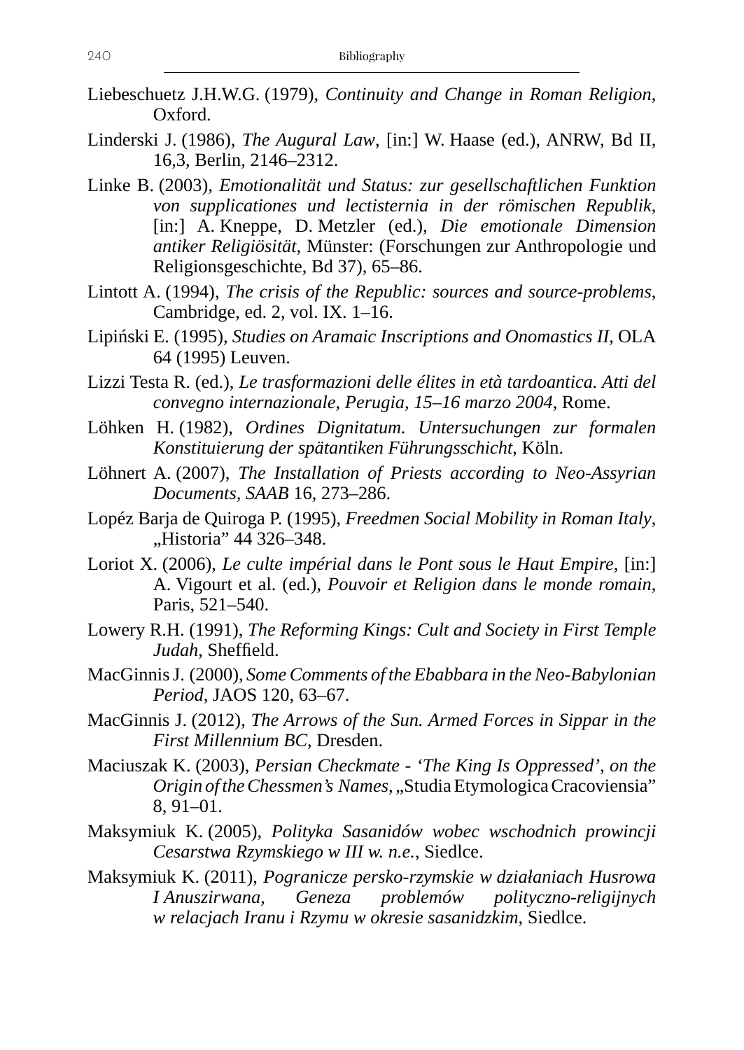Liebeschuetz J.H.W.G. (1979), *Continuity and Change in Roman Religion*, Oxford.

Linderski J. (1986), *The Augural Law*, [in:] W. Haase (ed.), ANRW, Bd II, 16,3, Berlin, 2146–2312.

Linke B. (2003), *Emotionalität und Status: zur gesellschaftlichen Funktion von supplicationes und lectisternia in der römischen Republik*, [in:] A. Kneppe, D. Metzler (ed.), *Die emotionale Dimension antiker Religiösität*, Münster: (Forschungen zur Anthropologie und Religionsgeschichte, Bd 37), 65–86.

Lintott A. (1994), *The crisis of the Republic: sources and source-problems*, Cambridge, ed. 2, vol. IX. 1–16.

Lipiński E. (1995), *Studies on Aramaic Inscriptions and Onomastics II*, OLA 64 (1995) Leuven.

Lizzi Testa R. (ed.), *Le trasformazioni delle élites in età tardoantica. Atti del convegno internazionale, Perugia, 15–16 marzo 2004*, Rome.

Löhken H. (1982), *Ordines Dignitatum. Untersuchungen zur formalen Konstituierung der spätantiken Führungsschicht*, Köln.

Löhnert A. (2007), *The Installation of Priests according to Neo-Assyrian Documents*, *SAAB* 16, 273–286.

Lopéz Barja de Quiroga P. (1995), *Freedmen Social Mobility in Roman Italy*, „Historia" 44 326–348.

Loriot X. (2006), *Le culte impérial dans le Pont sous le Haut Empire*, [in:] A. Vigourt et al. (ed.), *Pouvoir et Religion dans le monde romain*, Paris, 521–540.

Lowery R.H. (1991), *The Reforming Kings: Cult and Society in First Temple Judah*, Sheffield.

MacGinnis J. (2000), *Some Comments of the Ebabbara in the Neo-Babylonian Period*, JAOS 120, 63–67.

MacGinnis J. (2012), *The Arrows of the Sun. Armed Forces in Sippar in the First Millennium BC*, Dresden.

Maciuszak K. (2003), *Persian Checkmate - 'The King Is Oppressed', on the Origin of the Chessmen's Names*, „Studia Etymologica Cracoviensia" 8, 91–01.

Maksymiuk K. (2005), *Polityka Sasanidów wobec wschodnich prowincji Cesarstwa Rzymskiego w III w. n.e.*, Siedlce.

Maksymiuk K. (2011), *Pogranicze persko-rzymskie w działaniach Husrowa I Anuszirwana, Geneza problemów polityczno-religijnych w relacjach Iranu i Rzymu w okresie sasanidzkim*, Siedlce.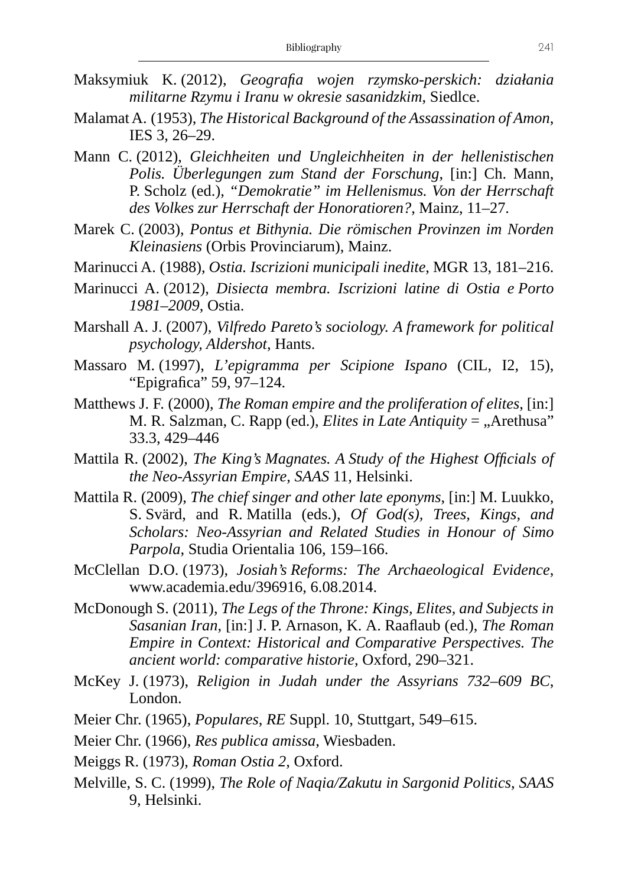Maksymiuk K. (2012), *Geografia wojen rzymsko-perskich: działania militarne Rzymu i Iranu w okresie sasanidzkim*, Siedlce.

Malamat A. (1953), *The Historical Background of the Assassination of Amon*, IES 3, 26–29.

Mann C. (2012), *Gleichheiten und Ungleichheiten in der hellenistischen Polis. Überlegungen zum Stand der Forschung*, [in:] Ch. Mann, P. Scholz (ed.), *"Demokratie" im Hellenismus. Von der Herrschaft des Volkes zur Herrschaft der Honoratioren?*, Mainz, 11–27.

Marek C. (2003), *Pontus et Bithynia. Die römischen Provinzen im Norden Kleinasiens* (Orbis Provinciarum), Mainz.

Marinucci A. (1988), *Ostia. Iscrizioni municipali inedite*, MGR 13, 181–216.

Marinucci A. (2012), *Disiecta membra. Iscrizioni latine di Ostia e Porto 1981–2009*, Ostia.

Marshall A. J. (2007), *Vilfredo Pareto's sociology. A framework for political psychology, Aldershot*, Hants.

Massaro M. (1997), *L'epigramma per Scipione Ispano* (CIL, I2, 15), "Epigrafica" 59, 97–124.

Matthews J. F. (2000), *The Roman empire and the proliferation of elites*, [in:] M. R. Salzman, C. Rapp (ed.), *Elites in Late Antiquity* = „Arethusa" 33.3, 429–446

Mattila R. (2002), *The King's Magnates. A Study of the Highest Officials of the Neo-Assyrian Empire, SAAS* 11, Helsinki.

Mattila R. (2009), *The chief singer and other late eponyms*, [in:] M. Luukko, S. Svärd, and R. Matilla (eds.), *Of God(s), Trees, Kings, and Scholars: Neo-Assyrian and Related Studies in Honour of Simo Parpola*, Studia Orientalia 106, 159–166.

McClellan D.O. (1973), *Josiah's Reforms: The Archaeological Evidence*, www.academia.edu/396916, 6.08.2014.

McDonough S. (2011), *The Legs of the Throne: Kings, Elites, and Subjects in Sasanian Iran*, [in:] J. P. Arnason, K. A. Raaflaub (ed.), *The Roman Empire in Context: Historical and Comparative Perspectives. The ancient world: comparative historie*, Oxford, 290–321.

McKey J. (1973), *Religion in Judah under the Assyrians 732–609 BC*, London.

Meier Chr. (1965), *Populares*, *RE* Suppl. 10, Stuttgart, 549–615.

Meier Chr. (1966), *Res publica amissa*, Wiesbaden.

Meiggs R. (1973), *Roman Ostia 2*, Oxford.

Melville, S. C. (1999), *The Role of Naqia/Zakutu in Sargonid Politics*, *SAAS* 9, Helsinki.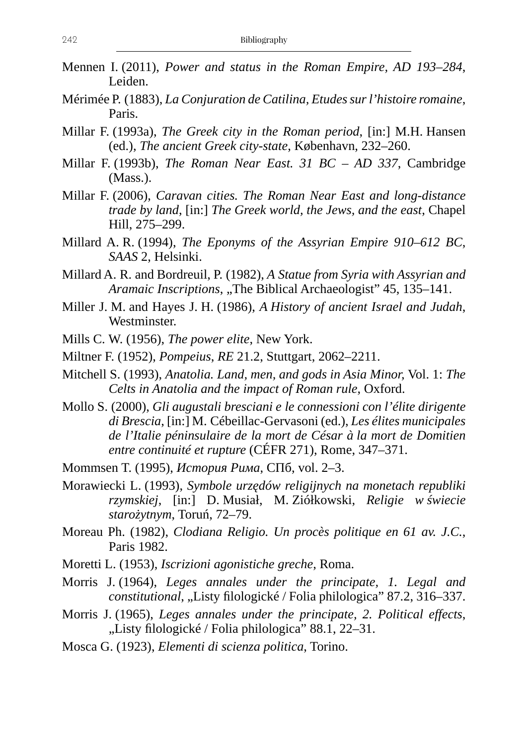Mennen I. (2011), *Power and status in the Roman Empire, AD 193–284*, Leiden.

Mérimée P. (1883), *La Conjuration de Catilina*, *Etudes sur l'histoire romaine*, Paris.

Millar F. (1993a), *The Greek city in the Roman period*, [in:] M.H. Hansen (ed.), *The ancient Greek city-state*, København, 232–260.

Millar F. (1993b), *The Roman Near East. 31 BC – AD 337*, Cambridge (Mass.).

Millar F. (2006), *Caravan cities. The Roman Near East and long-distance trade by land*, [in:] *The Greek world, the Jews, and the east*, Chapel Hill, 275–299.

Millard A. R. (1994), *The Eponyms of the Assyrian Empire 910–612 BC*, *SAAS* 2, Helsinki.

Millard A. R. and Bordreuil, P. (1982), *A Statue from Syria with Assyrian and Aramaic Inscriptions*, „The Biblical Archaeologist" 45, 135–141.

Miller J. M. and Hayes J. H. (1986), *A History of ancient Israel and Judah*, Westminster.

Mills C. W. (1956), *The power elite*, New York.

Miltner F. (1952), *Pompeius*, *RE* 21.2, Stuttgart, 2062–2211.

Mitchell S. (1993), *Anatolia. Land, men, and gods in Asia Minor,* Vol. 1: *The Celts in Anatolia and the impact of Roman rule*, Oxford.

Mollo S. (2000), *Gli augustali bresciani e le connessioni con l'élite dirigente di Brescia*, [in:] M. Cébeillac-Gervasoni (ed.), *Les élites municipales de l'Italie péninsulaire de la mort de César à la mort de Domitien entre continuité et rupture* (CÉFR 271), Rome, 347–371.

Mommsen T. (1995), *История Рима*, СПб, vol. 2–3.

Morawiecki L. (1993), *Symbole urzędów religijnych na monetach republiki rzymskiej*, [in:] D. Musiał, M. Ziółkowski, *Religie w świecie starożytnym*, Toruń, 72–79.

Moreau Ph. (1982), *Clodiana Religio. Un procès politique en 61 av. J.C.*, Paris 1982.

Moretti L. (1953), *Iscrizioni agonistiche greche*, Roma.

Morris J. (1964), *Leges annales under the principate, 1. Legal and constitutional*, „Listy filologické / Folia philologica" 87.2, 316–337.

Morris J. (1965), *Leges annales under the principate, 2. Political effects*, „Listy filologické / Folia philologica" 88.1, 22–31.

Mosca G. (1923), *Elementi di scienza politica*, Torino.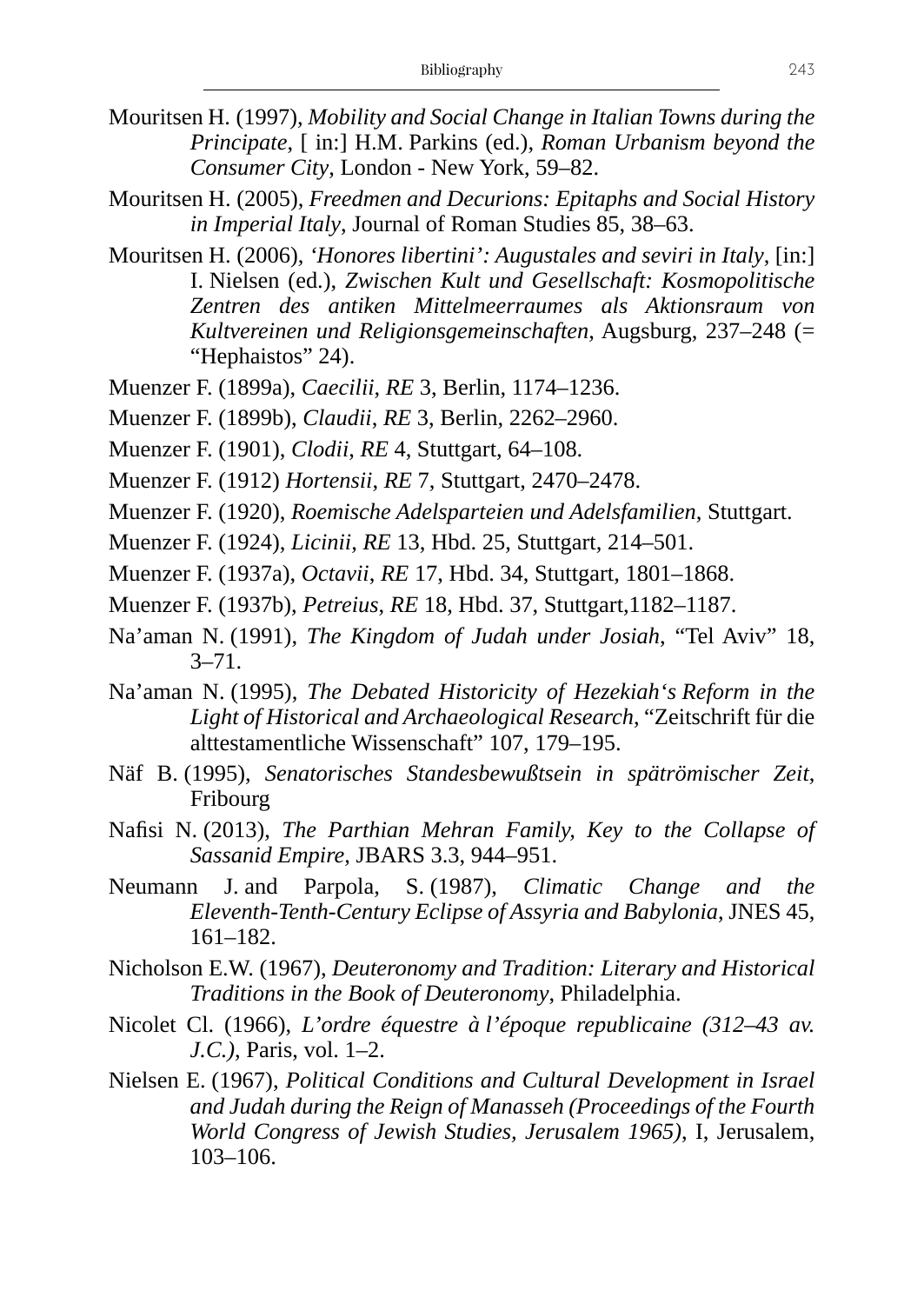Mouritsen H. (1997), *Mobility and Social Change in Italian Towns during the Principate*, [ in:] H.M. Parkins (ed.), *Roman Urbanism beyond the Consumer City*, London - New York, 59–82.

Mouritsen H. (2005), *Freedmen and Decurions: Epitaphs and Social History in Imperial Italy*, Journal of Roman Studies 85, 38–63.

Mouritsen H. (2006), *'Honores libertini': Augustales and seviri in Italy*, [in:] I. Nielsen (ed.), *Zwischen Kult und Gesellschaft: Kosmopolitische Zentren des antiken Mittelmeerraumes als Aktionsraum von Kultvereinen und Religionsgemeinschaften*, Augsburg, 237–248 (= "Hephaistos" 24).

Muenzer F. (1899a), *Caecilii*, *RE* 3, Berlin, 1174–1236.

Muenzer F. (1899b), *Claudii*, *RE* 3, Berlin, 2262–2960.

Muenzer F. (1901), *Clodii*, *RE* 4, Stuttgart, 64–108.

Muenzer F. (1912) *Hortensii*, *RE* 7, Stuttgart, 2470–2478.

Muenzer F. (1920), *Roemische Adelsparteien und Adelsfamilien*, Stuttgart.

Muenzer F. (1924), *Licinii*, *RE* 13, Hbd. 25, Stuttgart, 214–501.

Muenzer F. (1937a), *Octavii*, *RE* 17, Hbd. 34, Stuttgart, 1801–1868.

Muenzer F. (1937b), *Petreius*, *RE* 18, Hbd. 37, Stuttgart,1182–1187.

Na'aman N. (1991), *The Kingdom of Judah under Josiah*, "Tel Aviv" 18, 3–71.

Na'aman N. (1995), *The Debated Historicity of Hezekiah's Reform in the Light of Historical and Archaeological Research*, "Zeitschrift für die alttestamentliche Wissenschaft" 107, 179–195.

Näf B. (1995), *Senatorisches Standesbewußtsein in spätrömischer Zeit*, Fribourg

Nafisi N. (2013), *The Parthian Mehran Family, Key to the Collapse of Sassanid Empire*, JBARS 3.3, 944–951.

Neumann J. and Parpola, S. (1987), *Climatic Change and the Eleventh-Tenth-Century Eclipse of Assyria and Babylonia*, JNES 45, 161–182.

Nicholson E.W. (1967), *Deuteronomy and Tradition: Literary and Historical Traditions in the Book of Deuteronomy*, Philadelphia.

Nicolet Cl. (1966), *L'ordre équestre à l'époque republicaine (312–43 av. J.C.)*, Paris, vol. 1–2.

Nielsen E. (1967), *Political Conditions and Cultural Development in Israel and Judah during the Reign of Manasseh (Proceedings of the Fourth World Congress of Jewish Studies, Jerusalem 1965)*, I, Jerusalem, 103–106.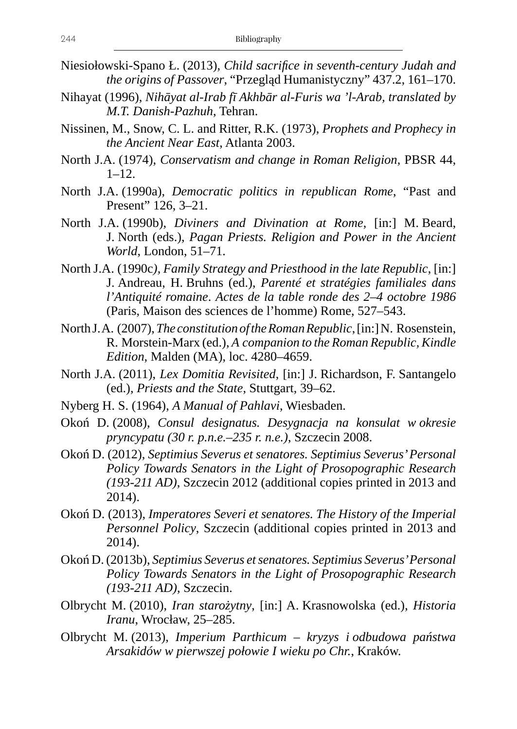Niesiołowski-Spano Ł. (2013), *Child sacrifice in seventh-century Judah and the origins of Passover*, "Przegląd Humanistyczny" 437.2, 161–170.

Nihayat (1996), *Nihāyat al-Irab fī Akhbār al-Furis wa 'l-Arab, translated by M.T. Danish-Pazhuh*, Tehran.

Nissinen, M., Snow, C. L. and Ritter, R.K. (1973), *Prophets and Prophecy in the Ancient Near East*, Atlanta 2003.

North J.A. (1974), *Conservatism and change in Roman Religion*, PBSR 44, 1–12.

North J.A. (1990a), *Democratic politics in republican Rome*, "Past and Present" 126, 3–21.

North J.A. (1990b), *Diviners and Divination at Rome*, [in:] M. Beard, J. North (eds.), *Pagan Priests. Religion and Power in the Ancient World*, London, 51–71.

North J.A. (1990c*), Family Strategy and Priesthood in the late Republic*, [in:] J. Andreau, H. Bruhns (ed.), *Parenté et stratégies familiales dans l'Antiquité romaine*. *Actes de la table ronde des 2–4 octobre 1986* (Paris, Maison des sciences de l'homme) Rome, 527–543.

North J.A. (2007), *The constitution of the Roman Republic*, [in:] N. Rosenstein, R. Morstein-Marx (ed.), *A companion to the Roman Republic, Kindle Edition*, Malden (MA), loc. 4280–4659.

North J.A. (2011), *Lex Domitia Revisited*, [in:] J. Richardson, F. Santangelo (ed.), *Priests and the State*, Stuttgart, 39–62.

Nyberg H. S. (1964), *A Manual of Pahlavi*, Wiesbaden.

Okoń D. (2008), *Consul designatus. Desygnacja na konsulat w okresie pryncypatu (30 r. p.n.e.–235 r. n.e.)*, Szczecin 2008.

Okoń D. (2012), *Septimius Severus et senatores. Septimius Severus' Personal Policy Towards Senators in the Light of Prosopographic Research (193-211 AD)*, Szczecin 2012 (additional copies printed in 2013 and 2014).

Okoń D. (2013), *Imperatores Severi et senatores. The History of the Imperial Personnel Policy*, Szczecin (additional copies printed in 2013 and 2014).

Okoń D. (2013b), *Septimius Severus et senatores. Septimius Severus' Personal Policy Towards Senators in the Light of Prosopographic Research (193-211 AD)*, Szczecin.

Olbrycht M. (2010), *Iran starożytny*, [in:] A. Krasnowolska (ed.), *Historia Iranu*, Wrocław, 25–285.

Olbrycht M. (2013), *Imperium Parthicum – kryzys i odbudowa państwa Arsakidów w pierwszej połowie I wieku po Chr.*, Kraków.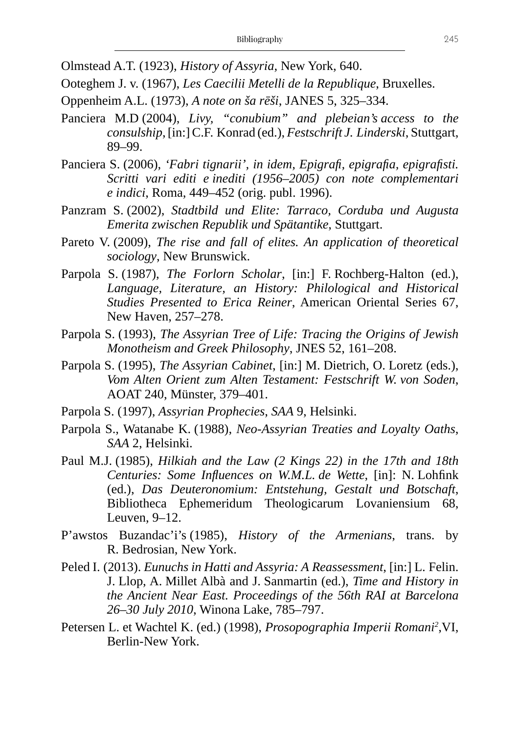Olmstead A.T. (1923), *History of Assyria*, New York, 640.

Ooteghem J. v. (1967), *Les Caecilii Metelli de la Republique*, Bruxelles.

Oppenheim A.L. (1973), *A note on ša rēši*, JANES 5, 325–334.

Panciera M.D (2004), *Livy, "conubium" and plebeian's access to the consulship*, [in:] C.F. Konrad (ed.), *Festschrift J. Linderski*, Stuttgart, 89–99.

Panciera S. (2006), *'Fabri tignarii', in idem, Epigrafi, epigrafia, epigrafisti. Scritti vari editi e inediti (1956–2005) con note complementari e indici*, Roma, 449–452 (orig. publ. 1996).

Panzram S. (2002), *Stadtbild und Elite: Tarraco, Corduba und Augusta Emerita zwischen Republik und Spätantike*, Stuttgart.

Pareto V. (2009), *The rise and fall of elites. An application of theoretical sociology*, New Brunswick.

Parpola S. (1987), *The Forlorn Scholar*, [in:] F. Rochberg-Halton (ed.), *Language, Literature, an History: Philological and Historical Studies Presented to Erica Reiner*, American Oriental Series 67, New Haven, 257–278.

Parpola S. (1993), *The Assyrian Tree of Life: Tracing the Origins of Jewish Monotheism and Greek Philosophy*, JNES 52, 161–208.

Parpola S. (1995), *The Assyrian Cabinet*, [in:] M. Dietrich, O. Loretz (eds.), *Vom Alten Orient zum Alten Testament: Festschrift W. von Soden*, AOAT 240, Münster, 379–401.

Parpola S. (1997), *Assyrian Prophecies*, *SAA* 9, Helsinki.

Parpola S., Watanabe K. (1988), *Neo-Assyrian Treaties and Loyalty Oaths*, *SAA* 2, Helsinki.

Paul M.J. (1985), *Hilkiah and the Law (2 Kings 22) in the 17th and 18th Centuries: Some Influences on W.M.L. de Wette*, [in]: N. Lohfink (ed.), *Das Deuteronomium: Entstehung, Gestalt und Botschaft*, Bibliotheca Ephemeridum Theologicarum Lovaniensium 68, Leuven, 9–12.

P'awstos Buzandac'i's (1985), *History of the Armenians*, trans. by R. Bedrosian, New York.

Peled I. (2013). *Eunuchs in Hatti and Assyria: A Reassessment*, [in:] L. Felin. J. Llop, A. Millet Albà and J. Sanmartin (ed.), *Time and History in the Ancient Near East. Proceedings of the 56th RAI at Barcelona 26–30 July 2010*, Winona Lake, 785–797.

Petersen L. et Wachtel K. (ed.) (1998), *Prosopographia Imperii Romani²*,VI, Berlin-New York.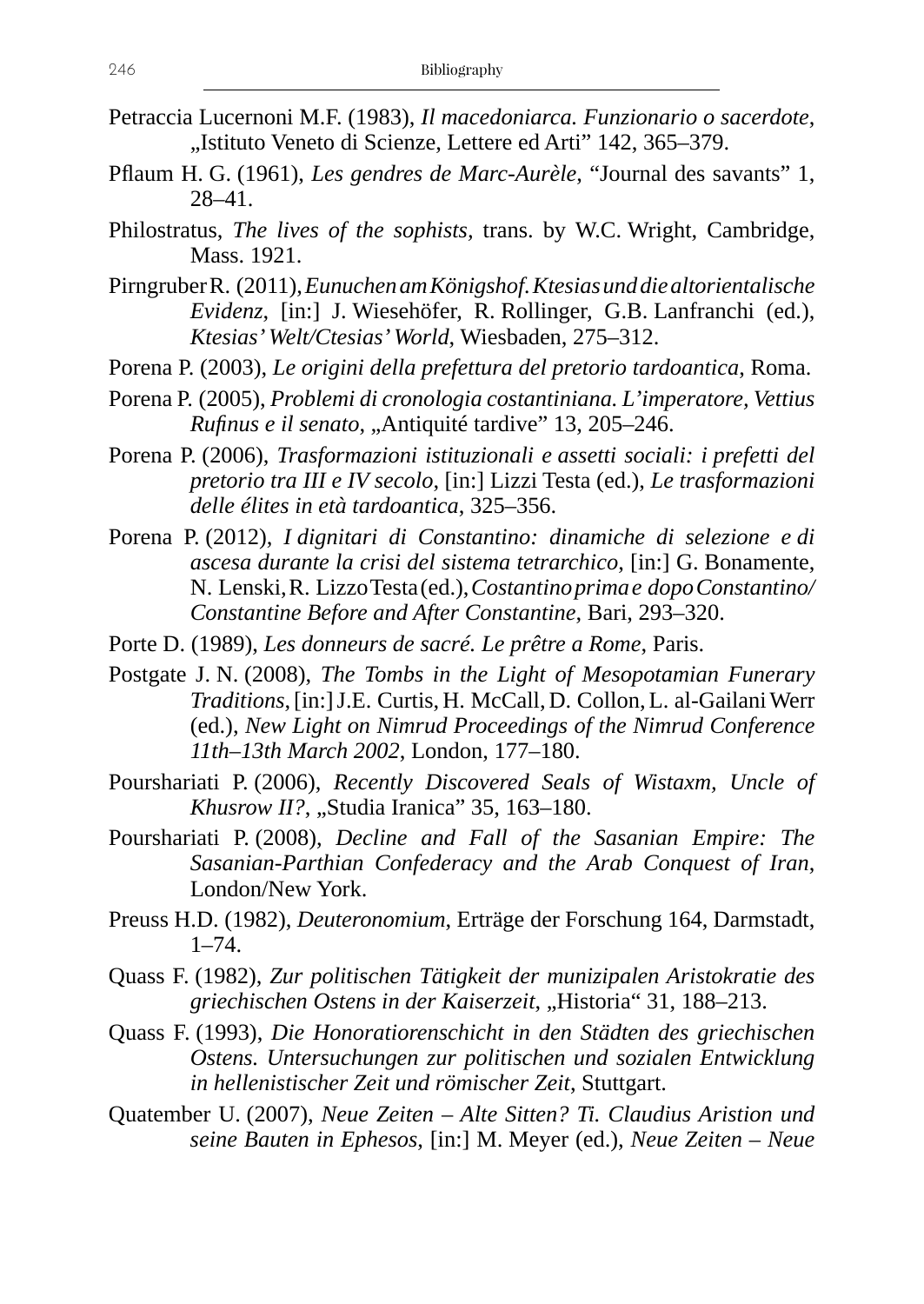Petraccia Lucernoni M.F. (1983), *Il macedoniarca. Funzionario o sacerdote*, „Istituto Veneto di Scienze, Lettere ed Arti" 142, 365–379.

Pflaum H. G. (1961), *Les gendres de Marc-Aurèle*, "Journal des savants" 1, 28–41.

Philostratus, *The lives of the sophists*, trans. by W.C. Wright, Cambridge, Mass. 1921.

Pirngruber R. (2011), *Eunuchen am Königshof. Ktesias und die altorientalische Evidenz*, [in:] J. Wiesehöfer, R. Rollinger, G.B. Lanfranchi (ed.), *Ktesias' Welt/Ctesias' World*, Wiesbaden, 275–312.

Porena P. (2003), *Le origini della prefettura del pretorio tardoantica*, Roma.

Porena P. (2005), *Problemi di cronologia costantiniana. L'imperatore, Vettius Rufinus e il senato*, „Antiquité tardive" 13, 205–246.

Porena P. (2006), *Trasformazioni istituzionali e assetti sociali: i prefetti del pretorio tra III e IV secolo*, [in:] Lizzi Testa (ed.), *Le trasformazioni delle élites in età tardoantica*, 325–356.

Porena P. (2012), *I dignitari di Constantino: dinamiche di selezione e di ascesa durante la crisi del sistema tetrarchico*, [in:] G. Bonamente, N. Lenski, R. Lizzo Testa (ed.), *Costantino prima e dopo Constantino/Constantine Before and After Constantine*, Bari, 293–320.

Porte D. (1989), *Les donneurs de sacré. Le prêtre a Rome*, Paris.

Postgate J. N. (2008), *The Tombs in the Light of Mesopotamian Funerary Traditions*, [in:] J.E. Curtis, H. McCall, D. Collon, L. al-Gailani Werr (ed.), *New Light on Nimrud Proceedings of the Nimrud Conference 11th–13th March 2002*, London, 177–180.

Pourshariati P. (2006), *Recently Discovered Seals of Wistaxm, Uncle of Khusrow II?*, „Studia Iranica" 35, 163–180.

Pourshariati P. (2008), *Decline and Fall of the Sasanian Empire: The Sasanian-Parthian Confederacy and the Arab Conquest of Iran*, London/New York.

Preuss H.D. (1982), *Deuteronomium*, Erträge der Forschung 164, Darmstadt, 1–74.

Quass F. (1982), *Zur politischen Tätigkeit der munizipalen Aristokratie des griechischen Ostens in der Kaiserzeit*, „Historia" 31, 188–213.

Quass F. (1993), *Die Honoratiorenschicht in den Städten des griechischen Ostens. Untersuchungen zur politischen und sozialen Entwicklung in hellenistischer Zeit und römischer Zeit*, Stuttgart.

Quatember U. (2007), *Neue Zeiten – Alte Sitten? Ti. Claudius Aristion und seine Bauten in Ephesos*, [in:] M. Meyer (ed.), *Neue Zeiten – Neue*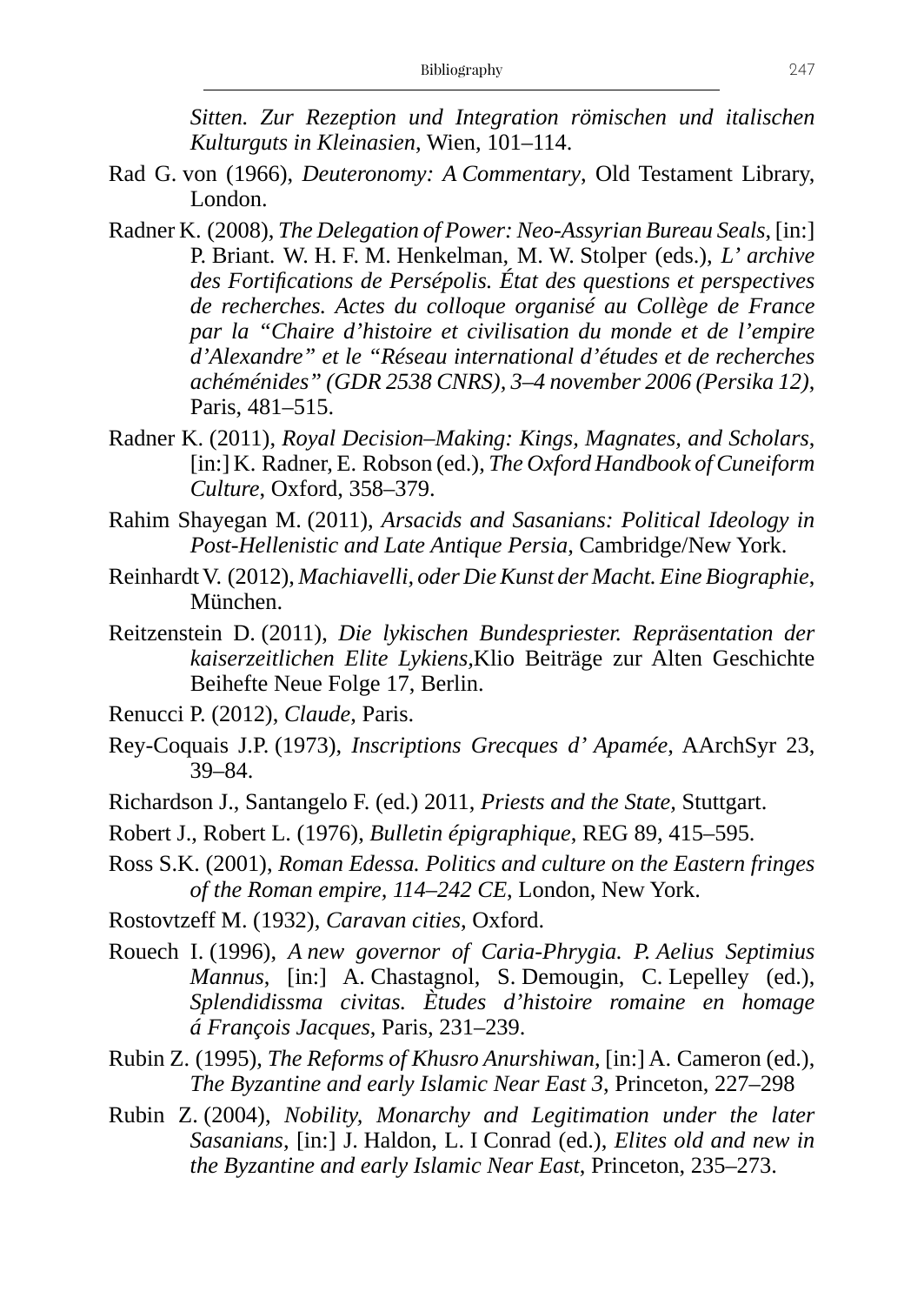*Sitten. Zur Rezeption und Integration römischen und italischen Kulturguts in Kleinasien*, Wien, 101–114.

Rad G. von (1966), *Deuteronomy: A Commentary*, Old Testament Library, London.

Radner K. (2008), *The Delegation of Power: Neo-Assyrian Bureau Seals*, [in:] P. Briant. W. H. F. M. Henkelman, M. W. Stolper (eds.), *L' archive des Fortifications de Persépolis. État des questions et perspectives de recherches. Actes du colloque organisé au Collège de France par la "Chaire d'histoire et civilisation du monde et de l'empire d'Alexandre" et le "Réseau international d'études et de recherches achéménides" (GDR 2538 CNRS), 3–4 november 2006 (Persika 12)*, Paris, 481–515.

Radner K. (2011), *Royal Decision–Making: Kings, Magnates, and Scholars*, [in:] K. Radner, E. Robson (ed.), *The Oxford Handbook of Cuneiform Culture*, Oxford, 358–379.

Rahim Shayegan M. (2011), *Arsacids and Sasanians: Political Ideology in Post-Hellenistic and Late Antique Persia*, Cambridge/New York.

Reinhardt V. (2012), *Machiavelli, oder Die Kunst der Macht. Eine Biographie*, München.

Reitzenstein D. (2011), *Die lykischen Bundespriester. Repräsentation der kaiserzeitlichen Elite Lykiens*,Klio Beiträge zur Alten Geschichte Beihefte Neue Folge 17, Berlin.

Renucci P. (2012), *Claude*, Paris.

Rey-Coquais J.P. (1973), *Inscriptions Grecques d' Apamée*, AArchSyr 23, 39–84.

Richardson J., Santangelo F. (ed.) 2011, *Priests and the State*, Stuttgart.

Robert J., Robert L. (1976), *Bulletin épigraphique*, REG 89, 415–595.

Ross S.K. (2001), *Roman Edessa. Politics and culture on the Eastern fringes of the Roman empire, 114–242 CE*, London, New York.

Rostovtzeff M. (1932), *Caravan cities*, Oxford.

Rouech I. (1996), *A new governor of Caria-Phrygia. P. Aelius Septimius Mannus*, [in:] A. Chastagnol, S. Demougin, C. Lepelley (ed.), *Splendidissma civitas. Ètudes d'histoire romaine en homage á François Jacques*, Paris, 231–239.

Rubin Z. (1995), *The Reforms of Khusro Anurshiwan*, [in:] A. Cameron (ed.), *The Byzantine and early Islamic Near East 3*, Princeton, 227–298

Rubin Z. (2004), *Nobility, Monarchy and Legitimation under the later Sasanians*, [in:] J. Haldon, L. I Conrad (ed.), *Elites old and new in the Byzantine and early Islamic Near East*, Princeton, 235–273.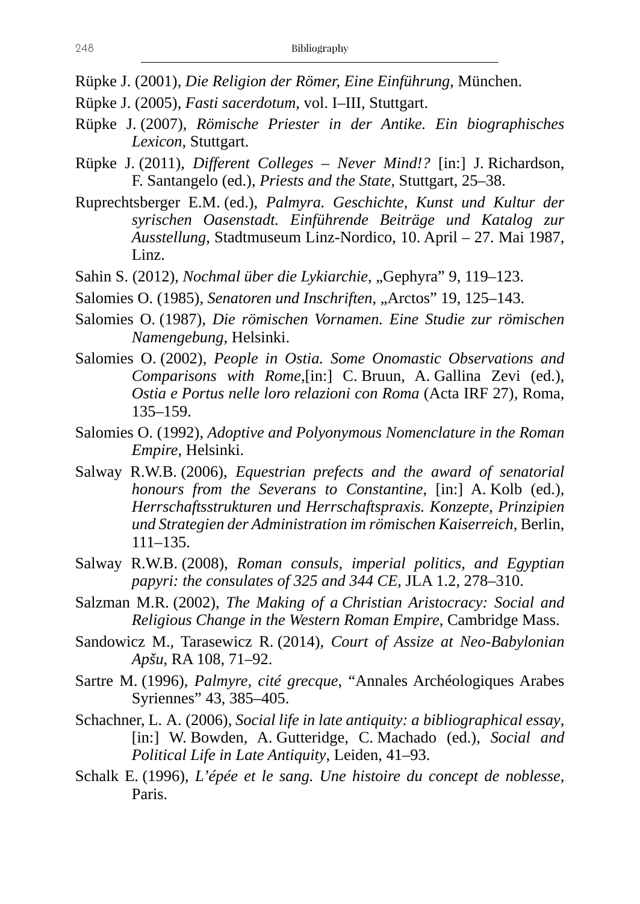Rüpke J. (2001), *Die Religion der Römer, Eine Einführung*, München.

Rüpke J. (2005), *Fasti sacerdotum*, vol. I–III, Stuttgart.

Rüpke J. (2007), *Römische Priester in der Antike. Ein biographisches Lexicon*, Stuttgart.

Rüpke J. (2011), *Different Colleges – Never Mind!?* [in:] J. Richardson, F. Santangelo (ed.), *Priests and the State*, Stuttgart, 25–38.

Ruprechtsberger E.M. (ed.), *Palmyra. Geschichte, Kunst und Kultur der syrischen Oasenstadt. Einführende Beiträge und Katalog zur Ausstellung*, Stadtmuseum Linz-Nordico, 10. April – 27. Mai 1987, Linz.

Sahin S. (2012), *Nochmal über die Lykiarchie*, „Gephyra" 9, 119–123.

Salomies O. (1985), *Senatoren und Inschriften*, „Arctos" 19, 125–143.

Salomies O. (1987), *Die römischen Vornamen. Eine Studie zur römischen Namengebung*, Helsinki.

Salomies O. (2002), *People in Ostia. Some Onomastic Observations and Comparisons with Rome*,[in:] C. Bruun, A. Gallina Zevi (ed.), *Ostia e Portus nelle loro relazioni con Roma* (Acta IRF 27), Roma, 135–159.

Salomies O. (1992), *Adoptive and Polyonymous Nomenclature in the Roman Empire*, Helsinki.

Salway R.W.B. (2006), *Equestrian prefects and the award of senatorial honours from the Severans to Constantine*, [in:] A. Kolb (ed.), *Herrschaftsstrukturen und Herrschaftspraxis. Konzepte, Prinzipien und Strategien der Administration im römischen Kaiserreich*, Berlin, 111–135.

Salway R.W.B. (2008), *Roman consuls, imperial politics, and Egyptian papyri: the consulates of 325 and 344 CE*, JLA 1.2, 278–310.

Salzman M.R. (2002), *The Making of a Christian Aristocracy: Social and Religious Change in the Western Roman Empire*, Cambridge Mass.

Sandowicz M., Tarasewicz R. (2014), *Court of Assize at Neo-Babylonian Apšu*, RA 108, 71–92.

Sartre M. (1996), *Palmyre, cité grecque*, "Annales Archéologiques Arabes Syriennes" 43, 385–405.

Schachner, L. A. (2006), *Social life in late antiquity: a bibliographical essay*, [in:] W. Bowden, A. Gutteridge, C. Machado (ed.), *Social and Political Life in Late Antiquity*, Leiden, 41–93.

Schalk E. (1996), *L'épée et le sang. Une histoire du concept de noblesse*, Paris.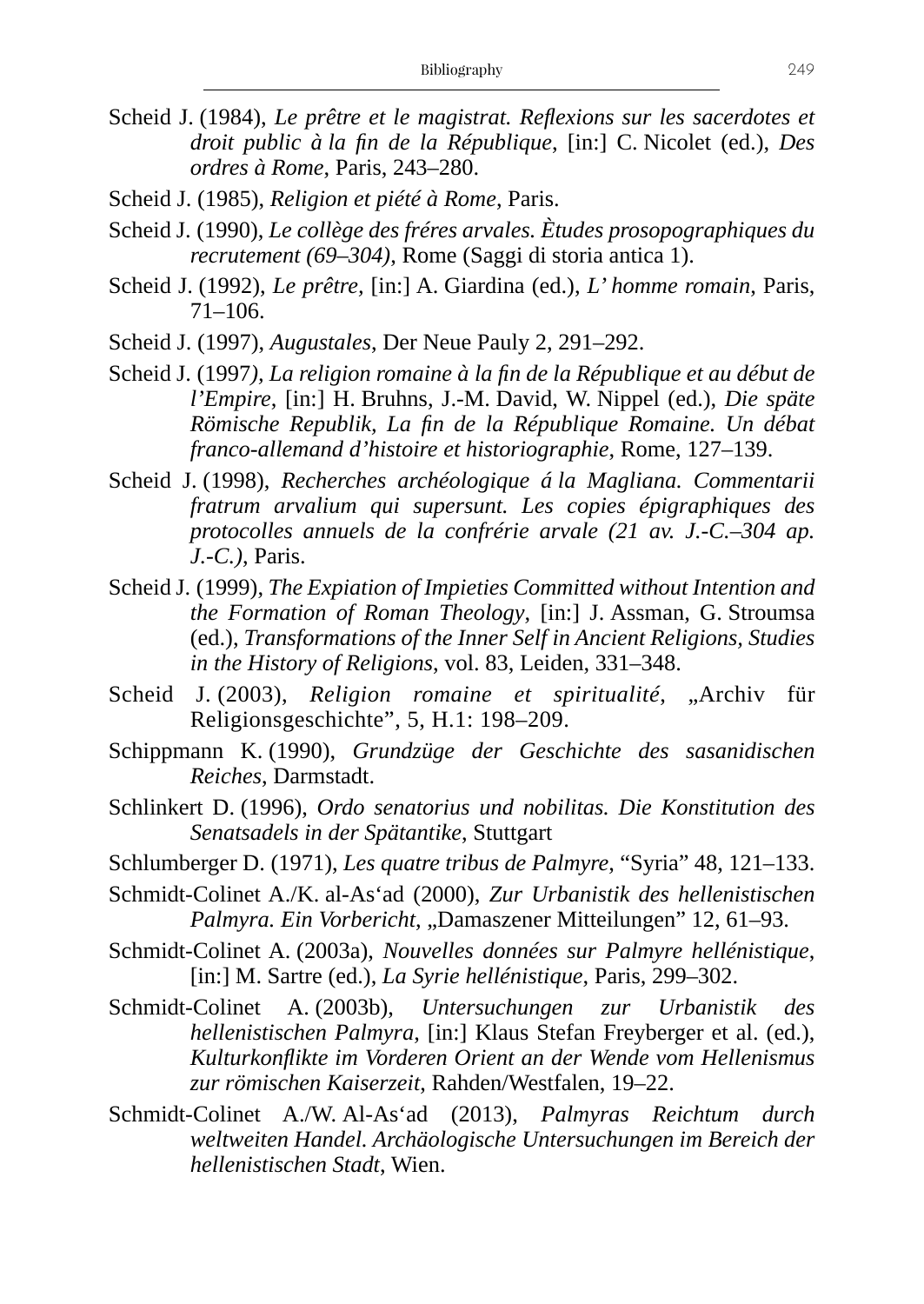Scheid J. (1984), *Le prêtre et le magistrat. Reflexions sur les sacerdotes et droit public à la fin de la République*, [in:] C. Nicolet (ed.), *Des ordres à Rome*, Paris, 243–280.

Scheid J. (1985), *Religion et piété à Rome*, Paris.

Scheid J. (1990), *Le collège des fréres arvales. Ètudes prosopographiques du recrutement (69–304)*, Rome (Saggi di storia antica 1).

Scheid J. (1992), *Le prêtre*, [in:] A. Giardina (ed.), *L' homme romain*, Paris, 71–106.

Scheid J. (1997), *Augustales*, Der Neue Pauly 2, 291–292.

Scheid J. (1997*), La religion romaine à la fin de la République et au début de l'Empire*, [in:] H. Bruhns, J.-M. David, W. Nippel (ed.), *Die späte Römische Republik, La fin de la République Romaine. Un débat franco-allemand d'histoire et historiographie*, Rome, 127–139.

Scheid J. (1998), *Recherches archéologique á la Magliana. Commentarii fratrum arvalium qui supersunt. Les copies épigraphiques des protocolles annuels de la confrérie arvale (21 av. J.-C.–304 ap. J.-C.)*, Paris.

Scheid J. (1999), *The Expiation of Impieties Committed without Intention and the Formation of Roman Theology*, [in:] J. Assman, G. Stroumsa (ed.), *Transformations of the Inner Self in Ancient Religions, Studies in the History of Religions*, vol. 83, Leiden, 331–348.

Scheid J. (2003), *Religion romaine et spiritualité*, „Archiv für Religionsgeschichte", 5, H.1: 198–209.

Schippmann K. (1990), *Grundzüge der Geschichte des sasanidischen Reiches*, Darmstadt.

Schlinkert D. (1996), *Ordo senatorius und nobilitas. Die Konstitution des Senatsadels in der Spätantike*, Stuttgart

Schlumberger D. (1971), *Les quatre tribus de Palmyre*, "Syria" 48, 121–133.

Schmidt-Colinet A./K. al-As'ad (2000), *Zur Urbanistik des hellenistischen Palmyra. Ein Vorbericht*, „Damaszener Mitteilungen" 12, 61–93.

Schmidt-Colinet A. (2003a), *Nouvelles données sur Palmyre hellénistique*, [in:] M. Sartre (ed.), *La Syrie hellénistique*, Paris, 299–302.

Schmidt-Colinet A. (2003b), *Untersuchungen zur Urbanistik des hellenistischen Palmyra*, [in:] Klaus Stefan Freyberger et al. (ed.), *Kulturkonflikte im Vorderen Orient an der Wende vom Hellenismus zur römischen Kaiserzeit*, Rahden/Westfalen, 19–22.

Schmidt-Colinet A./W. Al-As'ad (2013), *Palmyras Reichtum durch weltweiten Handel. Archäologische Untersuchungen im Bereich der hellenistischen Stadt*, Wien.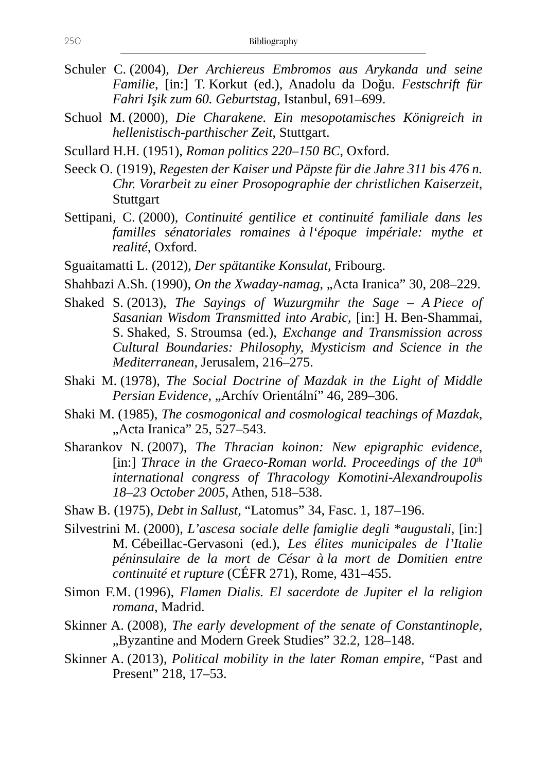Schuler C. (2004), *Der Archiereus Embromos aus Arykanda und seine Familie*, [in:] T. Korkut (ed.), Anadolu da Doğu. *Festschrift für Fahri Işik zum 60. Geburtstag*, Istanbul, 691–699.

Schuol M. (2000), *Die Charakene. Ein mesopotamisches Königreich in hellenistisch-parthischer Zeit*, Stuttgart.

Scullard H.H. (1951), *Roman politics 220–150 BC*, Oxford.

Seeck O. (1919), *Regesten der Kaiser und Päpste für die Jahre 311 bis 476 n. Chr. Vorarbeit zu einer Prosopographie der christlichen Kaiserzeit*, Stuttgart

Settipani, C. (2000), *Continuité gentilice et continuité familiale dans les familles sénatoriales romaines à l'époque impériale: mythe et realité*, Oxford.

Sguaitamatti L. (2012), *Der spätantike Konsulat*, Fribourg.

Shahbazi A.Sh. (1990), *On the Xwaday-namag*, „Acta Iranica" 30, 208–229.

Shaked S. (2013), *The Sayings of Wuzurgmihr the Sage – A Piece of Sasanian Wisdom Transmitted into Arabic*, [in:] H. Ben-Shammai, S. Shaked, S. Stroumsa (ed.), *Exchange and Transmission across Cultural Boundaries: Philosophy, Mysticism and Science in the Mediterranean*, Jerusalem, 216–275.

Shaki M. (1978), *The Social Doctrine of Mazdak in the Light of Middle Persian Evidence*, „Archív Orientální" 46, 289–306.

Shaki M. (1985), *The cosmogonical and cosmological teachings of Mazdak*, „Acta Iranica" 25, 527–543.

Sharankov N. (2007), *The Thracian koinon: New epigraphic evidence*, [in:] *Thrace in the Graeco-Roman world. Proceedings of the 10th international congress of Thracology Komotini-Alexandroupolis 18–23 October 2005*, Athen, 518–538.

Shaw B. (1975), *Debt in Sallust*, "Latomus" 34, Fasc. 1, 187–196.

Silvestrini M. (2000), *L'ascesa sociale delle famiglie degli \*augustali*, [in:] M. Cébeillac-Gervasoni (ed.), *Les élites municipales de l'Italie péninsulaire de la mort de César à la mort de Domitien entre continuité et rupture* (CÉFR 271), Rome, 431–455.

Simon F.M. (1996), *Flamen Dialis. El sacerdote de Jupiter el la religion romana*, Madrid.

Skinner A. (2008), *The early development of the senate of Constantinople*, „Byzantine and Modern Greek Studies" 32.2, 128–148.

Skinner A. (2013), *Political mobility in the later Roman empire*, "Past and Present" 218, 17–53.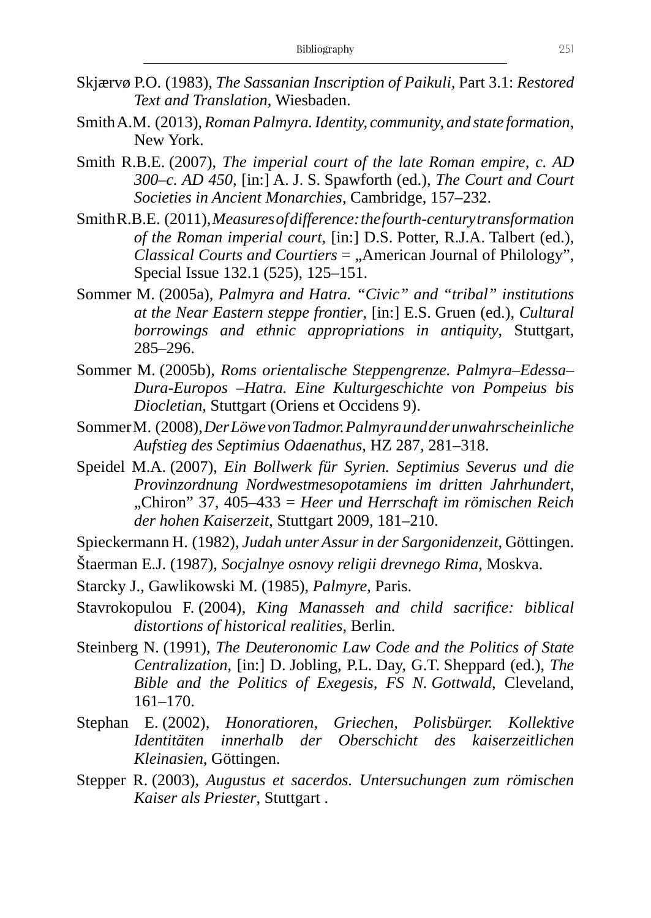Skjærvø P.O. (1983), *The Sassanian Inscription of Paikuli,* Part 3.1: *Restored Text and Translation*, Wiesbaden.

Smith A.M. (2013), *Roman Palmyra. Identity, community, and state formation*, New York.

Smith R.B.E. (2007), *The imperial court of the late Roman empire, c. AD 300–c. AD 450*, [in:] A. J. S. Spawforth (ed.), *The Court and Court Societies in Ancient Monarchies*, Cambridge, 157–232.

Smith R.B.E. (2011), *Measures of difference: the fourth-century transformation of the Roman imperial court*, [in:] D.S. Potter, R.J.A. Talbert (ed.), *Classical Courts and Courtiers* = „American Journal of Philology", Special Issue 132.1 (525), 125–151.

Sommer M. (2005a), *Palmyra and Hatra. "Civic" and "tribal" institutions at the Near Eastern steppe frontier*, [in:] E.S. Gruen (ed.), *Cultural borrowings and ethnic appropriations in antiquity*, Stuttgart, 285–296.

Sommer M. (2005b), *Roms orientalische Steppengrenze. Palmyra–Edessa–Dura-Europos –Hatra. Eine Kulturgeschichte von Pompeius bis Diocletian*, Stuttgart (Oriens et Occidens 9).

Sommer M. (2008), *Der Löwe von Tadmor. Palmyra und der unwahrscheinliche Aufstieg des Septimius Odaenathus*, HZ 287, 281–318.

Speidel M.A. (2007), *Ein Bollwerk für Syrien. Septimius Severus und die Provinzordnung Nordwestmesopotamiens im dritten Jahrhundert*, „Chiron" 37, 405–433 = *Heer und Herrschaft im römischen Reich der hohen Kaiserzeit*, Stuttgart 2009, 181–210.

Spieckermann H. (1982), *Judah unter Assur in der Sargonidenzeit*, Göttingen.

Štaerman E.J. (1987), *Socjalnye osnovy religii drevnego Rima*, Moskva.

Starcky J., Gawlikowski M. (1985), *Palmyre*, Paris.

Stavrokopulou F. (2004), *King Manasseh and child sacrifice: biblical distortions of historical realities*, Berlin.

Steinberg N. (1991), *The Deuteronomic Law Code and the Politics of State Centralization*, [in:] D. Jobling, P.L. Day, G.T. Sheppard (ed.), *The Bible and the Politics of Exegesis, FS N. Gottwald*, Cleveland, 161–170.

Stephan E. (2002), *Honoratioren, Griechen, Polisbürger. Kollektive Identitäten innerhalb der Oberschicht des kaiserzeitlichen Kleinasien*, Göttingen.

Stepper R. (2003), *Augustus et sacerdos. Untersuchungen zum römischen Kaiser als Priester*, Stuttgart .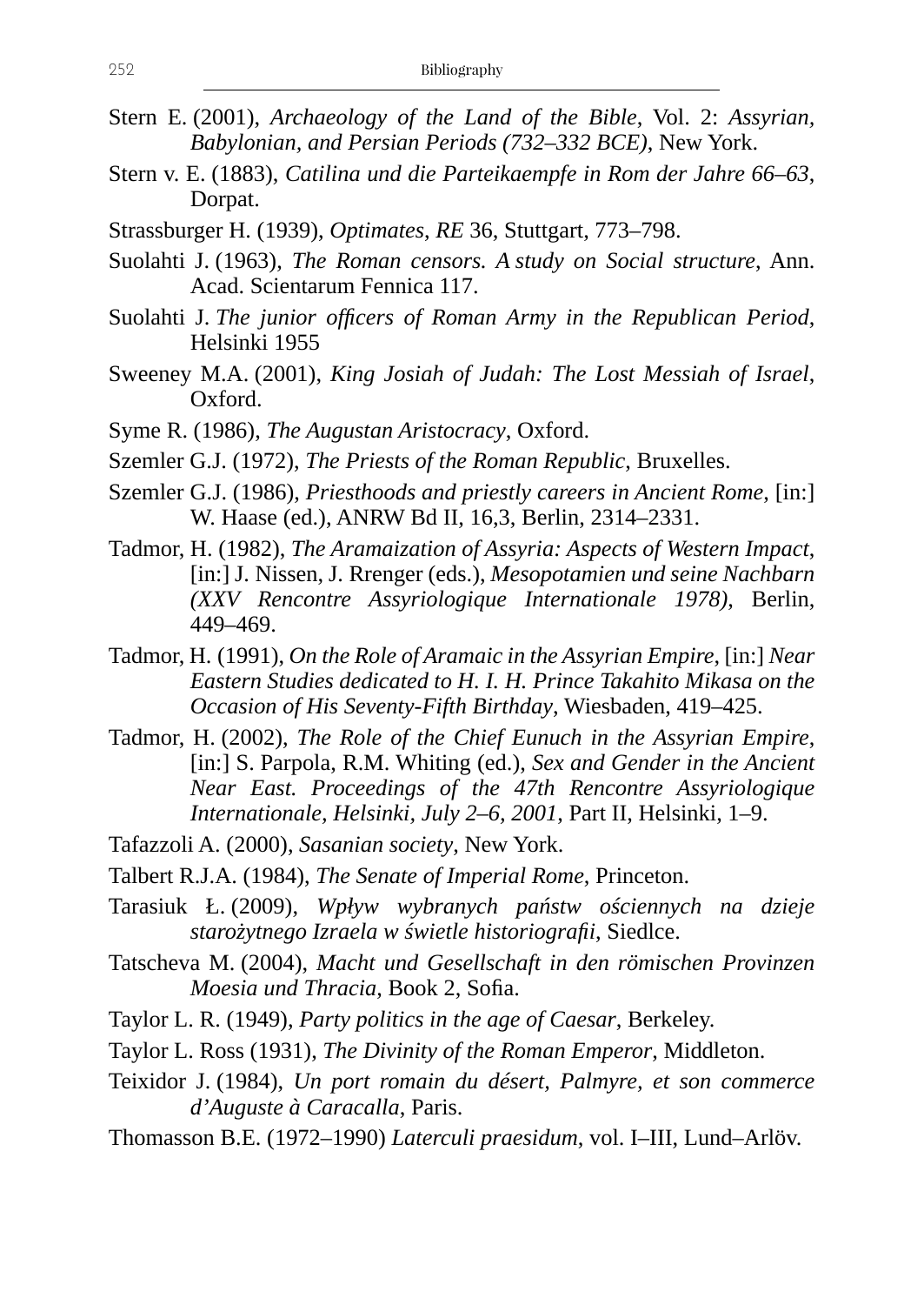Stern E. (2001), *Archaeology of the Land of the Bible*, Vol. 2: *Assyrian, Babylonian, and Persian Periods (732–332 BCE)*, New York.

Stern v. E. (1883), *Catilina und die Parteikaempfe in Rom der Jahre 66–63*, Dorpat.

Strassburger H. (1939), *Optimates*, *RE* 36, Stuttgart, 773–798.

Suolahti J. (1963), *The Roman censors. A study on Social structure*, Ann. Acad. Scientarum Fennica 117.

Suolahti J. *The junior officers of Roman Army in the Republican Period*, Helsinki 1955

Sweeney M.A. (2001), *King Josiah of Judah: The Lost Messiah of Israel*, Oxford.

Syme R. (1986), *The Augustan Aristocracy*, Oxford.

Szemler G.J. (1972), *The Priests of the Roman Republic*, Bruxelles.

Szemler G.J. (1986), *Priesthoods and priestly careers in Ancient Rome*, [in:] W. Haase (ed.), ANRW Bd II, 16,3, Berlin, 2314–2331.

Tadmor, H. (1982), *The Aramaization of Assyria: Aspects of Western Impact*, [in:] J. Nissen, J. Rrenger (eds.), *Mesopotamien und seine Nachbarn (XXV Rencontre Assyriologique Internationale 1978)*, Berlin, 449–469.

Tadmor, H. (1991), *On the Role of Aramaic in the Assyrian Empire*, [in:] *Near Eastern Studies dedicated to H. I. H. Prince Takahito Mikasa on the Occasion of His Seventy-Fifth Birthday*, Wiesbaden, 419–425.

Tadmor, H. (2002), *The Role of the Chief Eunuch in the Assyrian Empire*, [in:] S. Parpola, R.M. Whiting (ed.), *Sex and Gender in the Ancient Near East. Proceedings of the 47th Rencontre Assyriologique Internationale, Helsinki, July 2–6, 2001*, Part II, Helsinki, 1–9.

Tafazzoli A. (2000), *Sasanian society*, New York.

Talbert R.J.A. (1984), *The Senate of Imperial Rome*, Princeton.

Tarasiuk Ł. (2009), *Wpływ wybranych państw ościennych na dzieje starożytnego Izraela w świetle historiografii*, Siedlce.

Tatscheva M. (2004), *Macht und Gesellschaft in den römischen Provinzen Moesia und Thracia*, Book 2, Sofia.

Taylor L. R. (1949), *Party politics in the age of Caesar*, Berkeley.

Taylor L. Ross (1931), *The Divinity of the Roman Emperor*, Middleton.

Teixidor J. (1984), *Un port romain du désert, Palmyre, et son commerce d'Auguste à Caracalla*, Paris.

Thomasson B.E. (1972–1990) *Laterculi praesidum*, vol. I–III, Lund–Arlöv.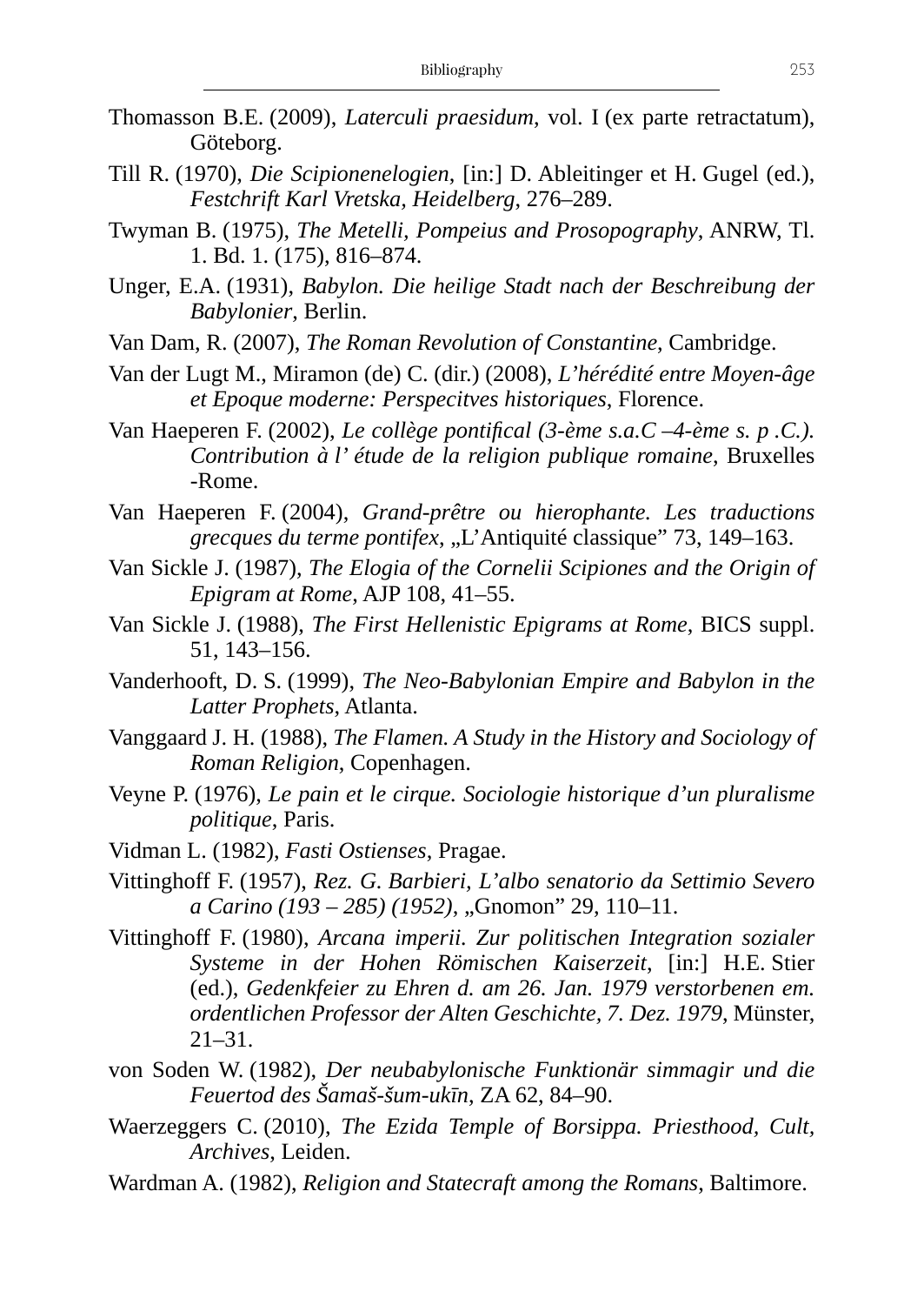Thomasson B.E. (2009), *Laterculi praesidum*, vol. I (ex parte retractatum), Göteborg.

Till R. (1970), *Die Scipionenelogien*, [in:] D. Ableitinger et H. Gugel (ed.), *Festchrift Karl Vretska, Heidelberg*, 276–289.

Twyman B. (1975), *The Metelli, Pompeius and Prosopography*, ANRW, Tl. 1. Bd. 1. (175), 816–874.

Unger, E.A. (1931), *Babylon. Die heilige Stadt nach der Beschreibung der Babylonier*, Berlin.

Van Dam, R. (2007), *The Roman Revolution of Constantine*, Cambridge.

Van der Lugt M., Miramon (de) C. (dir.) (2008), *L'hérédité entre Moyen-âge et Epoque moderne: Perspecitves historiques*, Florence.

Van Haeperen F. (2002), *Le collège pontifical (3-ème s.a.C –4-ème s. p .C.). Contribution à l' étude de la religion publique romaine*, Bruxelles -Rome.

Van Haeperen F. (2004), *Grand-prêtre ou hierophante. Les traductions grecques du terme pontifex*, „L'Antiquité classique" 73, 149–163.

Van Sickle J. (1987), *The Elogia of the Cornelii Scipiones and the Origin of Epigram at Rome*, AJP 108, 41–55.

Van Sickle J. (1988), *The First Hellenistic Epigrams at Rome*, BICS suppl. 51, 143–156.

Vanderhooft, D. S. (1999), *The Neo-Babylonian Empire and Babylon in the Latter Prophets*, Atlanta.

Vanggaard J. H. (1988), *The Flamen. A Study in the History and Sociology of Roman Religion*, Copenhagen.

Veyne P. (1976), *Le pain et le cirque. Sociologie historique d'un pluralisme politique*, Paris.

Vidman L. (1982), *Fasti Ostienses*, Pragae.

Vittinghoff F. (1957), *Rez. G. Barbieri, L'albo senatorio da Settimio Severo a Carino (193 – 285) (1952)*, „Gnomon" 29, 110–11.

Vittinghoff F. (1980), *Arcana imperii. Zur politischen Integration sozialer Systeme in der Hohen Römischen Kaiserzeit*, [in:] H.E. Stier (ed.), *Gedenkfeier zu Ehren d. am 26. Jan. 1979 verstorbenen em. ordentlichen Professor der Alten Geschichte, 7. Dez. 1979*, Münster, 21–31.

von Soden W. (1982), *Der neubabylonische Funktionär simmagir und die Feuertod des Šamaš-šum-ukīn*, ZA 62, 84–90.

Waerzeggers C. (2010), *The Ezida Temple of Borsippa. Priesthood, Cult, Archives*, Leiden.

Wardman A. (1982), *Religion and Statecraft among the Romans*, Baltimore.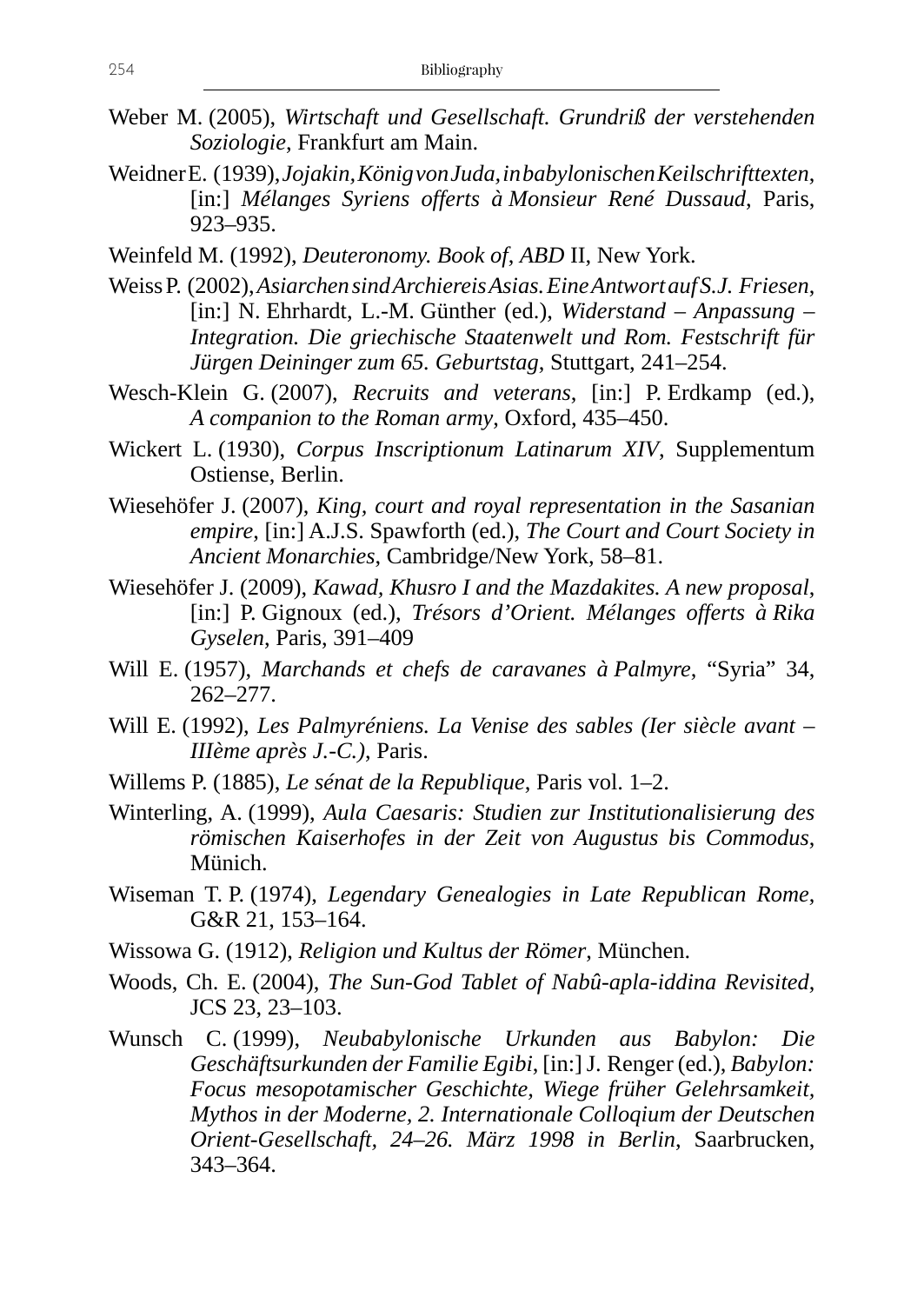Weber M. (2005), *Wirtschaft und Gesellschaft. Grundriß der verstehenden Soziologie*, Frankfurt am Main.

Weidner E. (1939), *Jojakin, König von Juda, in babylonischen Keilschrifttexten*, [in:] *Mélanges Syriens offerts à Monsieur René Dussaud*, Paris, 923–935.

Weinfeld M. (1992), *Deuteronomy. Book of*, *ABD* II, New York.

Weiss P. (2002), *Asiarchen sind Archiereis Asias. Eine Antwort auf S.J. Friesen*, [in:] N. Ehrhardt, L.-M. Günther (ed.), *Widerstand – Anpassung – Integration. Die griechische Staatenwelt und Rom. Festschrift für Jürgen Deininger zum 65. Geburtstag*, Stuttgart, 241–254.

Wesch-Klein G. (2007), *Recruits and veterans*, [in:] P. Erdkamp (ed.), *A companion to the Roman army*, Oxford, 435–450.

Wickert L. (1930), *Corpus Inscriptionum Latinarum XIV*, Supplementum Ostiense, Berlin.

Wiesehöfer J. (2007), *King, court and royal representation in the Sasanian empire*, [in:] A.J.S. Spawforth (ed.), *The Court and Court Society in Ancient Monarchies*, Cambridge/New York, 58–81.

Wiesehöfer J. (2009), *Kawad, Khusro I and the Mazdakites. A new proposal*, [in:] P. Gignoux (ed.), *Trésors d'Orient. Mélanges offerts à Rika Gyselen*, Paris, 391–409

Will E. (1957), *Marchands et chefs de caravanes à Palmyre*, "Syria" 34, 262–277.

Will E. (1992), *Les Palmyréniens. La Venise des sables (Ier siècle avant – IIIème après J.-C.)*, Paris.

Willems P. (1885), *Le sénat de la Republique*, Paris vol. 1–2.

Winterling, A. (1999), *Aula Caesaris: Studien zur Institutionalisierung des römischen Kaiserhofes in der Zeit von Augustus bis Commodus*, Münich.

Wiseman T. P. (1974), *Legendary Genealogies in Late Republican Rome*, G&R 21, 153–164.

Wissowa G. (1912), *Religion und Kultus der Römer*, München.

Woods, Ch. E. (2004), *The Sun-God Tablet of Nabû-apla-iddina Revisited*, JCS 23, 23–103.

Wunsch C. (1999), *Neubabylonische Urkunden aus Babylon: Die Geschäftsurkunden der Familie Egibi*, [in:] J. Renger (ed.), *Babylon: Focus mesopotamischer Geschichte, Wiege früher Gelehrsamkeit, Mythos in der Moderne, 2. Internationale Colloqium der Deutschen Orient-Gesellschaft, 24–26. März 1998 in Berlin*, Saarbrucken, 343–364.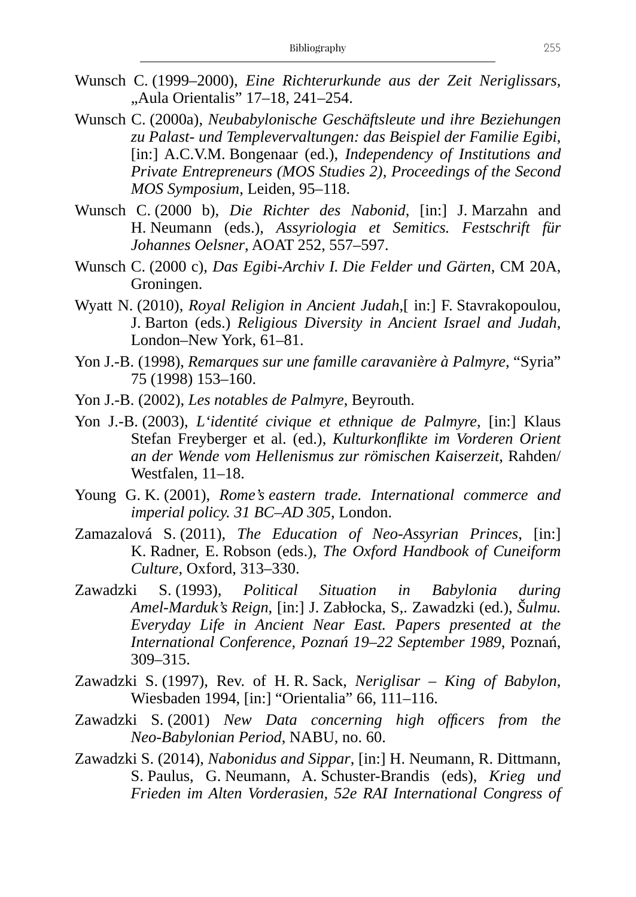Wunsch C. (1999–2000), *Eine Richterurkunde aus der Zeit Neriglissars*, „Aula Orientalis" 17–18, 241–254.

Wunsch C. (2000a), *Neubabylonische Geschäftsleute und ihre Beziehungen zu Palast- und Templevervaltungen: das Beispiel der Familie Egibi*, [in:] A.C.V.M. Bongenaar (ed.), *Independency of Institutions and Private Entrepreneurs (MOS Studies 2), Proceedings of the Second MOS Symposium*, Leiden, 95–118.

Wunsch C. (2000 b), *Die Richter des Nabonid*, [in:] J. Marzahn and H. Neumann (eds.), *Assyriologia et Semitics. Festschrift für Johannes Oelsner*, AOAT 252, 557–597.

Wunsch C. (2000 c), *Das Egibi-Archiv I. Die Felder und Gärten*, CM 20A, Groningen.

Wyatt N. (2010), *Royal Religion in Ancient Judah*,[ in:] F. Stavrakopoulou, J. Barton (eds.) *Religious Diversity in Ancient Israel and Judah*, London–New York, 61–81.

Yon J.-B. (1998), *Remarques sur une famille caravanière à Palmyre*, "Syria" 75 (1998) 153–160.

Yon J.-B. (2002), *Les notables de Palmyre*, Beyrouth.

Yon J.-B. (2003), *L'identité civique et ethnique de Palmyre*, [in:] Klaus Stefan Freyberger et al. (ed.), *Kulturkonflikte im Vorderen Orient an der Wende vom Hellenismus zur römischen Kaiserzeit*, Rahden/Westfalen, 11–18.

Young G. K. (2001), *Rome's eastern trade. International commerce and imperial policy. 31 BC–AD 305*, London.

Zamazalová S. (2011), *The Education of Neo-Assyrian Princes*, [in:] K. Radner, E. Robson (eds.), *The Oxford Handbook of Cuneiform Culture*, Oxford, 313–330.

Zawadzki S. (1993), *Political Situation in Babylonia during Amel-Marduk's Reign*, [in:] J. Zabłocka, S,. Zawadzki (ed.), *Šulmu. Everyday Life in Ancient Near East. Papers presented at the International Conference, Poznań 19–22 September 1989*, Poznań, 309–315.

Zawadzki S. (1997), Rev. of H. R. Sack, *Neriglisar – King of Babylon*, Wiesbaden 1994, [in:] "Orientalia" 66, 111–116.

Zawadzki S. (2001) *New Data concerning high officers from the Neo-Babylonian Period*, NABU, no. 60.

Zawadzki S. (2014), *Nabonidus and Sippar*, [in:] H. Neumann, R. Dittmann, S. Paulus, G. Neumann, A. Schuster-Brandis (eds), *Krieg und Frieden im Alten Vorderasien, 52e RAI International Congress of*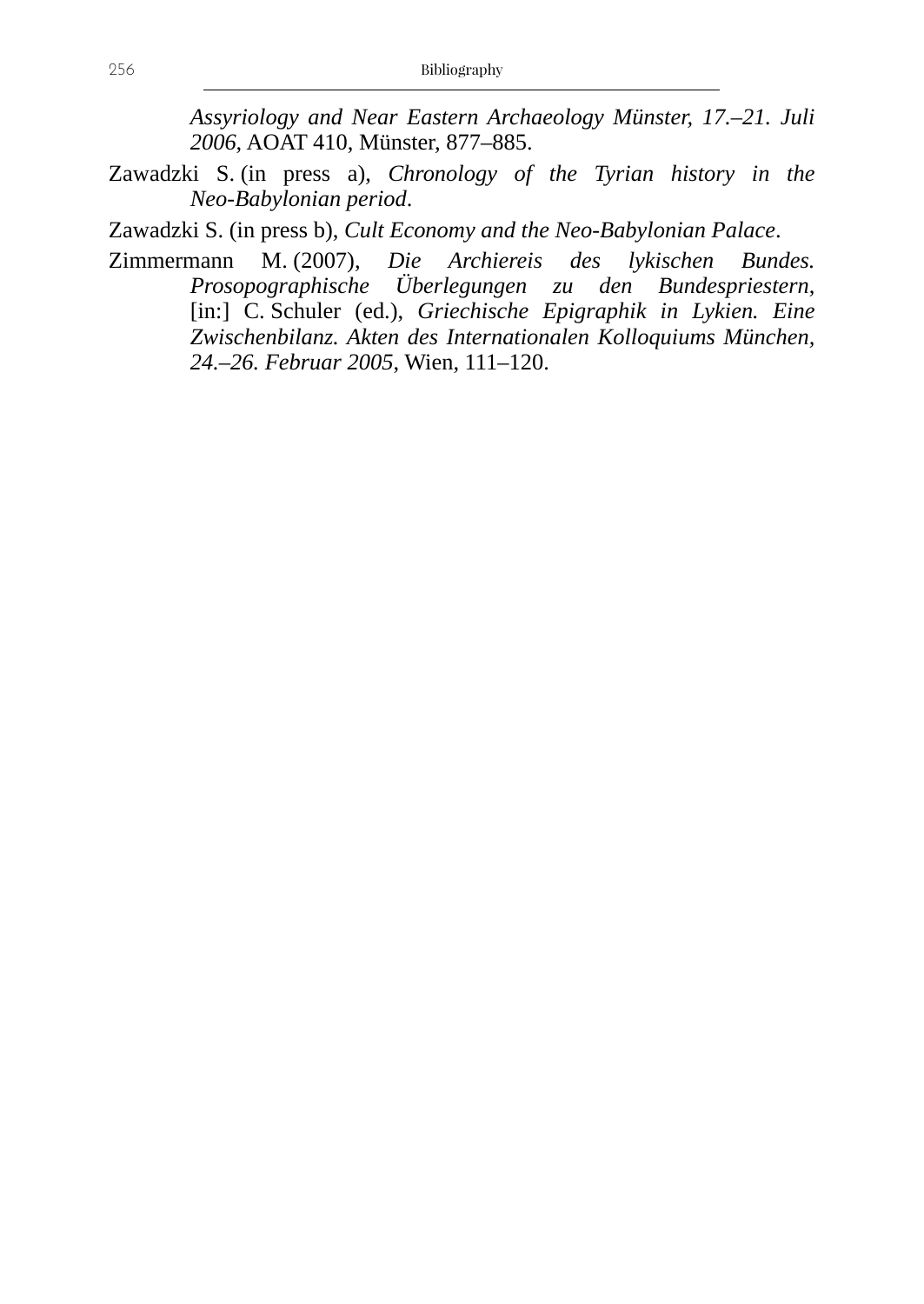*Assyriology and Near Eastern Archaeology Münster, 17.–21. Juli 2006*, AOAT 410, Münster, 877–885.

Zawadzki S. (in press a), *Chronology of the Tyrian history in the Neo-Babylonian period*.

Zawadzki S. (in press b), *Cult Economy and the Neo-Babylonian Palace*.

Zimmermann M. (2007), *Die Archiereis des lykischen Bundes. Prosopographische Überlegungen zu den Bundespriestern*, [in:] C. Schuler (ed.), *Griechische Epigraphik in Lykien. Eine Zwischenbilanz. Akten des Internationalen Kolloquiums München, 24.–26. Februar 2005*, Wien, 111–120.